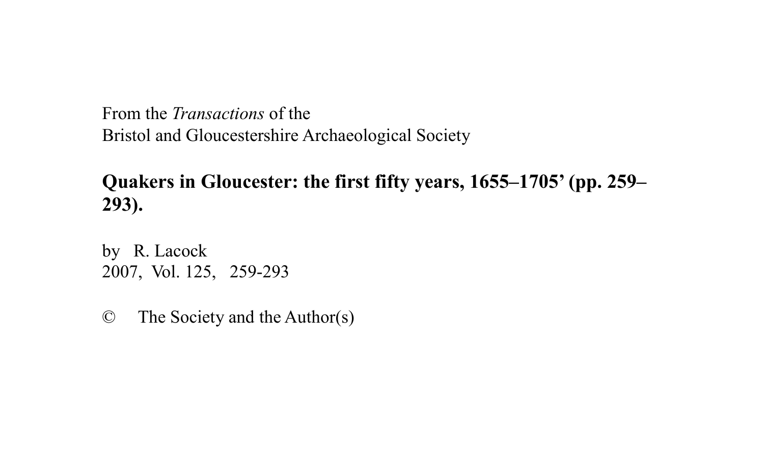From the *Transactions* of the
Bristol and Gloucestershire Archaeological Society

**Quakers in Gloucester: the first fifty years, 1655–1705' (pp. 259–293).**

by R. Lacock
2007, Vol. 125, 259-293

© The Society and the Author(s)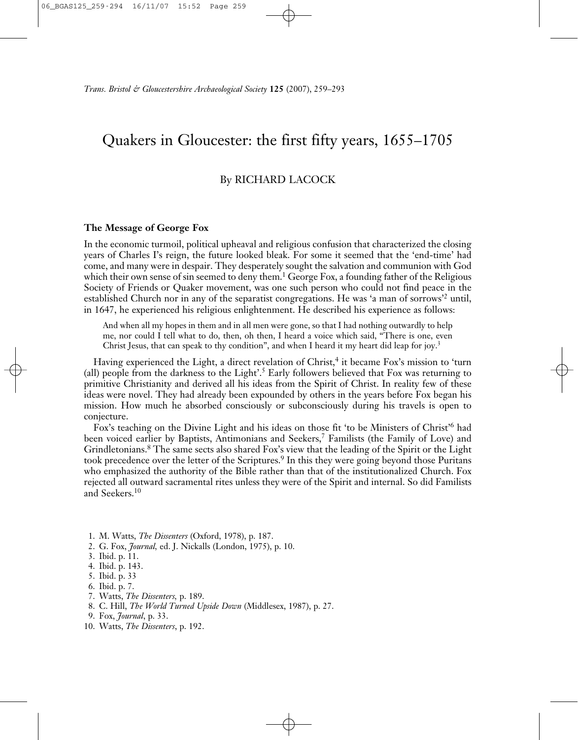*Trans. Bristol & Gloucestershire Archaeological Society* **125** (2007), 259–293

# Quakers in Gloucester: the first fifty years, 1655–1705

By RICHARD LACOCK

## The Message of George Fox

In the economic turmoil, political upheaval and religious confusion that characterized the closing years of Charles I's reign, the future looked bleak. For some it seemed that the 'end-time' had come, and many were in despair. They desperately sought the salvation and communion with God which their own sense of sin seemed to deny them.[1] George Fox, a founding father of the Religious Society of Friends or Quaker movement, was one such person who could not find peace in the established Church nor in any of the separatist congregations. He was 'a man of sorrows'[2] until, in 1647, he experienced his religious enlightenment. He described his experience as follows:

> And when all my hopes in them and in all men were gone, so that I had nothing outwardly to help me, nor could I tell what to do, then, oh then, I heard a voice which said, "There is one, even Christ Jesus, that can speak to thy condition", and when I heard it my heart did leap for joy.[3]

Having experienced the Light, a direct revelation of Christ,[4] it became Fox's mission to 'turn (all) people from the darkness to the Light'.[5] Early followers believed that Fox was returning to primitive Christianity and derived all his ideas from the Spirit of Christ. In reality few of these ideas were novel. They had already been expounded by others in the years before Fox began his mission. How much he absorbed consciously or subconsciously during his travels is open to conjecture.

Fox's teaching on the Divine Light and his ideas on those fit 'to be Ministers of Christ'[6] had been voiced earlier by Baptists, Antimonians and Seekers,[7] Familists (the Family of Love) and Grindletonians.[8] The same sects also shared Fox's view that the leading of the Spirit or the Light took precedence over the letter of the Scriptures.[9] In this they were going beyond those Puritans who emphasized the authority of the Bible rather than that of the institutionalized Church. Fox rejected all outward sacramental rites unless they were of the Spirit and internal. So did Familists and Seekers.[10]

1. M. Watts, *The Dissenters* (Oxford, 1978), p. 187.
2. G. Fox, *Journal*, ed. J. Nickalls (London, 1975), p. 10.
3. Ibid. p. 11.
4. Ibid. p. 143.
5. Ibid. p. 33
6. Ibid. p. 7.
7. Watts, *The Dissenters*, p. 189.
8. C. Hill, *The World Turned Upside Down* (Middlesex, 1987), p. 27.
9. Fox, *Journal*, p. 33.
10. Watts, *The Dissenters*, p. 192.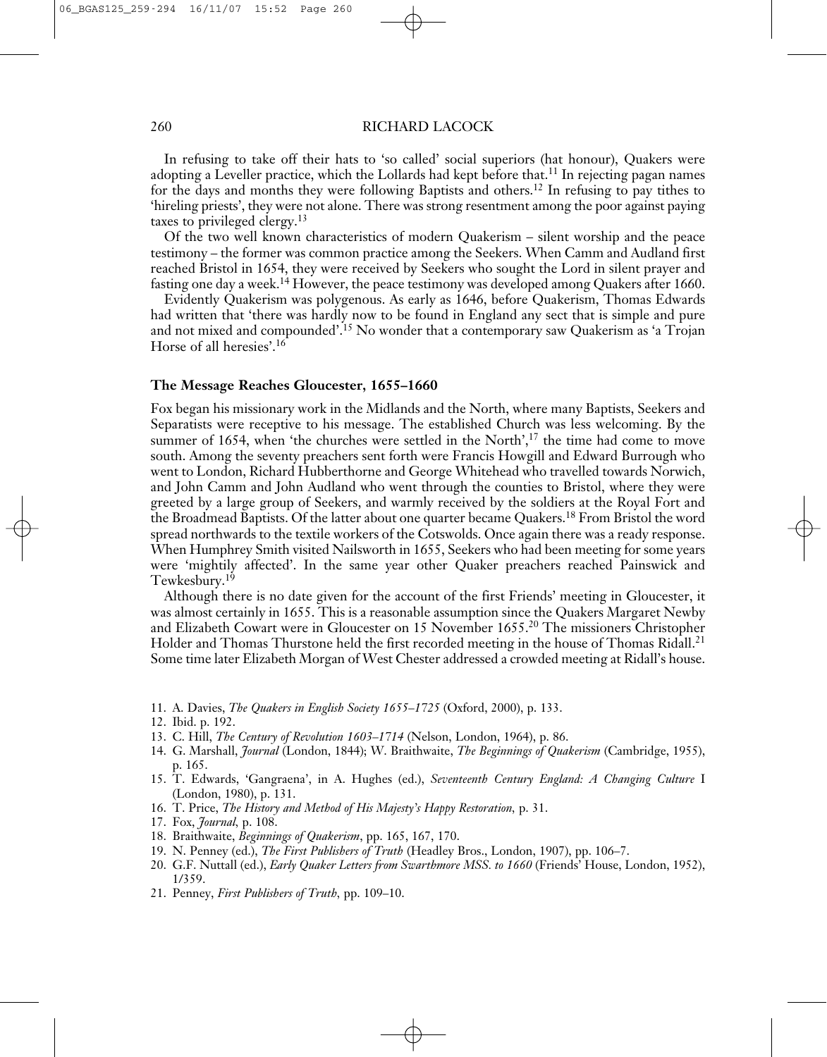In refusing to take off their hats to 'so called' social superiors (hat honour), Quakers were adopting a Leveller practice, which the Lollards had kept before that.[11] In rejecting pagan names for the days and months they were following Baptists and others.[12] In refusing to pay tithes to 'hireling priests', they were not alone. There was strong resentment among the poor against paying taxes to privileged clergy.[13]

Of the two well known characteristics of modern Quakerism – silent worship and the peace testimony – the former was common practice among the Seekers. When Camm and Audland first reached Bristol in 1654, they were received by Seekers who sought the Lord in silent prayer and fasting one day a week.[14] However, the peace testimony was developed among Quakers after 1660.

Evidently Quakerism was polygenous. As early as 1646, before Quakerism, Thomas Edwards had written that 'there was hardly now to be found in England any sect that is simple and pure and not mixed and compounded'.[15] No wonder that a contemporary saw Quakerism as 'a Trojan Horse of all heresies'.[16]

## The Message Reaches Gloucester, 1655–1660

Fox began his missionary work in the Midlands and the North, where many Baptists, Seekers and Separatists were receptive to his message. The established Church was less welcoming. By the summer of 1654, when 'the churches were settled in the North',[17] the time had come to move south. Among the seventy preachers sent forth were Francis Howgill and Edward Burrough who went to London, Richard Hubberthorne and George Whitehead who travelled towards Norwich, and John Camm and John Audland who went through the counties to Bristol, where they were greeted by a large group of Seekers, and warmly received by the soldiers at the Royal Fort and the Broadmead Baptists. Of the latter about one quarter became Quakers.[18] From Bristol the word spread northwards to the textile workers of the Cotswolds. Once again there was a ready response. When Humphrey Smith visited Nailsworth in 1655, Seekers who had been meeting for some years were 'mightily affected'. In the same year other Quaker preachers reached Painswick and Tewkesbury.[19]

Although there is no date given for the account of the first Friends' meeting in Gloucester, it was almost certainly in 1655. This is a reasonable assumption since the Quakers Margaret Newby and Elizabeth Cowart were in Gloucester on 15 November 1655.[20] The missioners Christopher Holder and Thomas Thurstone held the first recorded meeting in the house of Thomas Ridall.[21] Some time later Elizabeth Morgan of West Chester addressed a crowded meeting at Ridall's house.

11. A. Davies, *The Quakers in English Society 1655–1725* (Oxford, 2000), p. 133.
12. Ibid. p. 192.
13. C. Hill, *The Century of Revolution 1603–1714* (Nelson, London, 1964), p. 86.
14. G. Marshall, *Journal* (London, 1844); W. Braithwaite, *The Beginnings of Quakerism* (Cambridge, 1955), p. 165.
15. T. Edwards, 'Gangraena', in A. Hughes (ed.), *Seventeenth Century England: A Changing Culture* I (London, 1980), p. 131.
16. T. Price, *The History and Method of His Majesty's Happy Restoration*, p. 31.
17. Fox, *Journal*, p. 108.
18. Braithwaite, *Beginnings of Quakerism*, pp. 165, 167, 170.
19. N. Penney (ed.), *The First Publishers of Truth* (Headley Bros., London, 1907), pp. 106–7.
20. G.F. Nuttall (ed.), *Early Quaker Letters from Swarthmore MSS. to 1660* (Friends' House, London, 1952), 1/359.
21. Penney, *First Publishers of Truth*, pp. 109–10.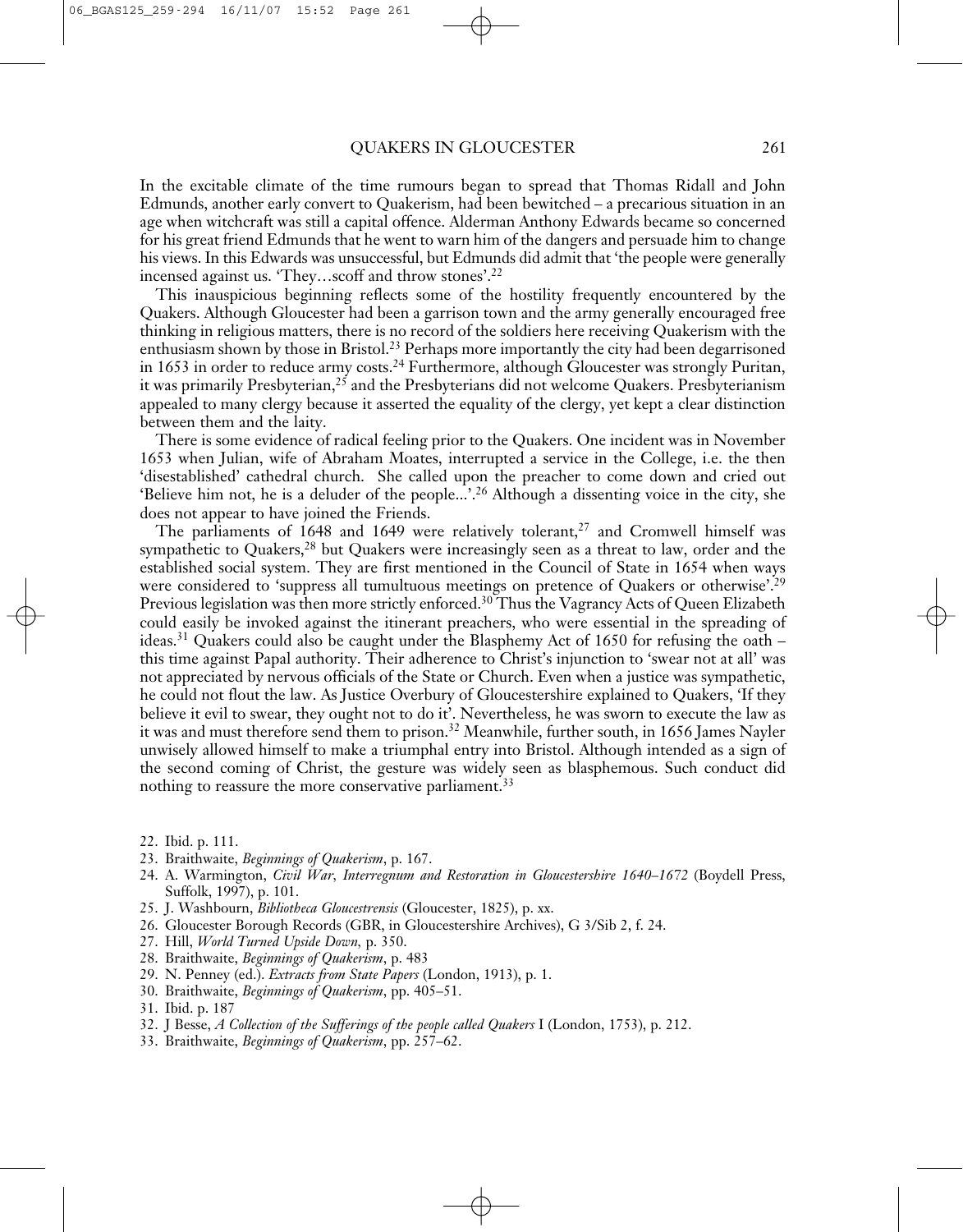In the excitable climate of the time rumours began to spread that Thomas Ridall and John Edmunds, another early convert to Quakerism, had been bewitched – a precarious situation in an age when witchcraft was still a capital offence. Alderman Anthony Edwards became so concerned for his great friend Edmunds that he went to warn him of the dangers and persuade him to change his views. In this Edwards was unsuccessful, but Edmunds did admit that 'the people were generally incensed against us. 'They…scoff and throw stones'.[22]

This inauspicious beginning reflects some of the hostility frequently encountered by the Quakers. Although Gloucester had been a garrison town and the army generally encouraged free thinking in religious matters, there is no record of the soldiers here receiving Quakerism with the enthusiasm shown by those in Bristol.[23] Perhaps more importantly the city had been degarrisoned in 1653 in order to reduce army costs.[24] Furthermore, although Gloucester was strongly Puritan, it was primarily Presbyterian,[25] and the Presbyterians did not welcome Quakers. Presbyterianism appealed to many clergy because it asserted the equality of the clergy, yet kept a clear distinction between them and the laity.

There is some evidence of radical feeling prior to the Quakers. One incident was in November 1653 when Julian, wife of Abraham Moates, interrupted a service in the College, i.e. the then 'disestablished' cathedral church. She called upon the preacher to come down and cried out 'Believe him not, he is a deluder of the people...'.[26] Although a dissenting voice in the city, she does not appear to have joined the Friends.

The parliaments of 1648 and 1649 were relatively tolerant,[27] and Cromwell himself was sympathetic to Quakers,[28] but Quakers were increasingly seen as a threat to law, order and the established social system. They are first mentioned in the Council of State in 1654 when ways were considered to 'suppress all tumultuous meetings on pretence of Quakers or otherwise'.[29] Previous legislation was then more strictly enforced.[30] Thus the Vagrancy Acts of Queen Elizabeth could easily be invoked against the itinerant preachers, who were essential in the spreading of ideas.[31] Quakers could also be caught under the Blasphemy Act of 1650 for refusing the oath – this time against Papal authority. Their adherence to Christ's injunction to 'swear not at all' was not appreciated by nervous officials of the State or Church. Even when a justice was sympathetic, he could not flout the law. As Justice Overbury of Gloucestershire explained to Quakers, 'If they believe it evil to swear, they ought not to do it'. Nevertheless, he was sworn to execute the law as it was and must therefore send them to prison.[32] Meanwhile, further south, in 1656 James Nayler unwisely allowed himself to make a triumphal entry into Bristol. Although intended as a sign of the second coming of Christ, the gesture was widely seen as blasphemous. Such conduct did nothing to reassure the more conservative parliament.[33]

22. Ibid. p. 111.
23. Braithwaite, *Beginnings of Quakerism*, p. 167.
24. A. Warmington, *Civil War, Interregnum and Restoration in Gloucestershire 1640–1672* (Boydell Press, Suffolk, 1997), p. 101.
25. J. Washbourn, *Bibliotheca Gloucestrensis* (Gloucester, 1825), p. xx.
26. Gloucester Borough Records (GBR, in Gloucestershire Archives), G 3/Sib 2, f. 24.
27. Hill, *World Turned Upside Down*, p. 350.
28. Braithwaite, *Beginnings of Quakerism*, p. 483
29. N. Penney (ed.). *Extracts from State Papers* (London, 1913), p. 1.
30. Braithwaite, *Beginnings of Quakerism*, pp. 405–51.
31. Ibid. p. 187
32. J Besse, *A Collection of the Sufferings of the people called Quakers* I (London, 1753), p. 212.
33. Braithwaite, *Beginnings of Quakerism*, pp. 257–62.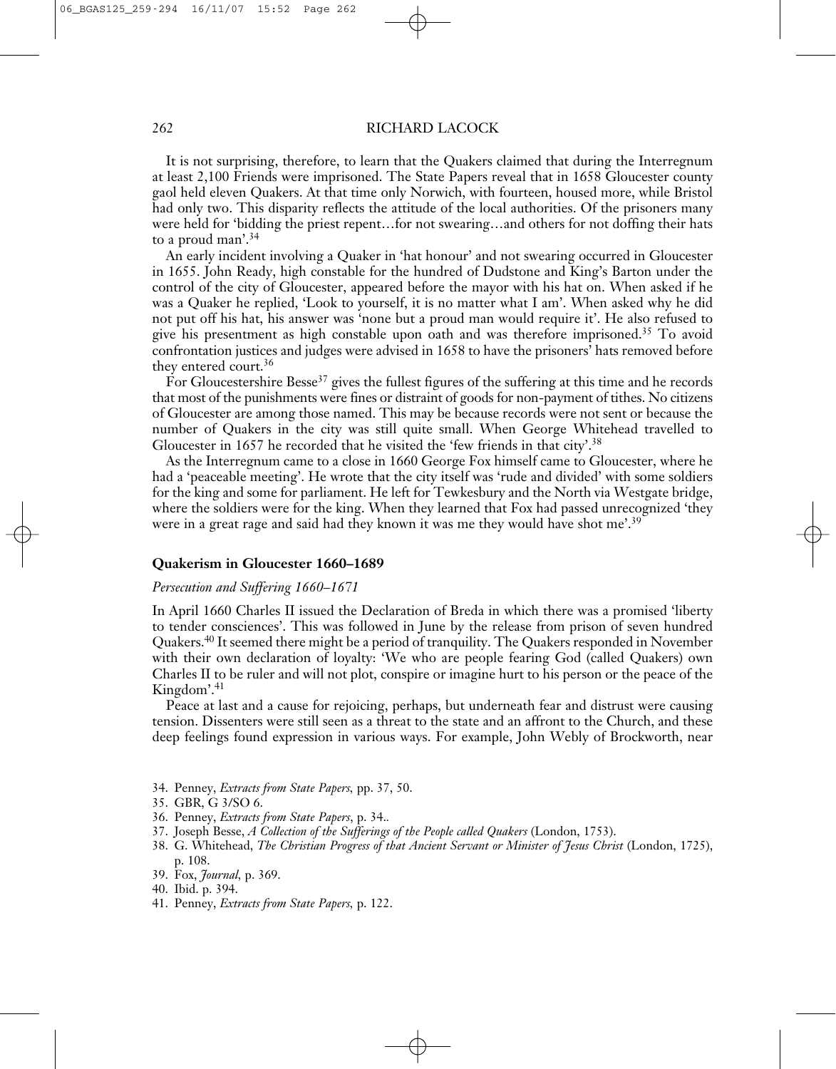It is not surprising, therefore, to learn that the Quakers claimed that during the Interregnum at least 2,100 Friends were imprisoned. The State Papers reveal that in 1658 Gloucester county gaol held eleven Quakers. At that time only Norwich, with fourteen, housed more, while Bristol had only two. This disparity reflects the attitude of the local authorities. Of the prisoners many were held for 'bidding the priest repent…for not swearing…and others for not doffing their hats to a proud man'.[34]

An early incident involving a Quaker in 'hat honour' and not swearing occurred in Gloucester in 1655. John Ready, high constable for the hundred of Dudstone and King's Barton under the control of the city of Gloucester, appeared before the mayor with his hat on. When asked if he was a Quaker he replied, 'Look to yourself, it is no matter what I am'. When asked why he did not put off his hat, his answer was 'none but a proud man would require it'. He also refused to give his presentment as high constable upon oath and was therefore imprisoned.[35] To avoid confrontation justices and judges were advised in 1658 to have the prisoners' hats removed before they entered court.[36]

For Gloucestershire Besse[37] gives the fullest figures of the suffering at this time and he records that most of the punishments were fines or distraint of goods for non-payment of tithes. No citizens of Gloucester are among those named. This may be because records were not sent or because the number of Quakers in the city was still quite small. When George Whitehead travelled to Gloucester in 1657 he recorded that he visited the 'few friends in that city'.[38]

As the Interregnum came to a close in 1660 George Fox himself came to Gloucester, where he had a 'peaceable meeting'. He wrote that the city itself was 'rude and divided' with some soldiers for the king and some for parliament. He left for Tewkesbury and the North via Westgate bridge, where the soldiers were for the king. When they learned that Fox had passed unrecognized 'they were in a great rage and said had they known it was me they would have shot me'.[39]

## Quakerism in Gloucester 1660–1689

### *Persecution and Suffering 1660–1671*

In April 1660 Charles II issued the Declaration of Breda in which there was a promised 'liberty to tender consciences'. This was followed in June by the release from prison of seven hundred Quakers.[40] It seemed there might be a period of tranquility. The Quakers responded in November with their own declaration of loyalty: 'We who are people fearing God (called Quakers) own Charles II to be ruler and will not plot, conspire or imagine hurt to his person or the peace of the Kingdom'.[41]

Peace at last and a cause for rejoicing, perhaps, but underneath fear and distrust were causing tension. Dissenters were still seen as a threat to the state and an affront to the Church, and these deep feelings found expression in various ways. For example, John Webly of Brockworth, near

34. Penney, *Extracts from State Papers*, pp. 37, 50.
35. GBR, G 3/SO 6.
36. Penney, *Extracts from State Papers*, p. 34..
37. Joseph Besse, *A Collection of the Sufferings of the People called Quakers* (London, 1753).
38. G. Whitehead, *The Christian Progress of that Ancient Servant or Minister of Jesus Christ* (London, 1725), p. 108.
39. Fox, *Journal*, p. 369.
40. Ibid. p. 394.
41. Penney, *Extracts from State Papers*, p. 122.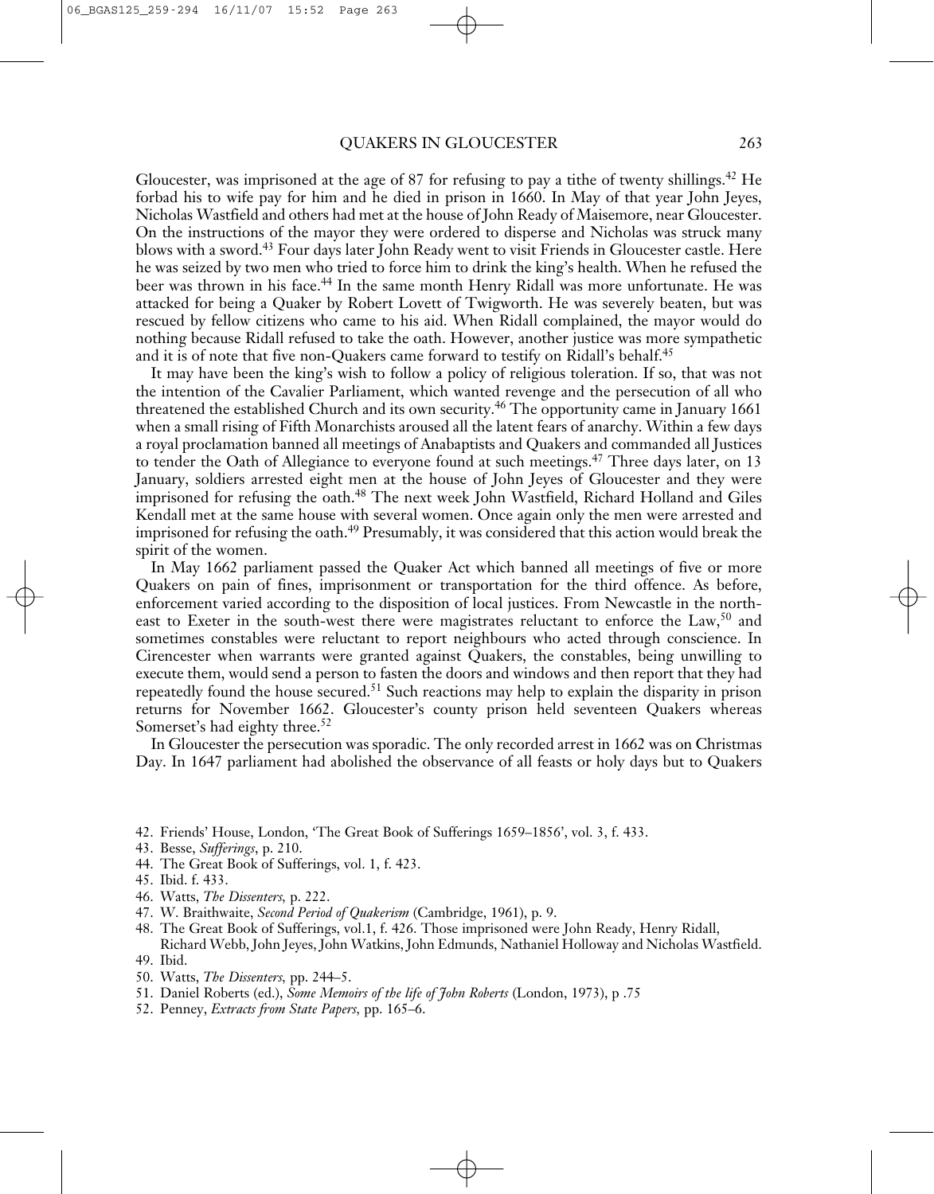Gloucester, was imprisoned at the age of 87 for refusing to pay a tithe of twenty shillings.[42] He forbad his to wife pay for him and he died in prison in 1660. In May of that year John Jeyes, Nicholas Wastfield and others had met at the house of John Ready of Maisemore, near Gloucester. On the instructions of the mayor they were ordered to disperse and Nicholas was struck many blows with a sword.[43] Four days later John Ready went to visit Friends in Gloucester castle. Here he was seized by two men who tried to force him to drink the king's health. When he refused the beer was thrown in his face.[44] In the same month Henry Ridall was more unfortunate. He was attacked for being a Quaker by Robert Lovett of Twigworth. He was severely beaten, but was rescued by fellow citizens who came to his aid. When Ridall complained, the mayor would do nothing because Ridall refused to take the oath. However, another justice was more sympathetic and it is of note that five non-Quakers came forward to testify on Ridall's behalf.[45]

It may have been the king's wish to follow a policy of religious toleration. If so, that was not the intention of the Cavalier Parliament, which wanted revenge and the persecution of all who threatened the established Church and its own security.[46] The opportunity came in January 1661 when a small rising of Fifth Monarchists aroused all the latent fears of anarchy. Within a few days a royal proclamation banned all meetings of Anabaptists and Quakers and commanded all Justices to tender the Oath of Allegiance to everyone found at such meetings.[47] Three days later, on 13 January, soldiers arrested eight men at the house of John Jeyes of Gloucester and they were imprisoned for refusing the oath.[48] The next week John Wastfield, Richard Holland and Giles Kendall met at the same house with several women. Once again only the men were arrested and imprisoned for refusing the oath.[49] Presumably, it was considered that this action would break the spirit of the women.

In May 1662 parliament passed the Quaker Act which banned all meetings of five or more Quakers on pain of fines, imprisonment or transportation for the third offence. As before, enforcement varied according to the disposition of local justices. From Newcastle in the north-east to Exeter in the south-west there were magistrates reluctant to enforce the Law,[50] and sometimes constables were reluctant to report neighbours who acted through conscience. In Cirencester when warrants were granted against Quakers, the constables, being unwilling to execute them, would send a person to fasten the doors and windows and then report that they had repeatedly found the house secured.[51] Such reactions may help to explain the disparity in prison returns for November 1662. Gloucester's county prison held seventeen Quakers whereas Somerset's had eighty three.[52]

In Gloucester the persecution was sporadic. The only recorded arrest in 1662 was on Christmas Day. In 1647 parliament had abolished the observance of all feasts or holy days but to Quakers

42. Friends' House, London, 'The Great Book of Sufferings 1659–1856', vol. 3, f. 433.
43. Besse, *Sufferings*, p. 210.
44. The Great Book of Sufferings, vol. 1, f. 423.
45. Ibid. f. 433.
46. Watts, *The Dissenters*, p. 222.
47. W. Braithwaite, *Second Period of Quakerism* (Cambridge, 1961), p. 9.
48. The Great Book of Sufferings, vol.1, f. 426. Those imprisoned were John Ready, Henry Ridall, Richard Webb, John Jeyes, John Watkins, John Edmunds, Nathaniel Holloway and Nicholas Wastfield.
49. Ibid.
50. Watts, *The Dissenters*, pp. 244–5.
51. Daniel Roberts (ed.), *Some Memoirs of the life of John Roberts* (London, 1973), p .75
52. Penney, *Extracts from State Papers*, pp. 165–6.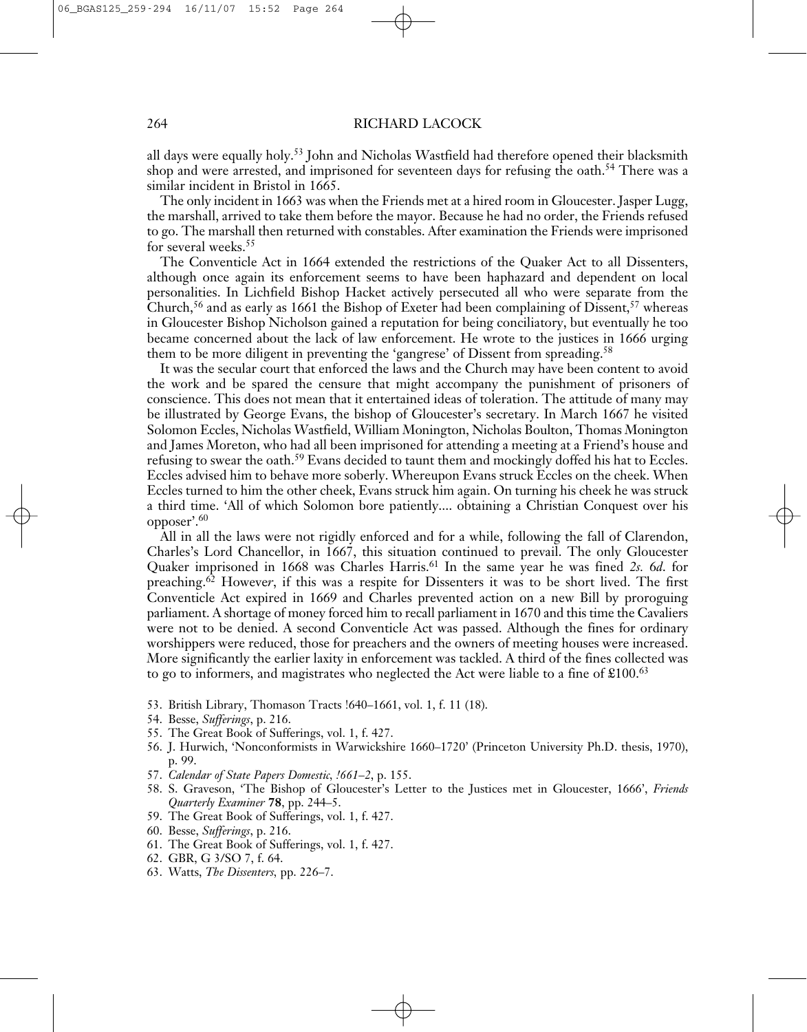all days were equally holy.[53] John and Nicholas Wastfield had therefore opened their blacksmith shop and were arrested, and imprisoned for seventeen days for refusing the oath.[54] There was a similar incident in Bristol in 1665.

The only incident in 1663 was when the Friends met at a hired room in Gloucester. Jasper Lugg, the marshall, arrived to take them before the mayor. Because he had no order, the Friends refused to go. The marshall then returned with constables. After examination the Friends were imprisoned for several weeks.[55]

The Conventicle Act in 1664 extended the restrictions of the Quaker Act to all Dissenters, although once again its enforcement seems to have been haphazard and dependent on local personalities. In Lichfield Bishop Hacket actively persecuted all who were separate from the Church,[56] and as early as 1661 the Bishop of Exeter had been complaining of Dissent,[57] whereas in Gloucester Bishop Nicholson gained a reputation for being conciliatory, but eventually he too became concerned about the lack of law enforcement. He wrote to the justices in 1666 urging them to be more diligent in preventing the 'gangrese' of Dissent from spreading.[58]

It was the secular court that enforced the laws and the Church may have been content to avoid the work and be spared the censure that might accompany the punishment of prisoners of conscience. This does not mean that it entertained ideas of toleration. The attitude of many may be illustrated by George Evans, the bishop of Gloucester's secretary. In March 1667 he visited Solomon Eccles, Nicholas Wastfield, William Monington, Nicholas Boulton, Thomas Monington and James Moreton, who had all been imprisoned for attending a meeting at a Friend's house and refusing to swear the oath.[59] Evans decided to taunt them and mockingly doffed his hat to Eccles. Eccles advised him to behave more soberly. Whereupon Evans struck Eccles on the cheek. When Eccles turned to him the other cheek, Evans struck him again. On turning his cheek he was struck a third time. 'All of which Solomon bore patiently.... obtaining a Christian Conquest over his opposer'.[60]

All in all the laws were not rigidly enforced and for a while, following the fall of Clarendon, Charles's Lord Chancellor, in 1667, this situation continued to prevail. The only Gloucester Quaker imprisoned in 1668 was Charles Harris.[61] In the same year he was fined *2s. 6d.* for preaching.[62] However, if this was a respite for Dissenters it was to be short lived. The first Conventicle Act expired in 1669 and Charles prevented action on a new Bill by proroguing parliament. A shortage of money forced him to recall parliament in 1670 and this time the Cavaliers were not to be denied. A second Conventicle Act was passed. Although the fines for ordinary worshippers were reduced, those for preachers and the owners of meeting houses were increased. More significantly the earlier laxity in enforcement was tackled. A third of the fines collected was to go to informers, and magistrates who neglected the Act were liable to a fine of £100.[63]

53. British Library, Thomason Tracts !640–1661, vol. 1, f. 11 (18).
54. Besse, *Sufferings*, p. 216.
55. The Great Book of Sufferings, vol. 1, f. 427.
56. J. Hurwich, 'Nonconformists in Warwickshire 1660–1720' (Princeton University Ph.D. thesis, 1970), p. 99.
57. *Calendar of State Papers Domestic, !661–2*, p. 155.
58. S. Graveson, 'The Bishop of Gloucester's Letter to the Justices met in Gloucester, 1666', *Friends Quarterly Examiner* **78**, pp. 244–5.
59. The Great Book of Sufferings, vol. 1, f. 427.
60. Besse, *Sufferings*, p. 216.
61. The Great Book of Sufferings, vol. 1, f. 427.
62. GBR, G 3/SO 7, f. 64.
63. Watts, *The Dissenters*, pp. 226–7.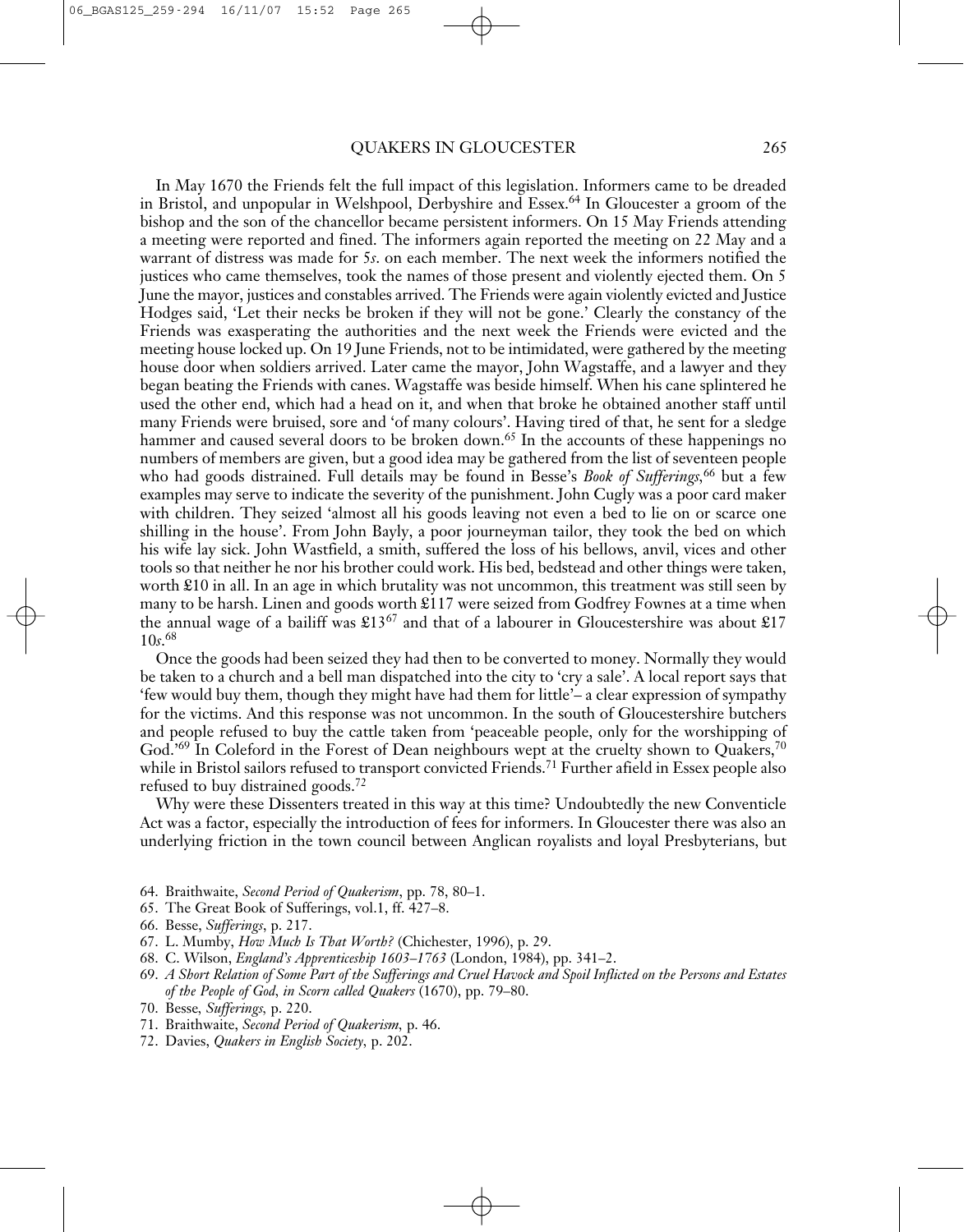In May 1670 the Friends felt the full impact of this legislation. Informers came to be dreaded in Bristol, and unpopular in Welshpool, Derbyshire and Essex.[64] In Gloucester a groom of the bishop and the son of the chancellor became persistent informers. On 15 May Friends attending a meeting were reported and fined. The informers again reported the meeting on 22 May and a warrant of distress was made for 5*s*. on each member. The next week the informers notified the justices who came themselves, took the names of those present and violently ejected them. On 5 June the mayor, justices and constables arrived. The Friends were again violently evicted and Justice Hodges said, 'Let their necks be broken if they will not be gone.' Clearly the constancy of the Friends was exasperating the authorities and the next week the Friends were evicted and the meeting house locked up. On 19 June Friends, not to be intimidated, were gathered by the meeting house door when soldiers arrived. Later came the mayor, John Wagstaffe, and a lawyer and they began beating the Friends with canes. Wagstaffe was beside himself. When his cane splintered he used the other end, which had a head on it, and when that broke he obtained another staff until many Friends were bruised, sore and 'of many colours'. Having tired of that, he sent for a sledge hammer and caused several doors to be broken down.[65] In the accounts of these happenings no numbers of members are given, but a good idea may be gathered from the list of seventeen people who had goods distrained. Full details may be found in Besse's *Book of Sufferings*,[66] but a few examples may serve to indicate the severity of the punishment. John Cugly was a poor card maker with children. They seized 'almost all his goods leaving not even a bed to lie on or scarce one shilling in the house'. From John Bayly, a poor journeyman tailor, they took the bed on which his wife lay sick. John Wastfield, a smith, suffered the loss of his bellows, anvil, vices and other tools so that neither he nor his brother could work. His bed, bedstead and other things were taken, worth £10 in all. In an age in which brutality was not uncommon, this treatment was still seen by many to be harsh. Linen and goods worth £117 were seized from Godfrey Fownes at a time when the annual wage of a bailiff was £13[67] and that of a labourer in Gloucestershire was about £17 10*s*.[68]

Once the goods had been seized they had then to be converted to money. Normally they would be taken to a church and a bell man dispatched into the city to 'cry a sale'. A local report says that 'few would buy them, though they might have had them for little'– a clear expression of sympathy for the victims. And this response was not uncommon. In the south of Gloucestershire butchers and people refused to buy the cattle taken from 'peaceable people, only for the worshipping of God.'[69] In Coleford in the Forest of Dean neighbours wept at the cruelty shown to Quakers,[70] while in Bristol sailors refused to transport convicted Friends.[71] Further afield in Essex people also refused to buy distrained goods.[72]

Why were these Dissenters treated in this way at this time? Undoubtedly the new Conventicle Act was a factor, especially the introduction of fees for informers. In Gloucester there was also an underlying friction in the town council between Anglican royalists and loyal Presbyterians, but

64. Braithwaite, *Second Period of Quakerism*, pp. 78, 80–1.
65. The Great Book of Sufferings, vol.1, ff. 427–8.
66. Besse, *Sufferings*, p. 217.
67. L. Mumby, *How Much Is That Worth?* (Chichester, 1996), p. 29.
68. C. Wilson, *England's Apprenticeship 1603–1763* (London, 1984), pp. 341–2.
69. *A Short Relation of Some Part of the Sufferings and Cruel Havock and Spoil Inflicted on the Persons and Estates of the People of God, in Scorn called Quakers* (1670), pp. 79–80.
70. Besse, *Sufferings*, p. 220.
71. Braithwaite, *Second Period of Quakerism*, p. 46.
72. Davies, *Quakers in English Society*, p. 202.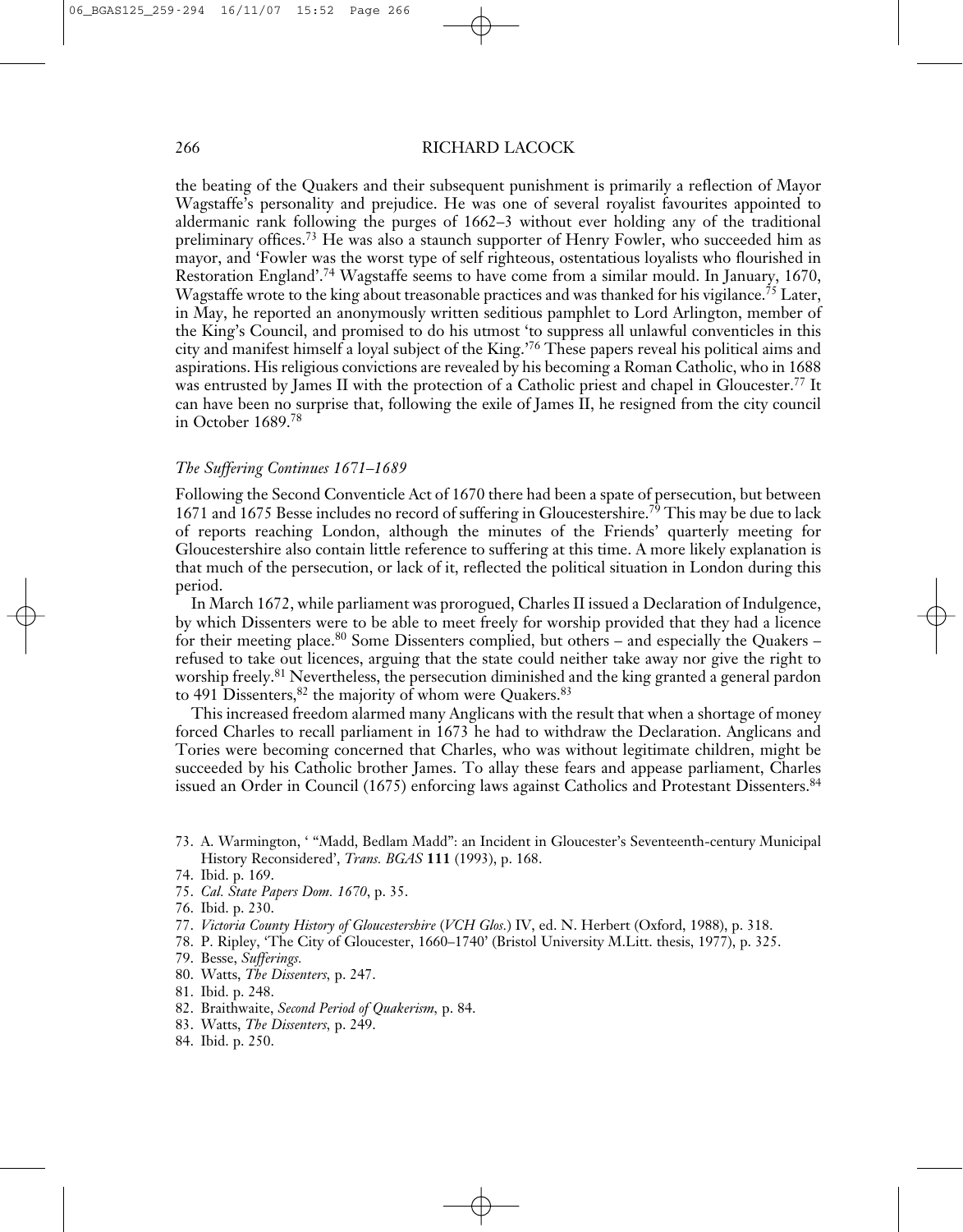the beating of the Quakers and their subsequent punishment is primarily a reflection of Mayor Wagstaffe's personality and prejudice. He was one of several royalist favourites appointed to aldermanic rank following the purges of 1662–3 without ever holding any of the traditional preliminary offices.[73] He was also a staunch supporter of Henry Fowler, who succeeded him as mayor, and 'Fowler was the worst type of self righteous, ostentatious loyalists who flourished in Restoration England'.[74] Wagstaffe seems to have come from a similar mould. In January, 1670, Wagstaffe wrote to the king about treasonable practices and was thanked for his vigilance.[75] Later, in May, he reported an anonymously written seditious pamphlet to Lord Arlington, member of the King's Council, and promised to do his utmost 'to suppress all unlawful conventicles in this city and manifest himself a loyal subject of the King.'[76] These papers reveal his political aims and aspirations. His religious convictions are revealed by his becoming a Roman Catholic, who in 1688 was entrusted by James II with the protection of a Catholic priest and chapel in Gloucester.[77] It can have been no surprise that, following the exile of James II, he resigned from the city council in October 1689.[78]

### *The Suffering Continues 1671–1689*

Following the Second Conventicle Act of 1670 there had been a spate of persecution, but between 1671 and 1675 Besse includes no record of suffering in Gloucestershire.[79] This may be due to lack of reports reaching London, although the minutes of the Friends' quarterly meeting for Gloucestershire also contain little reference to suffering at this time. A more likely explanation is that much of the persecution, or lack of it, reflected the political situation in London during this period.

In March 1672, while parliament was prorogued, Charles II issued a Declaration of Indulgence, by which Dissenters were to be able to meet freely for worship provided that they had a licence for their meeting place.[80] Some Dissenters complied, but others – and especially the Quakers – refused to take out licences, arguing that the state could neither take away nor give the right to worship freely.[81] Nevertheless, the persecution diminished and the king granted a general pardon to 491 Dissenters,[82] the majority of whom were Quakers.[83]

This increased freedom alarmed many Anglicans with the result that when a shortage of money forced Charles to recall parliament in 1673 he had to withdraw the Declaration. Anglicans and Tories were becoming concerned that Charles, who was without legitimate children, might be succeeded by his Catholic brother James. To allay these fears and appease parliament, Charles issued an Order in Council (1675) enforcing laws against Catholics and Protestant Dissenters.[84]

73. A. Warmington, ' "Madd, Bedlam Madd": an Incident in Gloucester's Seventeenth-century Municipal History Reconsidered', *Trans. BGAS* **111** (1993), p. 168.
74. Ibid. p. 169.
75. *Cal. State Papers Dom. 1670*, p. 35.
76. Ibid. p. 230.
77. *Victoria County History of Gloucestershire* (*VCH Glos.*) IV, ed. N. Herbert (Oxford, 1988), p. 318.
78. P. Ripley, 'The City of Gloucester, 1660–1740' (Bristol University M.Litt. thesis, 1977), p. 325.
79. Besse, *Sufferings.*
80. Watts, *The Dissenters*, p. 247.
81. Ibid. p. 248.
82. Braithwaite, *Second Period of Quakerism*, p. 84.
83. Watts, *The Dissenters*, p. 249.
84. Ibid. p. 250.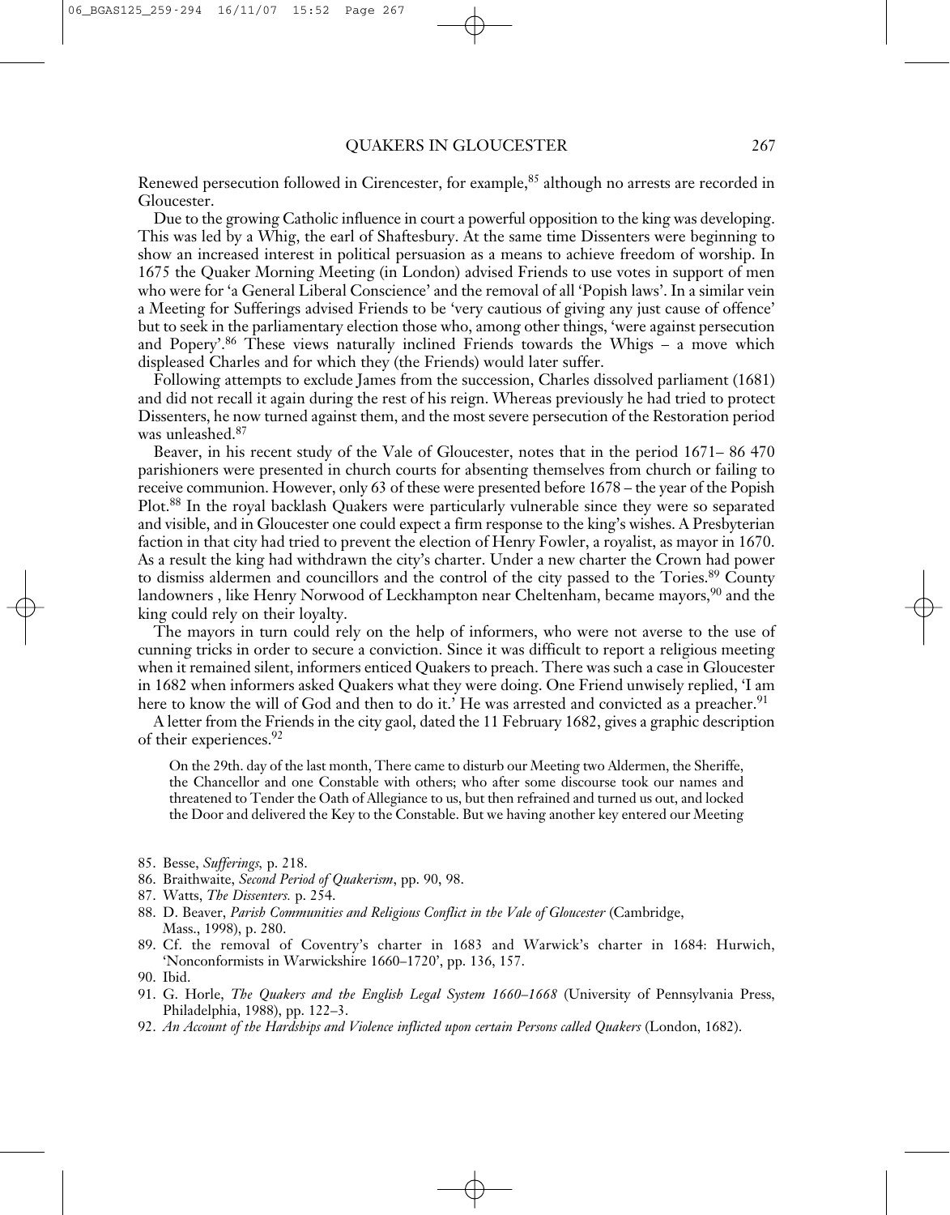Renewed persecution followed in Cirencester, for example,[85] although no arrests are recorded in Gloucester.

Due to the growing Catholic influence in court a powerful opposition to the king was developing. This was led by a Whig, the earl of Shaftesbury. At the same time Dissenters were beginning to show an increased interest in political persuasion as a means to achieve freedom of worship. In 1675 the Quaker Morning Meeting (in London) advised Friends to use votes in support of men who were for 'a General Liberal Conscience' and the removal of all 'Popish laws'. In a similar vein a Meeting for Sufferings advised Friends to be 'very cautious of giving any just cause of offence' but to seek in the parliamentary election those who, among other things, 'were against persecution and Popery'.[86] These views naturally inclined Friends towards the Whigs – a move which displeased Charles and for which they (the Friends) would later suffer.

Following attempts to exclude James from the succession, Charles dissolved parliament (1681) and did not recall it again during the rest of his reign. Whereas previously he had tried to protect Dissenters, he now turned against them, and the most severe persecution of the Restoration period was unleashed.[87]

Beaver, in his recent study of the Vale of Gloucester, notes that in the period 1671– 86 470 parishioners were presented in church courts for absenting themselves from church or failing to receive communion. However, only 63 of these were presented before 1678 – the year of the Popish Plot.[88] In the royal backlash Quakers were particularly vulnerable since they were so separated and visible, and in Gloucester one could expect a firm response to the king's wishes. A Presbyterian faction in that city had tried to prevent the election of Henry Fowler, a royalist, as mayor in 1670. As a result the king had withdrawn the city's charter. Under a new charter the Crown had power to dismiss aldermen and councillors and the control of the city passed to the Tories.[89] County landowners , like Henry Norwood of Leckhampton near Cheltenham, became mayors,[90] and the king could rely on their loyalty.

The mayors in turn could rely on the help of informers, who were not averse to the use of cunning tricks in order to secure a conviction. Since it was difficult to report a religious meeting when it remained silent, informers enticed Quakers to preach. There was such a case in Gloucester in 1682 when informers asked Quakers what they were doing. One Friend unwisely replied, 'I am here to know the will of God and then to do it.' He was arrested and convicted as a preacher.[91]

A letter from the Friends in the city gaol, dated the 11 February 1682, gives a graphic description of their experiences.[92]

> On the 29th. day of the last month, There came to disturb our Meeting two Aldermen, the Sheriffe, the Chancellor and one Constable with others; who after some discourse took our names and threatened to Tender the Oath of Allegiance to us, but then refrained and turned us out, and locked the Door and delivered the Key to the Constable. But we having another key entered our Meeting

85. Besse, *Sufferings,* p. 218.
86. Braithwaite, *Second Period of Quakerism*, pp. 90, 98.
87. Watts, *The Dissenters.* p. 254.
88. D. Beaver, *Parish Communities and Religious Conflict in the Vale of Gloucester* (Cambridge, Mass., 1998), p. 280.
89. Cf. the removal of Coventry's charter in 1683 and Warwick's charter in 1684: Hurwich, 'Nonconformists in Warwickshire 1660–1720', pp. 136, 157.
90. Ibid.
91. G. Horle, *The Quakers and the English Legal System 1660–1668* (University of Pennsylvania Press, Philadelphia, 1988), pp. 122–3.
92. *An Account of the Hardships and Violence inflicted upon certain Persons called Quakers* (London, 1682).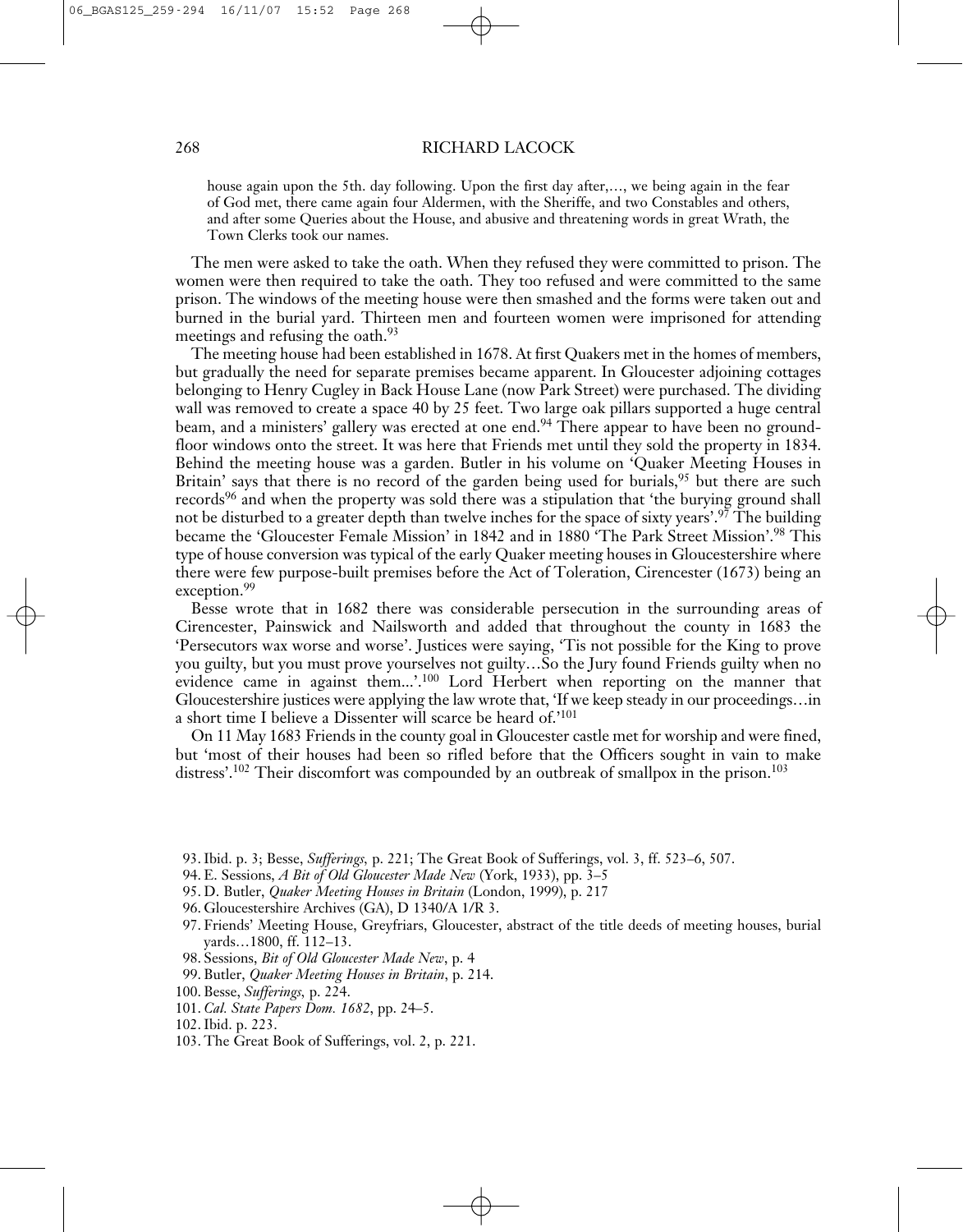> house again upon the 5th. day following. Upon the first day after,…, we being again in the fear of God met, there came again four Aldermen, with the Sheriffe, and two Constables and others, and after some Queries about the House, and abusive and threatening words in great Wrath, the Town Clerks took our names.

The men were asked to take the oath. When they refused they were committed to prison. The women were then required to take the oath. They too refused and were committed to the same prison. The windows of the meeting house were then smashed and the forms were taken out and burned in the burial yard. Thirteen men and fourteen women were imprisoned for attending meetings and refusing the oath.[93]

The meeting house had been established in 1678. At first Quakers met in the homes of members, but gradually the need for separate premises became apparent. In Gloucester adjoining cottages belonging to Henry Cugley in Back House Lane (now Park Street) were purchased. The dividing wall was removed to create a space 40 by 25 feet. Two large oak pillars supported a huge central beam, and a ministers' gallery was erected at one end.[94] There appear to have been no ground-floor windows onto the street. It was here that Friends met until they sold the property in 1834. Behind the meeting house was a garden. Butler in his volume on 'Quaker Meeting Houses in Britain' says that there is no record of the garden being used for burials,[95] but there are such records[96] and when the property was sold there was a stipulation that 'the burying ground shall not be disturbed to a greater depth than twelve inches for the space of sixty years'.[97] The building became the 'Gloucester Female Mission' in 1842 and in 1880 'The Park Street Mission'.[98] This type of house conversion was typical of the early Quaker meeting houses in Gloucestershire where there were few purpose-built premises before the Act of Toleration, Cirencester (1673) being an exception.[99]

Besse wrote that in 1682 there was considerable persecution in the surrounding areas of Cirencester, Painswick and Nailsworth and added that throughout the county in 1683 the 'Persecutors wax worse and worse'. Justices were saying, 'Tis not possible for the King to prove you guilty, but you must prove yourselves not guilty…So the Jury found Friends guilty when no evidence came in against them...'.[100] Lord Herbert when reporting on the manner that Gloucestershire justices were applying the law wrote that, 'If we keep steady in our proceedings…in a short time I believe a Dissenter will scarce be heard of.'[101]

On 11 May 1683 Friends in the county goal in Gloucester castle met for worship and were fined, but 'most of their houses had been so rifled before that the Officers sought in vain to make distress'.[102] Their discomfort was compounded by an outbreak of smallpox in the prison.[103]

93. Ibid. p. 3; Besse, *Sufferings*, p. 221; The Great Book of Sufferings, vol. 3, ff. 523–6, 507.
94. E. Sessions, *A Bit of Old Gloucester Made New* (York, 1933), pp. 3–5
95. D. Butler, *Quaker Meeting Houses in Britain* (London, 1999), p. 217
96. Gloucestershire Archives (GA), D 1340/A 1/R 3.
97. Friends' Meeting House, Greyfriars, Gloucester, abstract of the title deeds of meeting houses, burial yards…1800, ff. 112–13.
98. Sessions, *Bit of Old Gloucester Made New*, p. 4
99. Butler, *Quaker Meeting Houses in Britain*, p. 214.
100. Besse, *Sufferings*, p. 224.
101. *Cal. State Papers Dom. 1682*, pp. 24–5.
102. Ibid. p. 223.
103. The Great Book of Sufferings, vol. 2, p. 221.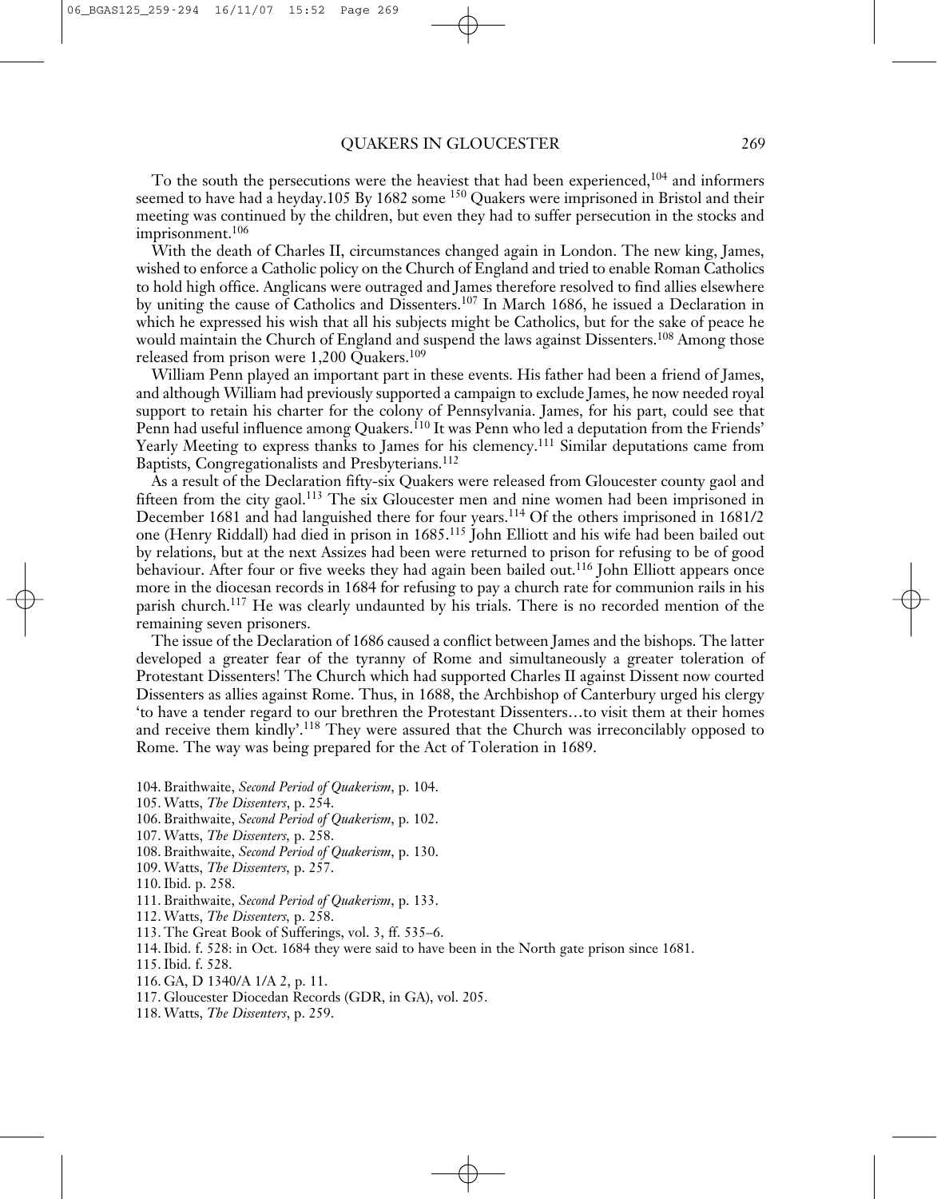To the south the persecutions were the heaviest that had been experienced,[104] and informers seemed to have had a heyday.105 By 1682 some [150] Quakers were imprisoned in Bristol and their meeting was continued by the children, but even they had to suffer persecution in the stocks and imprisonment.[106]

With the death of Charles II, circumstances changed again in London. The new king, James, wished to enforce a Catholic policy on the Church of England and tried to enable Roman Catholics to hold high office. Anglicans were outraged and James therefore resolved to find allies elsewhere by uniting the cause of Catholics and Dissenters.[107] In March 1686, he issued a Declaration in which he expressed his wish that all his subjects might be Catholics, but for the sake of peace he would maintain the Church of England and suspend the laws against Dissenters.[108] Among those released from prison were 1,200 Quakers.[109]

William Penn played an important part in these events. His father had been a friend of James, and although William had previously supported a campaign to exclude James, he now needed royal support to retain his charter for the colony of Pennsylvania. James, for his part, could see that Penn had useful influence among Quakers.[110] It was Penn who led a deputation from the Friends' Yearly Meeting to express thanks to James for his clemency.[111] Similar deputations came from Baptists, Congregationalists and Presbyterians.[112]

As a result of the Declaration fifty-six Quakers were released from Gloucester county gaol and fifteen from the city gaol.[113] The six Gloucester men and nine women had been imprisoned in December 1681 and had languished there for four years.[114] Of the others imprisoned in 1681/2 one (Henry Riddall) had died in prison in 1685.[115] John Elliott and his wife had been bailed out by relations, but at the next Assizes had been were returned to prison for refusing to be of good behaviour. After four or five weeks they had again been bailed out.[116] John Elliott appears once more in the diocesan records in 1684 for refusing to pay a church rate for communion rails in his parish church.[117] He was clearly undaunted by his trials. There is no recorded mention of the remaining seven prisoners.

The issue of the Declaration of 1686 caused a conflict between James and the bishops. The latter developed a greater fear of the tyranny of Rome and simultaneously a greater toleration of Protestant Dissenters! The Church which had supported Charles II against Dissent now courted Dissenters as allies against Rome. Thus, in 1688, the Archbishop of Canterbury urged his clergy 'to have a tender regard to our brethren the Protestant Dissenters…to visit them at their homes and receive them kindly'.[118] They were assured that the Church was irreconcilably opposed to Rome. The way was being prepared for the Act of Toleration in 1689.

104. Braithwaite, *Second Period of Quakerism*, p. 104.
105. Watts, *The Dissenters*, p. 254.
106. Braithwaite, *Second Period of Quakerism*, p. 102.
107. Watts, *The Dissenters*, p. 258.
108. Braithwaite, *Second Period of Quakerism*, p. 130.
109. Watts, *The Dissenters*, p. 257.
110. Ibid. p. 258.
111. Braithwaite, *Second Period of Quakerism*, p. 133.
112. Watts, *The Dissenters*, p. 258.
113. The Great Book of Sufferings, vol. 3, ff. 535–6.
114. Ibid. f. 528: in Oct. 1684 they were said to have been in the North gate prison since 1681.
115. Ibid. f. 528.
116. GA, D 1340/A 1/A 2, p. 11.
117. Gloucester Diocedan Records (GDR, in GA), vol. 205.
118. Watts, *The Dissenters*, p. 259.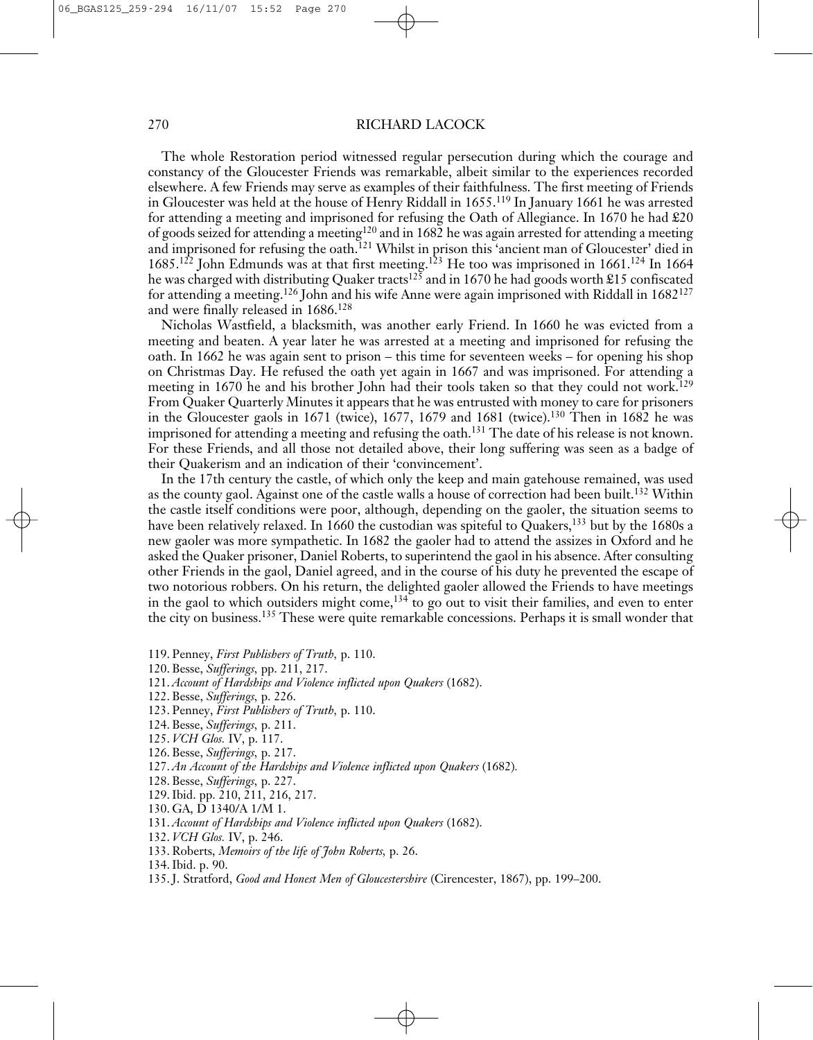The whole Restoration period witnessed regular persecution during which the courage and constancy of the Gloucester Friends was remarkable, albeit similar to the experiences recorded elsewhere. A few Friends may serve as examples of their faithfulness. The first meeting of Friends in Gloucester was held at the house of Henry Riddall in 1655.[119] In January 1661 he was arrested for attending a meeting and imprisoned for refusing the Oath of Allegiance. In 1670 he had £20 of goods seized for attending a meeting[120] and in 1682 he was again arrested for attending a meeting and imprisoned for refusing the oath.[121] Whilst in prison this 'ancient man of Gloucester' died in 1685.[122] John Edmunds was at that first meeting.[123] He too was imprisoned in 1661.[124] In 1664 he was charged with distributing Quaker tracts[125] and in 1670 he had goods worth £15 confiscated for attending a meeting.[126] John and his wife Anne were again imprisoned with Riddall in 1682[127] and were finally released in 1686.[128]

Nicholas Wastfield, a blacksmith, was another early Friend. In 1660 he was evicted from a meeting and beaten. A year later he was arrested at a meeting and imprisoned for refusing the oath. In 1662 he was again sent to prison – this time for seventeen weeks – for opening his shop on Christmas Day. He refused the oath yet again in 1667 and was imprisoned. For attending a meeting in 1670 he and his brother John had their tools taken so that they could not work.[129] From Quaker Quarterly Minutes it appears that he was entrusted with money to care for prisoners in the Gloucester gaols in 1671 (twice), 1677, 1679 and 1681 (twice).[130] Then in 1682 he was imprisoned for attending a meeting and refusing the oath.[131] The date of his release is not known. For these Friends, and all those not detailed above, their long suffering was seen as a badge of their Quakerism and an indication of their 'convincement'.

In the 17th century the castle, of which only the keep and main gatehouse remained, was used as the county gaol. Against one of the castle walls a house of correction had been built.[132] Within the castle itself conditions were poor, although, depending on the gaoler, the situation seems to have been relatively relaxed. In 1660 the custodian was spiteful to Quakers,[133] but by the 1680s a new gaoler was more sympathetic. In 1682 the gaoler had to attend the assizes in Oxford and he asked the Quaker prisoner, Daniel Roberts, to superintend the gaol in his absence. After consulting other Friends in the gaol, Daniel agreed, and in the course of his duty he prevented the escape of two notorious robbers. On his return, the delighted gaoler allowed the Friends to have meetings in the gaol to which outsiders might come,[134] to go out to visit their families, and even to enter the city on business.[135] These were quite remarkable concessions. Perhaps it is small wonder that

119. Penney, *First Publishers of Truth*, p. 110.
120. Besse, *Sufferings*, pp. 211, 217.
121. *Account of Hardships and Violence inflicted upon Quakers* (1682).
122. Besse, *Sufferings*, p. 226.
123. Penney, *First Publishers of Truth*, p. 110.
124. Besse, *Sufferings*, p. 211.
125. *VCH Glos.* IV, p. 117.
126. Besse, *Sufferings*, p. 217.
127. *An Account of the Hardships and Violence inflicted upon Quakers* (1682).
128. Besse, *Sufferings*, p. 227.
129. Ibid. pp. 210, 211, 216, 217.
130. GA, D 1340/A 1/M 1.
131. *Account of Hardships and Violence inflicted upon Quakers* (1682).
132. *VCH Glos.* IV, p. 246.
133. Roberts, *Memoirs of the life of John Roberts*, p. 26.
134. Ibid. p. 90.
135. J. Stratford, *Good and Honest Men of Gloucestershire* (Cirencester, 1867), pp. 199–200.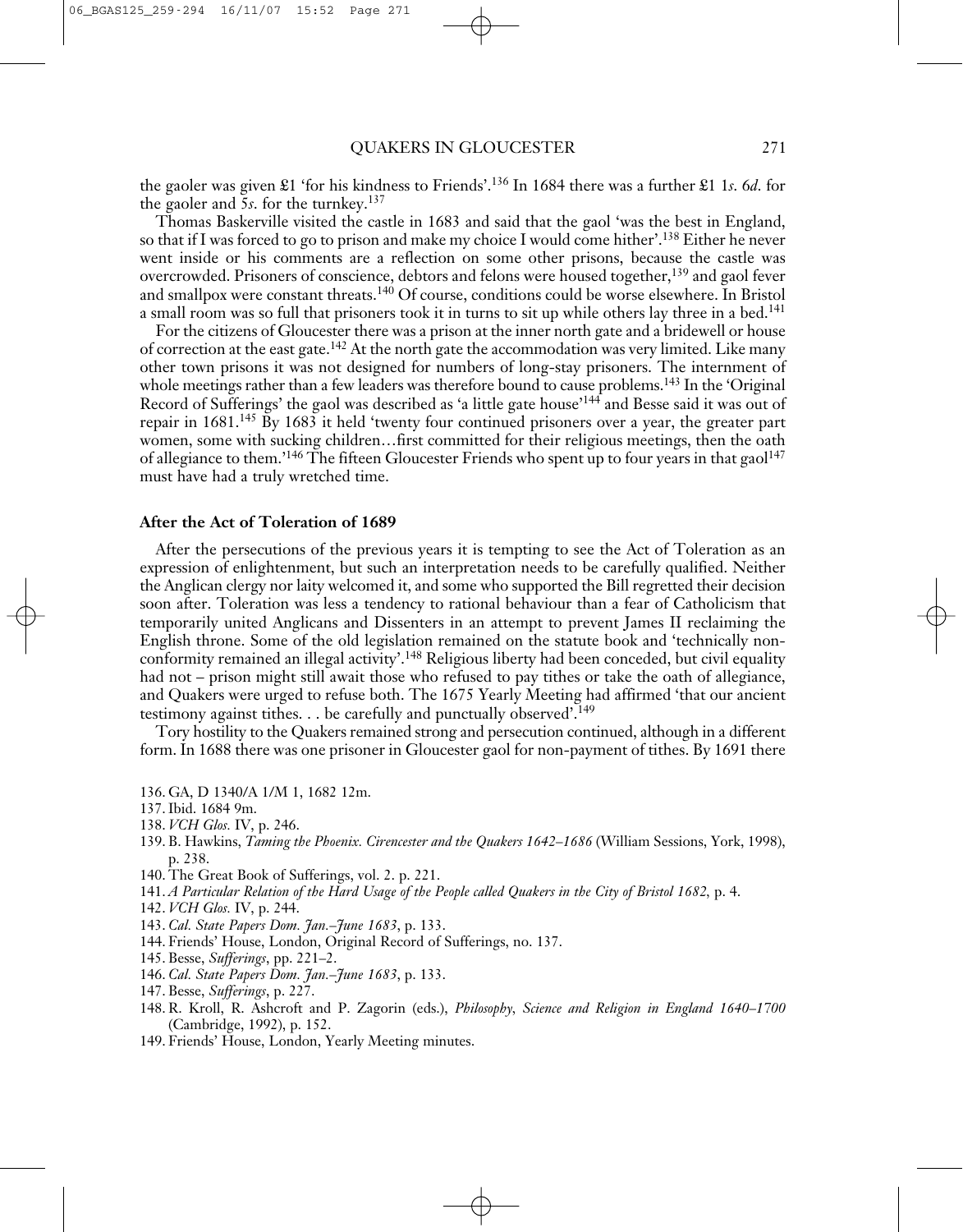the gaoler was given £1 'for his kindness to Friends'.[136] In 1684 there was a further £1 1*s.* 6*d.* for the gaoler and 5*s.* for the turnkey.[137]

Thomas Baskerville visited the castle in 1683 and said that the gaol 'was the best in England, so that if I was forced to go to prison and make my choice I would come hither'.[138] Either he never went inside or his comments are a reflection on some other prisons, because the castle was overcrowded. Prisoners of conscience, debtors and felons were housed together,[139] and gaol fever and smallpox were constant threats.[140] Of course, conditions could be worse elsewhere. In Bristol a small room was so full that prisoners took it in turns to sit up while others lay three in a bed.[141]

For the citizens of Gloucester there was a prison at the inner north gate and a bridewell or house of correction at the east gate.[142] At the north gate the accommodation was very limited. Like many other town prisons it was not designed for numbers of long-stay prisoners. The internment of whole meetings rather than a few leaders was therefore bound to cause problems.[143] In the 'Original Record of Sufferings' the gaol was described as 'a little gate house'[144] and Besse said it was out of repair in 1681.[145] By 1683 it held 'twenty four continued prisoners over a year, the greater part women, some with sucking children…first committed for their religious meetings, then the oath of allegiance to them.'[146] The fifteen Gloucester Friends who spent up to four years in that gaol[147] must have had a truly wretched time.

## After the Act of Toleration of 1689

After the persecutions of the previous years it is tempting to see the Act of Toleration as an expression of enlightenment, but such an interpretation needs to be carefully qualified. Neither the Anglican clergy nor laity welcomed it, and some who supported the Bill regretted their decision soon after. Toleration was less a tendency to rational behaviour than a fear of Catholicism that temporarily united Anglicans and Dissenters in an attempt to prevent James II reclaiming the English throne. Some of the old legislation remained on the statute book and 'technically nonconformity remained an illegal activity'.[148] Religious liberty had been conceded, but civil equality had not – prison might still await those who refused to pay tithes or take the oath of allegiance, and Quakers were urged to refuse both. The 1675 Yearly Meeting had affirmed 'that our ancient testimony against tithes. . . be carefully and punctually observed'.[149]

Tory hostility to the Quakers remained strong and persecution continued, although in a different form. In 1688 there was one prisoner in Gloucester gaol for non-payment of tithes. By 1691 there

136. GA, D 1340/A 1/M 1, 1682 12m.

137. Ibid. 1684 9m.

138. *VCH Glos.* IV, p. 246.

139. B. Hawkins, *Taming the Phoenix. Cirencester and the Quakers 1642–1686* (William Sessions, York, 1998), p. 238.

140. The Great Book of Sufferings, vol. 2. p. 221.

141. *A Particular Relation of the Hard Usage of the People called Quakers in the City of Bristol 1682*, p. 4.

142. *VCH Glos.* IV, p. 244.

143. *Cal. State Papers Dom. Jan.–June 1683*, p. 133.

144. Friends' House, London, Original Record of Sufferings, no. 137.

145. Besse, *Sufferings*, pp. 221–2.

146. *Cal. State Papers Dom. Jan.–June 1683*, p. 133.

147. Besse, *Sufferings*, p. 227.

148. R. Kroll, R. Ashcroft and P. Zagorin (eds.), *Philosophy, Science and Religion in England 1640–1700* (Cambridge, 1992), p. 152.

149. Friends' House, London, Yearly Meeting minutes.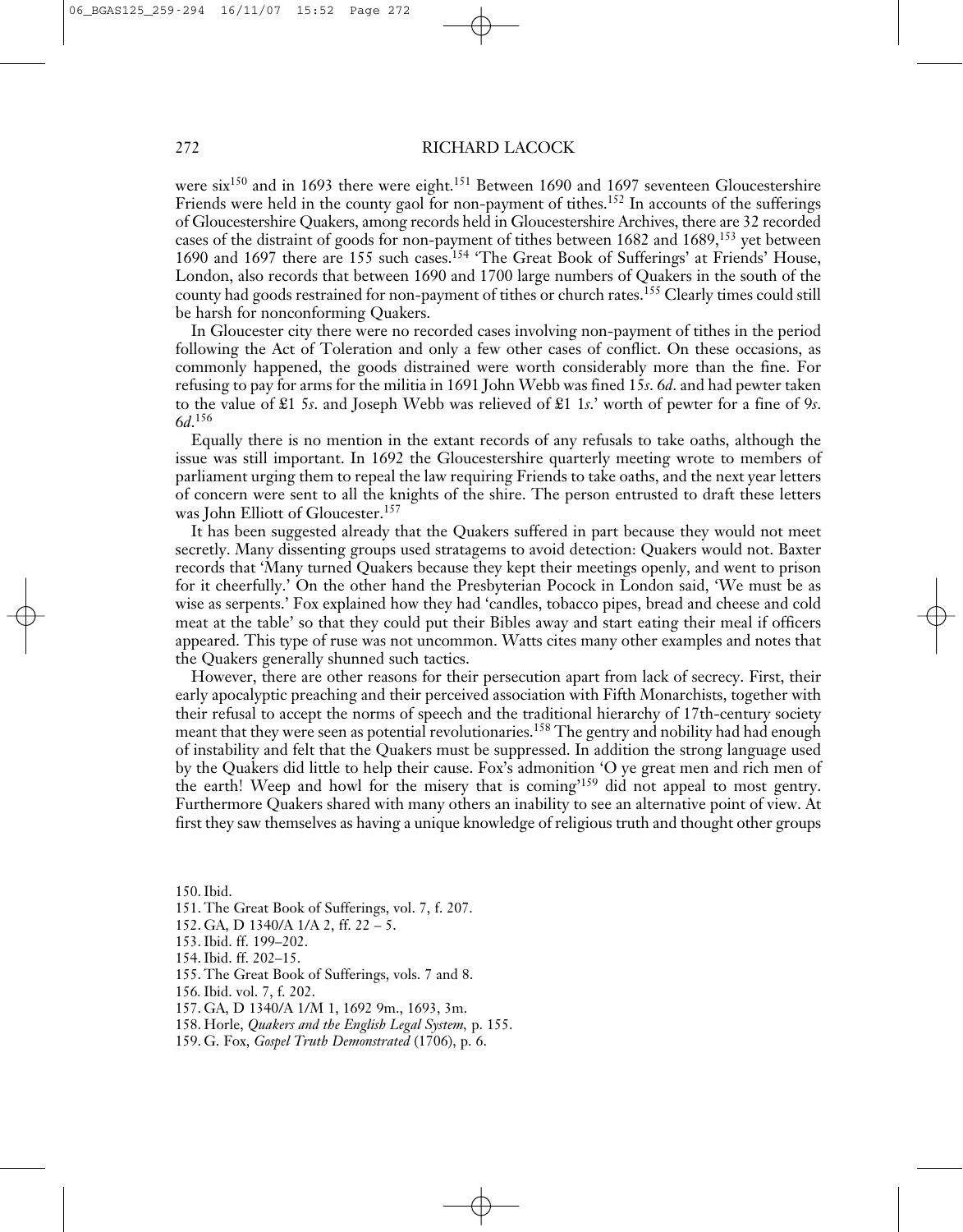were six[150] and in 1693 there were eight.[151] Between 1690 and 1697 seventeen Gloucestershire Friends were held in the county gaol for non-payment of tithes.[152] In accounts of the sufferings of Gloucestershire Quakers, among records held in Gloucestershire Archives, there are 32 recorded cases of the distraint of goods for non-payment of tithes between 1682 and 1689,[153] yet between 1690 and 1697 there are 155 such cases.[154] 'The Great Book of Sufferings' at Friends' House, London, also records that between 1690 and 1700 large numbers of Quakers in the south of the county had goods restrained for non-payment of tithes or church rates.[155] Clearly times could still be harsh for nonconforming Quakers.

In Gloucester city there were no recorded cases involving non-payment of tithes in the period following the Act of Toleration and only a few other cases of conflict. On these occasions, as commonly happened, the goods distrained were worth considerably more than the fine. For refusing to pay for arms for the militia in 1691 John Webb was fined 15*s*. 6*d*. and had pewter taken to the value of £1 5*s*. and Joseph Webb was relieved of £1 1*s*.' worth of pewter for a fine of 9*s*. 6*d*.[156]

Equally there is no mention in the extant records of any refusals to take oaths, although the issue was still important. In 1692 the Gloucestershire quarterly meeting wrote to members of parliament urging them to repeal the law requiring Friends to take oaths, and the next year letters of concern were sent to all the knights of the shire. The person entrusted to draft these letters was John Elliott of Gloucester.[157]

It has been suggested already that the Quakers suffered in part because they would not meet secretly. Many dissenting groups used stratagems to avoid detection: Quakers would not. Baxter records that 'Many turned Quakers because they kept their meetings openly, and went to prison for it cheerfully.' On the other hand the Presbyterian Pocock in London said, 'We must be as wise as serpents.' Fox explained how they had 'candles, tobacco pipes, bread and cheese and cold meat at the table' so that they could put their Bibles away and start eating their meal if officers appeared. This type of ruse was not uncommon. Watts cites many other examples and notes that the Quakers generally shunned such tactics.

However, there are other reasons for their persecution apart from lack of secrecy. First, their early apocalyptic preaching and their perceived association with Fifth Monarchists, together with their refusal to accept the norms of speech and the traditional hierarchy of 17th-century society meant that they were seen as potential revolutionaries.[158] The gentry and nobility had had enough of instability and felt that the Quakers must be suppressed. In addition the strong language used by the Quakers did little to help their cause. Fox's admonition 'O ye great men and rich men of the earth! Weep and howl for the misery that is coming'[159] did not appeal to most gentry. Furthermore Quakers shared with many others an inability to see an alternative point of view. At first they saw themselves as having a unique knowledge of religious truth and thought other groups

150. Ibid.
151. The Great Book of Sufferings, vol. 7, f. 207.
152. GA, D 1340/A 1/A 2, ff. 22 – 5.
153. Ibid. ff. 199–202.
154. Ibid. ff. 202–15.
155. The Great Book of Sufferings, vols. 7 and 8.
156. Ibid. vol. 7, f. 202.
157. GA, D 1340/A 1/M 1, 1692 9m., 1693, 3m.
158. Horle, *Quakers and the English Legal System*, p. 155.
159. G. Fox, *Gospel Truth Demonstrated* (1706), p. 6.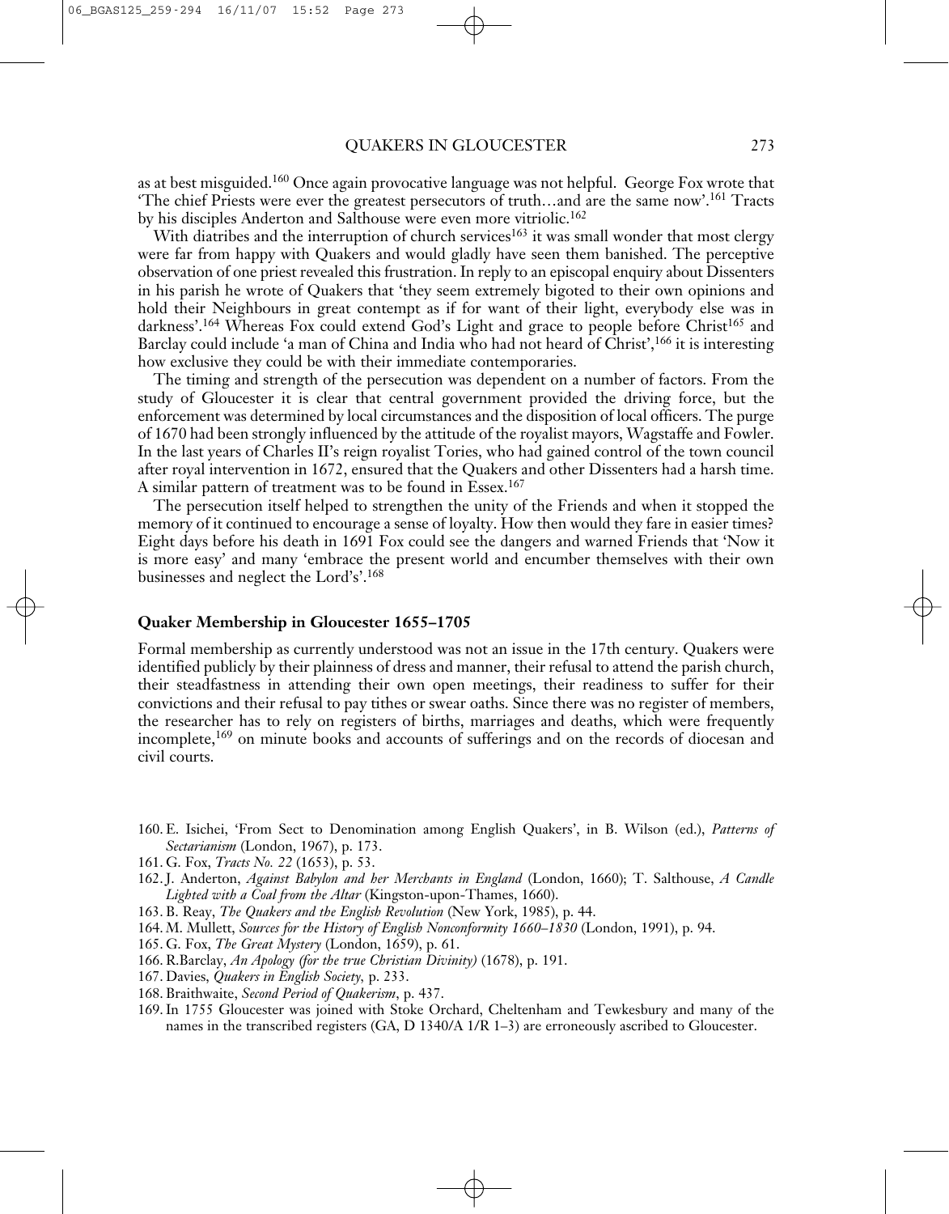as at best misguided.[160] Once again provocative language was not helpful. George Fox wrote that 'The chief Priests were ever the greatest persecutors of truth…and are the same now'.[161] Tracts by his disciples Anderton and Salthouse were even more vitriolic.[162]

With diatribes and the interruption of church services[163] it was small wonder that most clergy were far from happy with Quakers and would gladly have seen them banished. The perceptive observation of one priest revealed this frustration. In reply to an episcopal enquiry about Dissenters in his parish he wrote of Quakers that 'they seem extremely bigoted to their own opinions and hold their Neighbours in great contempt as if for want of their light, everybody else was in darkness'.[164] Whereas Fox could extend God's Light and grace to people before Christ[165] and Barclay could include 'a man of China and India who had not heard of Christ',[166] it is interesting how exclusive they could be with their immediate contemporaries.

The timing and strength of the persecution was dependent on a number of factors. From the study of Gloucester it is clear that central government provided the driving force, but the enforcement was determined by local circumstances and the disposition of local officers. The purge of 1670 had been strongly influenced by the attitude of the royalist mayors, Wagstaffe and Fowler. In the last years of Charles II's reign royalist Tories, who had gained control of the town council after royal intervention in 1672, ensured that the Quakers and other Dissenters had a harsh time. A similar pattern of treatment was to be found in Essex.[167]

The persecution itself helped to strengthen the unity of the Friends and when it stopped the memory of it continued to encourage a sense of loyalty. How then would they fare in easier times? Eight days before his death in 1691 Fox could see the dangers and warned Friends that 'Now it is more easy' and many 'embrace the present world and encumber themselves with their own businesses and neglect the Lord's'.[168]

## Quaker Membership in Gloucester 1655–1705

Formal membership as currently understood was not an issue in the 17th century. Quakers were identified publicly by their plainness of dress and manner, their refusal to attend the parish church, their steadfastness in attending their own open meetings, their readiness to suffer for their convictions and their refusal to pay tithes or swear oaths. Since there was no register of members, the researcher has to rely on registers of births, marriages and deaths, which were frequently incomplete,[169] on minute books and accounts of sufferings and on the records of diocesan and civil courts.

160. E. Isichei, 'From Sect to Denomination among English Quakers', in B. Wilson (ed.), *Patterns of Sectarianism* (London, 1967), p. 173.
161. G. Fox, *Tracts No. 22* (1653), p. 53.
162. J. Anderton, *Against Babylon and her Merchants in England* (London, 1660); T. Salthouse, *A Candle Lighted with a Coal from the Altar* (Kingston-upon-Thames, 1660).
163. B. Reay, *The Quakers and the English Revolution* (New York, 1985), p. 44.
164. M. Mullett, *Sources for the History of English Nonconformity 1660–1830* (London, 1991), p. 94.
165. G. Fox, *The Great Mystery* (London, 1659), p. 61.
166. R.Barclay, *An Apology (for the true Christian Divinity)* (1678), p. 191.
167. Davies, *Quakers in English Society*, p. 233.
168. Braithwaite, *Second Period of Quakerism*, p. 437.
169. In 1755 Gloucester was joined with Stoke Orchard, Cheltenham and Tewkesbury and many of the names in the transcribed registers (GA, D 1340/A 1/R 1–3) are erroneously ascribed to Gloucester.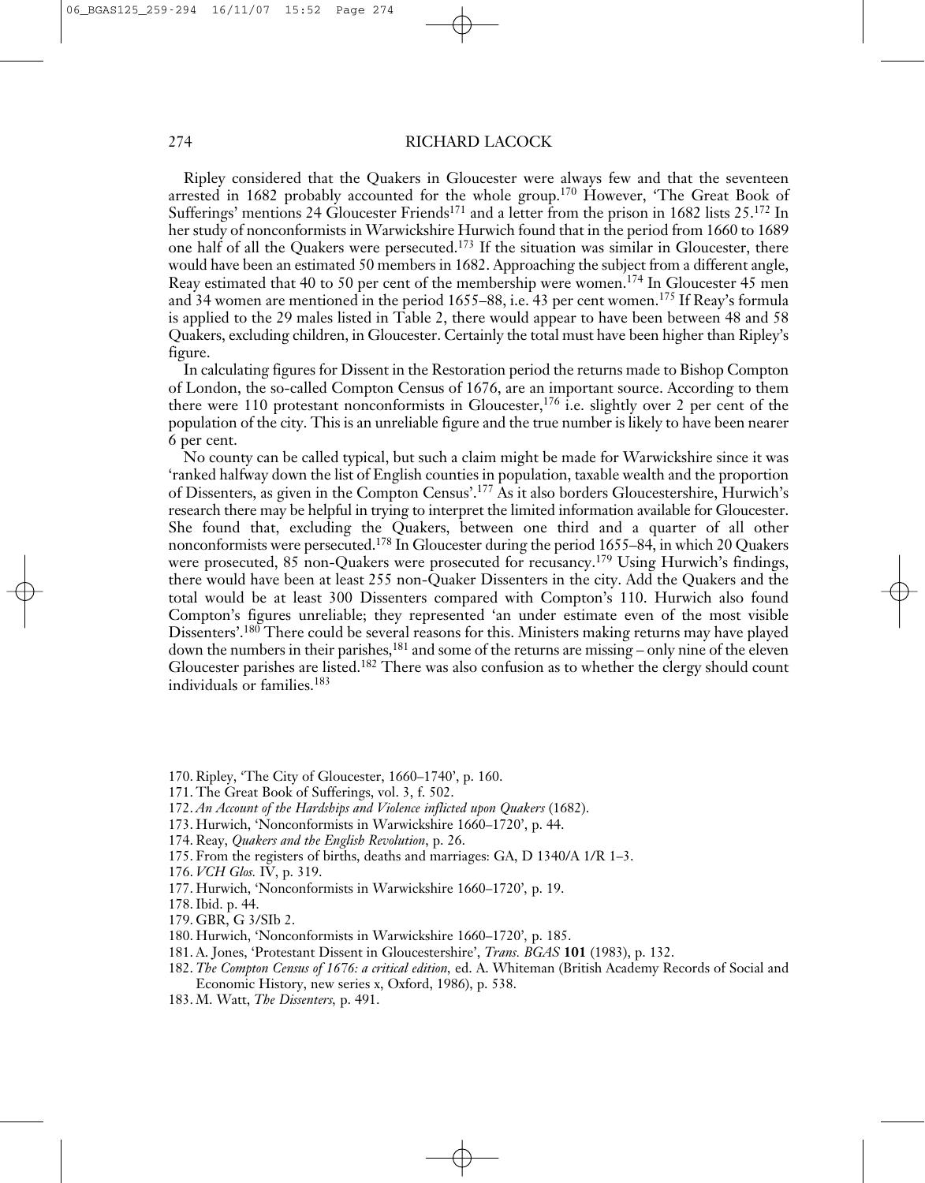Ripley considered that the Quakers in Gloucester were always few and that the seventeen arrested in 1682 probably accounted for the whole group.[170] However, 'The Great Book of Sufferings' mentions 24 Gloucester Friends[171] and a letter from the prison in 1682 lists 25.[172] In her study of nonconformists in Warwickshire Hurwich found that in the period from 1660 to 1689 one half of all the Quakers were persecuted.[173] If the situation was similar in Gloucester, there would have been an estimated 50 members in 1682. Approaching the subject from a different angle, Reay estimated that 40 to 50 per cent of the membership were women.[174] In Gloucester 45 men and 34 women are mentioned in the period 1655–88, i.e. 43 per cent women.[175] If Reay's formula is applied to the 29 males listed in Table 2, there would appear to have been between 48 and 58 Quakers, excluding children, in Gloucester. Certainly the total must have been higher than Ripley's figure.

In calculating figures for Dissent in the Restoration period the returns made to Bishop Compton of London, the so-called Compton Census of 1676, are an important source. According to them there were 110 protestant nonconformists in Gloucester,[176] i.e. slightly over 2 per cent of the population of the city. This is an unreliable figure and the true number is likely to have been nearer 6 per cent.

No county can be called typical, but such a claim might be made for Warwickshire since it was 'ranked halfway down the list of English counties in population, taxable wealth and the proportion of Dissenters, as given in the Compton Census'.[177] As it also borders Gloucestershire, Hurwich's research there may be helpful in trying to interpret the limited information available for Gloucester. She found that, excluding the Quakers, between one third and a quarter of all other nonconformists were persecuted.[178] In Gloucester during the period 1655–84, in which 20 Quakers were prosecuted, 85 non-Quakers were prosecuted for recusancy.[179] Using Hurwich's findings, there would have been at least 255 non-Quaker Dissenters in the city. Add the Quakers and the total would be at least 300 Dissenters compared with Compton's 110. Hurwich also found Compton's figures unreliable; they represented 'an under estimate even of the most visible Dissenters'.[180] There could be several reasons for this. Ministers making returns may have played down the numbers in their parishes,[181] and some of the returns are missing – only nine of the eleven Gloucester parishes are listed.[182] There was also confusion as to whether the clergy should count individuals or families.[183]

170. Ripley, 'The City of Gloucester, 1660–1740', p. 160.

171. The Great Book of Sufferings, vol. 3, f. 502.

172. *An Account of the Hardships and Violence inflicted upon Quakers* (1682).

173. Hurwich, 'Nonconformists in Warwickshire 1660–1720', p. 44.

174. Reay, *Quakers and the English Revolution*, p. 26.

175. From the registers of births, deaths and marriages: GA, D 1340/A 1/R 1–3.

176. *VCH Glos.* IV, p. 319.

177. Hurwich, 'Nonconformists in Warwickshire 1660–1720', p. 19.

178. Ibid. p. 44.

179. GBR, G 3/SIb 2.

180. Hurwich, 'Nonconformists in Warwickshire 1660–1720', p. 185.

181. A. Jones, 'Protestant Dissent in Gloucestershire', *Trans. BGAS* **101** (1983), p. 132.

182. *The Compton Census of 1676: a critical edition*, ed. A. Whiteman (British Academy Records of Social and Economic History, new series x, Oxford, 1986), p. 538.

183. M. Watt, *The Dissenters*, p. 491.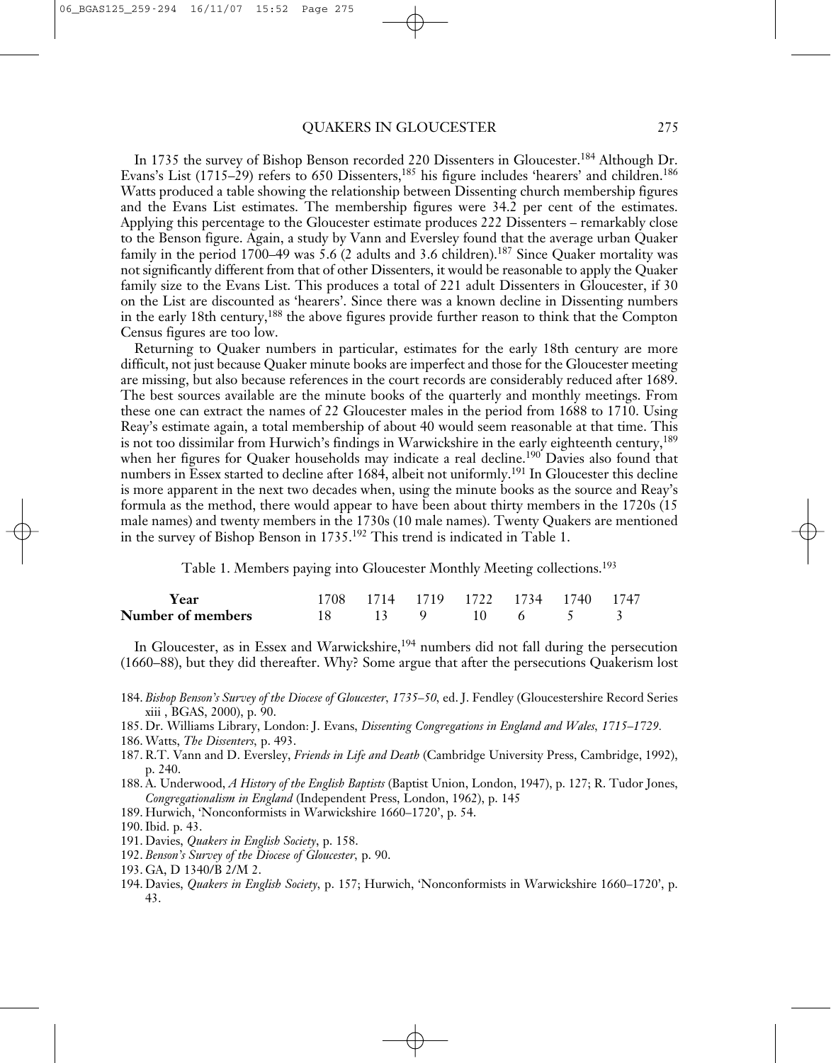In 1735 the survey of Bishop Benson recorded 220 Dissenters in Gloucester.[184] Although Dr. Evans's List (1715–29) refers to 650 Dissenters,[185] his figure includes 'hearers' and children.[186] Watts produced a table showing the relationship between Dissenting church membership figures and the Evans List estimates. The membership figures were 34.2 per cent of the estimates. Applying this percentage to the Gloucester estimate produces 222 Dissenters – remarkably close to the Benson figure. Again, a study by Vann and Eversley found that the average urban Quaker family in the period 1700–49 was 5.6 (2 adults and 3.6 children).[187] Since Quaker mortality was not significantly different from that of other Dissenters, it would be reasonable to apply the Quaker family size to the Evans List. This produces a total of 221 adult Dissenters in Gloucester, if 30 on the List are discounted as 'hearers'. Since there was a known decline in Dissenting numbers in the early 18th century,[188] the above figures provide further reason to think that the Compton Census figures are too low.

Returning to Quaker numbers in particular, estimates for the early 18th century are more difficult, not just because Quaker minute books are imperfect and those for the Gloucester meeting are missing, but also because references in the court records are considerably reduced after 1689. The best sources available are the minute books of the quarterly and monthly meetings. From these one can extract the names of 22 Gloucester males in the period from 1688 to 1710. Using Reay's estimate again, a total membership of about 40 would seem reasonable at that time. This is not too dissimilar from Hurwich's findings in Warwickshire in the early eighteenth century,[189] when her figures for Quaker households may indicate a real decline.[190] Davies also found that numbers in Essex started to decline after 1684, albeit not uniformly.[191] In Gloucester this decline is more apparent in the next two decades when, using the minute books as the source and Reay's formula as the method, there would appear to have been about thirty members in the 1720s (15 male names) and twenty members in the 1730s (10 male names). Twenty Quakers are mentioned in the survey of Bishop Benson in 1735.[192] This trend is indicated in Table 1.

Table 1. Members paying into Gloucester Monthly Meeting collections.[193]

| **Year** | 1708 | 1714 | 1719 | 1722 | 1734 | 1740 | 1747 |
|---|---|---|---|---|---|---|---|
| **Number of members** | 18 | 13 | 9 | 10 | 6 | 5 | 3 |

In Gloucester, as in Essex and Warwickshire,[194] numbers did not fall during the persecution (1660–88), but they did thereafter. Why? Some argue that after the persecutions Quakerism lost

184. *Bishop Benson's Survey of the Diocese of Gloucester, 1735–50*, ed. J. Fendley (Gloucestershire Record Series xiii , BGAS, 2000), p. 90.
185. Dr. Williams Library, London: J. Evans, *Dissenting Congregations in England and Wales, 1715–1729*.
186. Watts, *The Dissenters*, p. 493.
187. R.T. Vann and D. Eversley, *Friends in Life and Death* (Cambridge University Press, Cambridge, 1992), p. 240.
188. A. Underwood, *A History of the English Baptists* (Baptist Union, London, 1947), p. 127; R. Tudor Jones, *Congregationalism in England* (Independent Press, London, 1962), p. 145
189. Hurwich, 'Nonconformists in Warwickshire 1660–1720', p. 54.
190. Ibid. p. 43.
191. Davies, *Quakers in English Society*, p. 158.
192. *Benson's Survey of the Diocese of Gloucester*, p. 90.
193. GA, D 1340/B 2/M 2.
194. Davies, *Quakers in English Society*, p. 157; Hurwich, 'Nonconformists in Warwickshire 1660–1720', p. 43.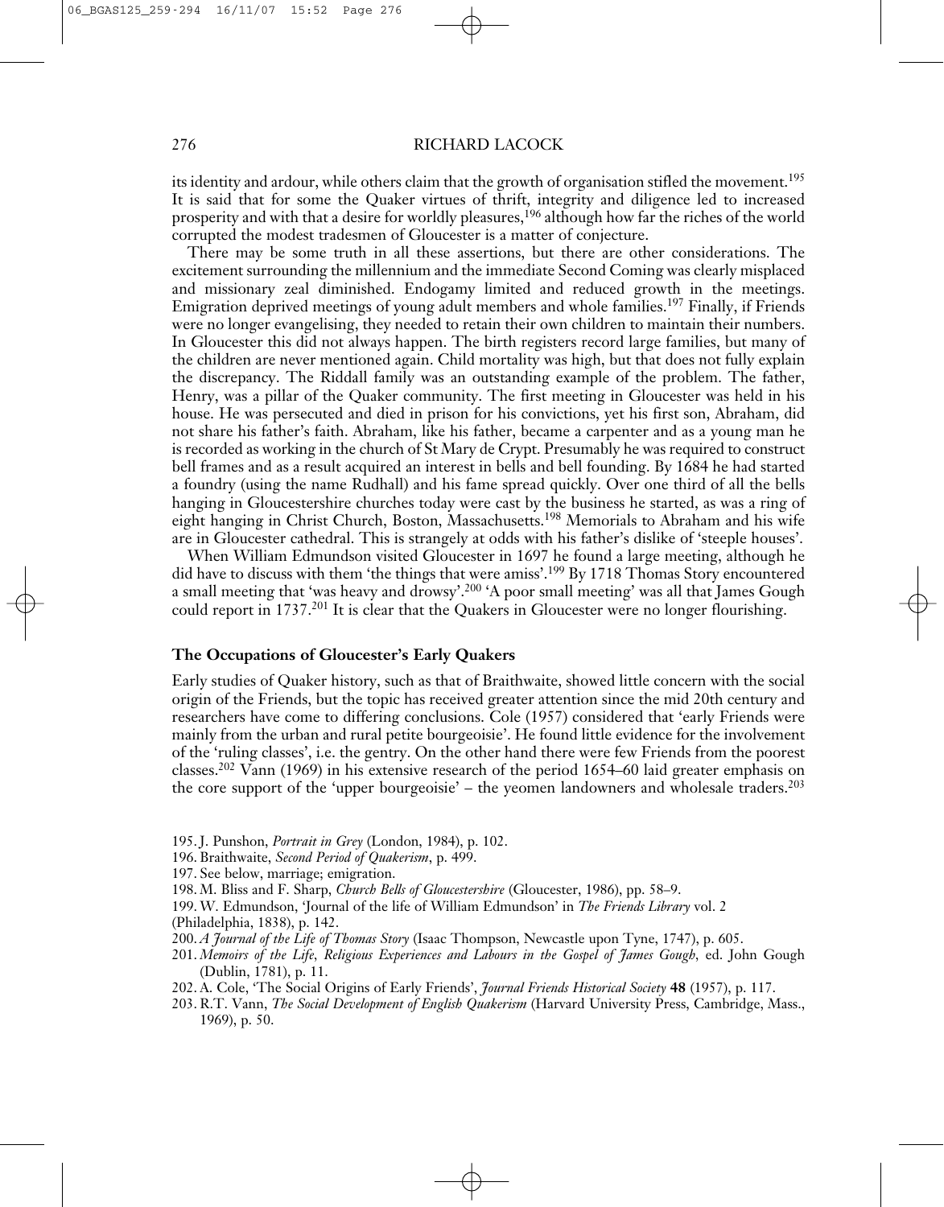its identity and ardour, while others claim that the growth of organisation stifled the movement.[195] It is said that for some the Quaker virtues of thrift, integrity and diligence led to increased prosperity and with that a desire for worldly pleasures,[196] although how far the riches of the world corrupted the modest tradesmen of Gloucester is a matter of conjecture.

There may be some truth in all these assertions, but there are other considerations. The excitement surrounding the millennium and the immediate Second Coming was clearly misplaced and missionary zeal diminished. Endogamy limited and reduced growth in the meetings. Emigration deprived meetings of young adult members and whole families.[197] Finally, if Friends were no longer evangelising, they needed to retain their own children to maintain their numbers. In Gloucester this did not always happen. The birth registers record large families, but many of the children are never mentioned again. Child mortality was high, but that does not fully explain the discrepancy. The Riddall family was an outstanding example of the problem. The father, Henry, was a pillar of the Quaker community. The first meeting in Gloucester was held in his house. He was persecuted and died in prison for his convictions, yet his first son, Abraham, did not share his father's faith. Abraham, like his father, became a carpenter and as a young man he is recorded as working in the church of St Mary de Crypt. Presumably he was required to construct bell frames and as a result acquired an interest in bells and bell founding. By 1684 he had started a foundry (using the name Rudhall) and his fame spread quickly. Over one third of all the bells hanging in Gloucestershire churches today were cast by the business he started, as was a ring of eight hanging in Christ Church, Boston, Massachusetts.[198] Memorials to Abraham and his wife are in Gloucester cathedral. This is strangely at odds with his father's dislike of 'steeple houses'.

When William Edmundson visited Gloucester in 1697 he found a large meeting, although he did have to discuss with them 'the things that were amiss'.[199] By 1718 Thomas Story encountered a small meeting that 'was heavy and drowsy'.[200] 'A poor small meeting' was all that James Gough could report in 1737.[201] It is clear that the Quakers in Gloucester were no longer flourishing.

## The Occupations of Gloucester's Early Quakers

Early studies of Quaker history, such as that of Braithwaite, showed little concern with the social origin of the Friends, but the topic has received greater attention since the mid 20th century and researchers have come to differing conclusions. Cole (1957) considered that 'early Friends were mainly from the urban and rural petite bourgeoisie'. He found little evidence for the involvement of the 'ruling classes', i.e. the gentry. On the other hand there were few Friends from the poorest classes.[202] Vann (1969) in his extensive research of the period 1654–60 laid greater emphasis on the core support of the 'upper bourgeoisie' – the yeomen landowners and wholesale traders.[203]

195. J. Punshon, *Portrait in Grey* (London, 1984), p. 102.

196. Braithwaite, *Second Period of Quakerism*, p. 499.

197. See below, marriage; emigration.

198. M. Bliss and F. Sharp, *Church Bells of Gloucestershire* (Gloucester, 1986), pp. 58–9.

199. W. Edmundson, 'Journal of the life of William Edmundson' in *The Friends Library* vol. 2 (Philadelphia, 1838), p. 142.

200. *A Journal of the Life of Thomas Story* (Isaac Thompson, Newcastle upon Tyne, 1747), p. 605.

201. *Memoirs of the Life, Religious Experiences and Labours in the Gospel of James Gough*, ed. John Gough (Dublin, 1781), p. 11.

202. A. Cole, 'The Social Origins of Early Friends', *Journal Friends Historical Society* **48** (1957), p. 117.

203. R.T. Vann, *The Social Development of English Quakerism* (Harvard University Press, Cambridge, Mass., 1969), p. 50.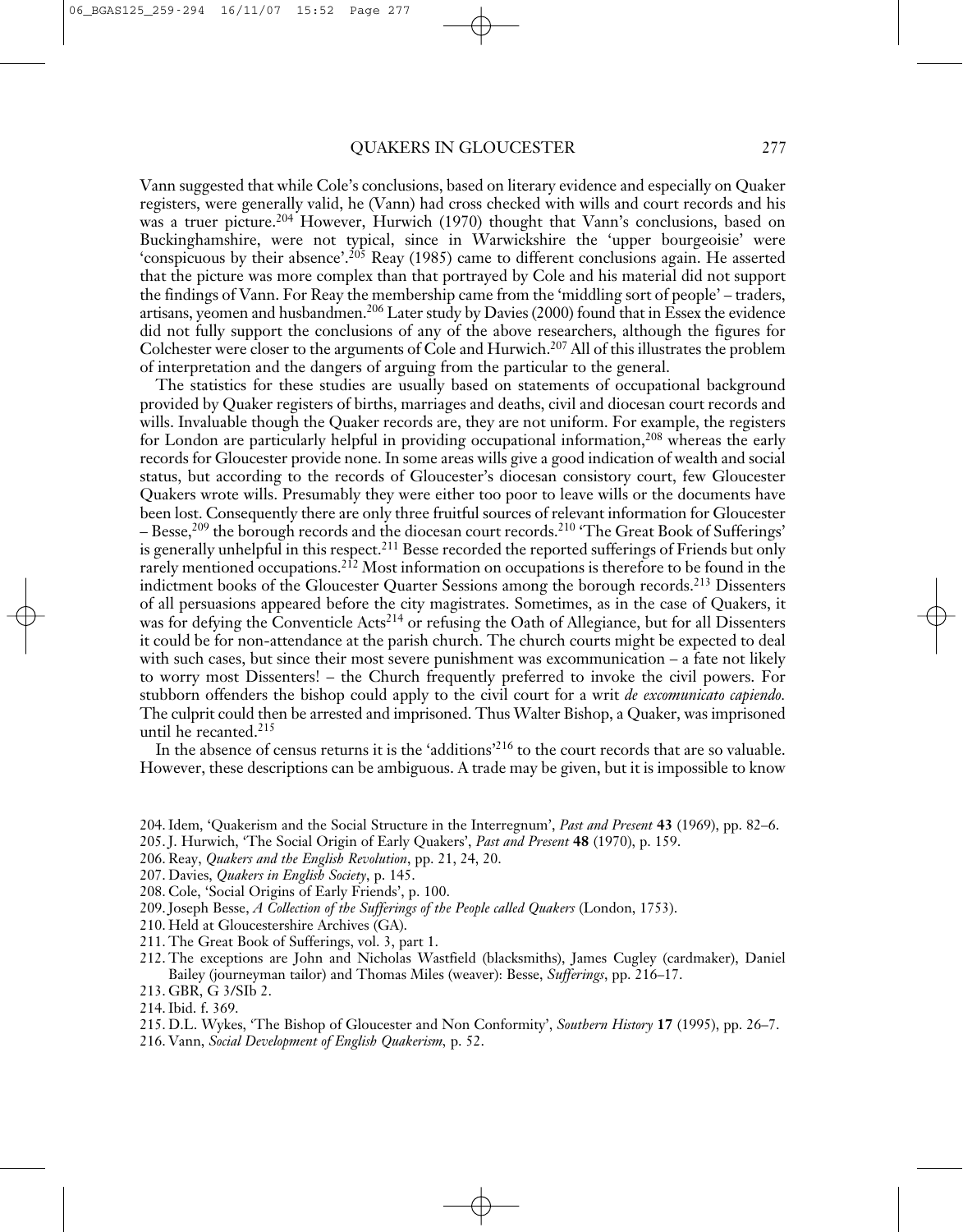Vann suggested that while Cole's conclusions, based on literary evidence and especially on Quaker registers, were generally valid, he (Vann) had cross checked with wills and court records and his was a truer picture.[204] However, Hurwich (1970) thought that Vann's conclusions, based on Buckinghamshire, were not typical, since in Warwickshire the 'upper bourgeoisie' were 'conspicuous by their absence'.[205] Reay (1985) came to different conclusions again. He asserted that the picture was more complex than that portrayed by Cole and his material did not support the findings of Vann. For Reay the membership came from the 'middling sort of people' – traders, artisans, yeomen and husbandmen.[206] Later study by Davies (2000) found that in Essex the evidence did not fully support the conclusions of any of the above researchers, although the figures for Colchester were closer to the arguments of Cole and Hurwich.[207] All of this illustrates the problem of interpretation and the dangers of arguing from the particular to the general.

The statistics for these studies are usually based on statements of occupational background provided by Quaker registers of births, marriages and deaths, civil and diocesan court records and wills. Invaluable though the Quaker records are, they are not uniform. For example, the registers for London are particularly helpful in providing occupational information,[208] whereas the early records for Gloucester provide none. In some areas wills give a good indication of wealth and social status, but according to the records of Gloucester's diocesan consistory court, few Gloucester Quakers wrote wills. Presumably they were either too poor to leave wills or the documents have been lost. Consequently there are only three fruitful sources of relevant information for Gloucester – Besse,[209] the borough records and the diocesan court records.[210] 'The Great Book of Sufferings' is generally unhelpful in this respect.[211] Besse recorded the reported sufferings of Friends but only rarely mentioned occupations.[212] Most information on occupations is therefore to be found in the indictment books of the Gloucester Quarter Sessions among the borough records.[213] Dissenters of all persuasions appeared before the city magistrates. Sometimes, as in the case of Quakers, it was for defying the Conventicle Acts[214] or refusing the Oath of Allegiance, but for all Dissenters it could be for non-attendance at the parish church. The church courts might be expected to deal with such cases, but since their most severe punishment was excommunication – a fate not likely to worry most Dissenters! – the Church frequently preferred to invoke the civil powers. For stubborn offenders the bishop could apply to the civil court for a writ *de excomunicato capiendo*. The culprit could then be arrested and imprisoned. Thus Walter Bishop, a Quaker, was imprisoned until he recanted.[215]

In the absence of census returns it is the 'additions'[216] to the court records that are so valuable. However, these descriptions can be ambiguous. A trade may be given, but it is impossible to know

204. Idem, 'Quakerism and the Social Structure in the Interregnum', *Past and Present* **43** (1969), pp. 82–6.
205. J. Hurwich, 'The Social Origin of Early Quakers', *Past and Present* **48** (1970), p. 159.
206. Reay, *Quakers and the English Revolution*, pp. 21, 24, 20.
207. Davies, *Quakers in English Society*, p. 145.
208. Cole, 'Social Origins of Early Friends', p. 100.
209. Joseph Besse, *A Collection of the Sufferings of the People called Quakers* (London, 1753).
210. Held at Gloucestershire Archives (GA).
211. The Great Book of Sufferings, vol. 3, part 1.
212. The exceptions are John and Nicholas Wastfield (blacksmiths), James Cugley (cardmaker), Daniel Bailey (journeyman tailor) and Thomas Miles (weaver): Besse, *Sufferings*, pp. 216–17.
213. GBR, G 3/SIb 2.
214. Ibid. f. 369.
215. D.L. Wykes, 'The Bishop of Gloucester and Non Conformity', *Southern History* **17** (1995), pp. 26–7.
216. Vann, *Social Development of English Quakerism*, p. 52.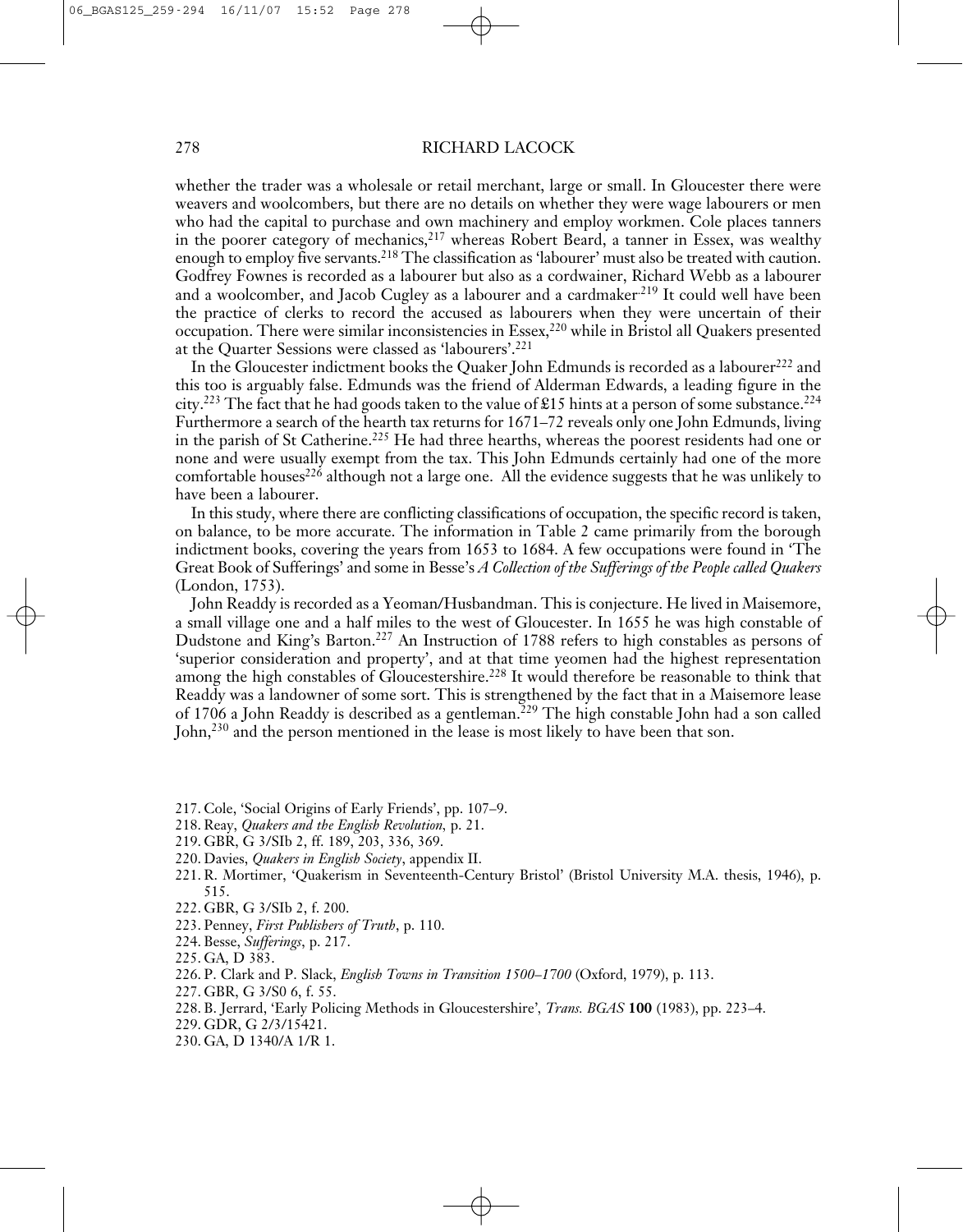whether the trader was a wholesale or retail merchant, large or small. In Gloucester there were weavers and woolcombers, but there are no details on whether they were wage labourers or men who had the capital to purchase and own machinery and employ workmen. Cole places tanners in the poorer category of mechanics,[217] whereas Robert Beard, a tanner in Essex, was wealthy enough to employ five servants.[218] The classification as 'labourer' must also be treated with caution. Godfrey Fownes is recorded as a labourer but also as a cordwainer, Richard Webb as a labourer and a woolcomber, and Jacob Cugley as a labourer and a cardmaker.[219] It could well have been the practice of clerks to record the accused as labourers when they were uncertain of their occupation. There were similar inconsistencies in Essex,[220] while in Bristol all Quakers presented at the Quarter Sessions were classed as 'labourers'.[221]

In the Gloucester indictment books the Quaker John Edmunds is recorded as a labourer[222] and this too is arguably false. Edmunds was the friend of Alderman Edwards, a leading figure in the city.[223] The fact that he had goods taken to the value of £15 hints at a person of some substance.[224] Furthermore a search of the hearth tax returns for 1671–72 reveals only one John Edmunds, living in the parish of St Catherine.[225] He had three hearths, whereas the poorest residents had one or none and were usually exempt from the tax. This John Edmunds certainly had one of the more comfortable houses[226] although not a large one. All the evidence suggests that he was unlikely to have been a labourer.

In this study, where there are conflicting classifications of occupation, the specific record is taken, on balance, to be more accurate. The information in Table 2 came primarily from the borough indictment books, covering the years from 1653 to 1684. A few occupations were found in 'The Great Book of Sufferings' and some in Besse's *A Collection of the Sufferings of the People called Quakers* (London, 1753).

John Readdy is recorded as a Yeoman/Husbandman. This is conjecture. He lived in Maisemore, a small village one and a half miles to the west of Gloucester. In 1655 he was high constable of Dudstone and King's Barton.[227] An Instruction of 1788 refers to high constables as persons of 'superior consideration and property', and at that time yeomen had the highest representation among the high constables of Gloucestershire.[228] It would therefore be reasonable to think that Readdy was a landowner of some sort. This is strengthened by the fact that in a Maisemore lease of 1706 a John Readdy is described as a gentleman.[229] The high constable John had a son called John,[230] and the person mentioned in the lease is most likely to have been that son.

217. Cole, 'Social Origins of Early Friends', pp. 107–9.
218. Reay, *Quakers and the English Revolution*, p. 21.
219. GBR, G 3/SIb 2, ff. 189, 203, 336, 369.
220. Davies, *Quakers in English Society*, appendix II.
221. R. Mortimer, 'Quakerism in Seventeenth-Century Bristol' (Bristol University M.A. thesis, 1946), p. 515.
222. GBR, G 3/SIb 2, f. 200.
223. Penney, *First Publishers of Truth*, p. 110.
224. Besse, *Sufferings*, p. 217.
225. GA, D 383.
226. P. Clark and P. Slack, *English Towns in Transition 1500–1700* (Oxford, 1979), p. 113.
227. GBR, G 3/S0 6, f. 55.
228. B. Jerrard, 'Early Policing Methods in Gloucestershire', *Trans. BGAS* **100** (1983), pp. 223–4.
229. GDR, G 2/3/15421.
230. GA, D 1340/A 1/R 1.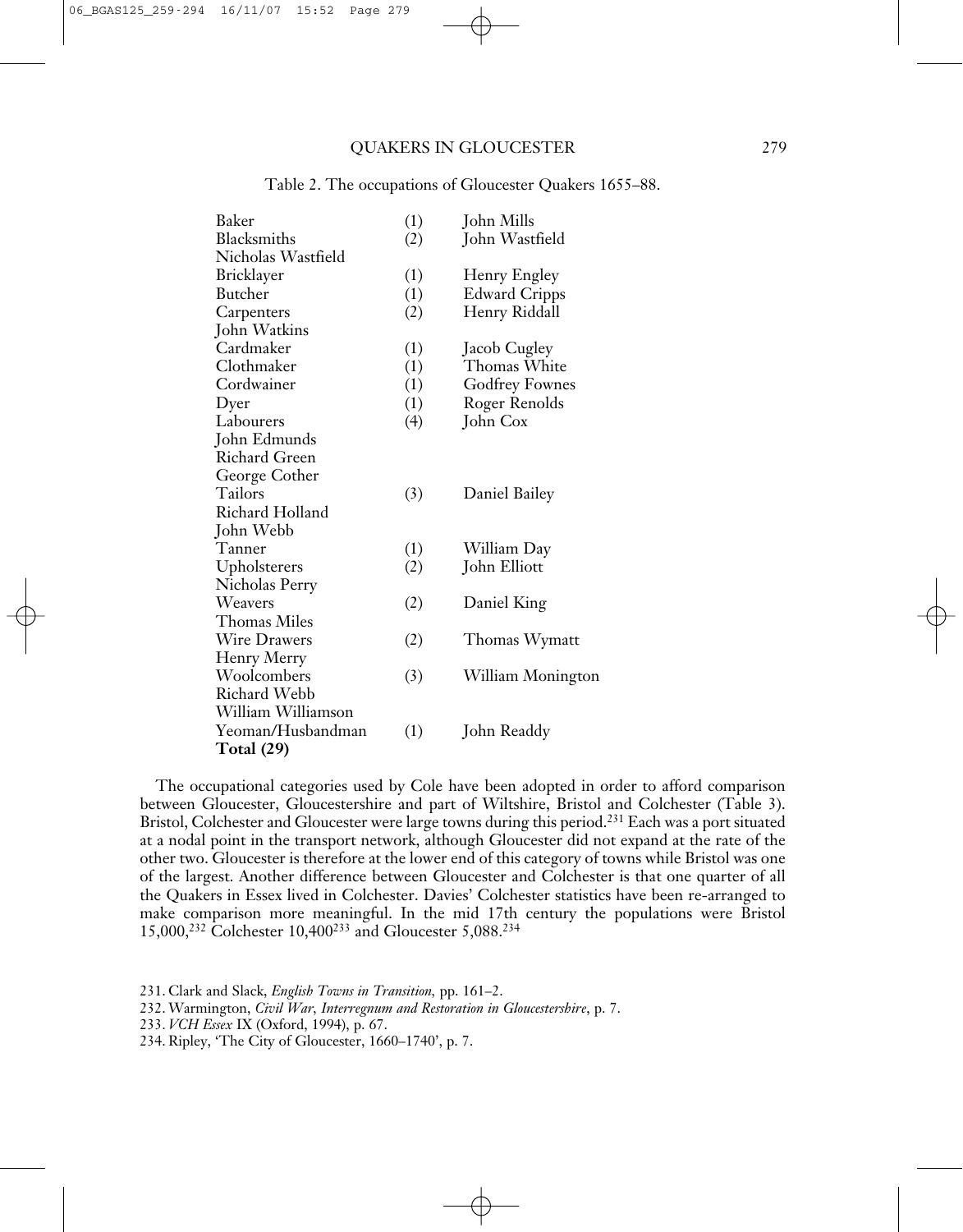Table 2. The occupations of Gloucester Quakers 1655–88.

| Occupation | Number | Names |
|---|---|---|
| Baker | (1) | John Mills |
| Blacksmiths | (2) | John Wastfield |
| | | Nicholas Wastfield |
| Bricklayer | (1) | Henry Engley |
| Butcher | (1) | Edward Cripps |
| Carpenters | (2) | Henry Riddall |
| | | John Watkins |
| Cardmaker | (1) | Jacob Cugley |
| Clothmaker | (1) | Thomas White |
| Cordwainer | (1) | Godfrey Fownes |
| Dyer | (1) | Roger Renolds |
| Labourers | (4) | John Cox |
| | | John Edmunds |
| | | Richard Green |
| | | George Cother |
| Tailors | (3) | Daniel Bailey |
| | | Richard Holland |
| | | John Webb |
| Tanner | (1) | William Day |
| Upholsterers | (2) | John Elliott |
| | | Nicholas Perry |
| Weavers | (2) | Daniel King |
| | | Thomas Miles |
| Wire Drawers | (2) | Thomas Wymatt |
| | | Henry Merry |
| Woolcombers | (3) | William Monington |
| | | Richard Webb |
| | | William Williamson |
| Yeoman/Husbandman | (1) | John Readdy |
| **Total (29)** | | |

The occupational categories used by Cole have been adopted in order to afford comparison between Gloucester, Gloucestershire and part of Wiltshire, Bristol and Colchester (Table 3). Bristol, Colchester and Gloucester were large towns during this period.[231] Each was a port situated at a nodal point in the transport network, although Gloucester did not expand at the rate of the other two. Gloucester is therefore at the lower end of this category of towns while Bristol was one of the largest. Another difference between Gloucester and Colchester is that one quarter of all the Quakers in Essex lived in Colchester. Davies' Colchester statistics have been re-arranged to make comparison more meaningful. In the mid 17th century the populations were Bristol 15,000,[232] Colchester 10,400[233] and Gloucester 5,088.[234]

231. Clark and Slack, *English Towns in Transition*, pp. 161–2.

232. Warmington, *Civil War, Interregnum and Restoration in Gloucestershire*, p. 7.

233. *VCH Essex* IX (Oxford, 1994), p. 67.

234. Ripley, 'The City of Gloucester, 1660–1740', p. 7.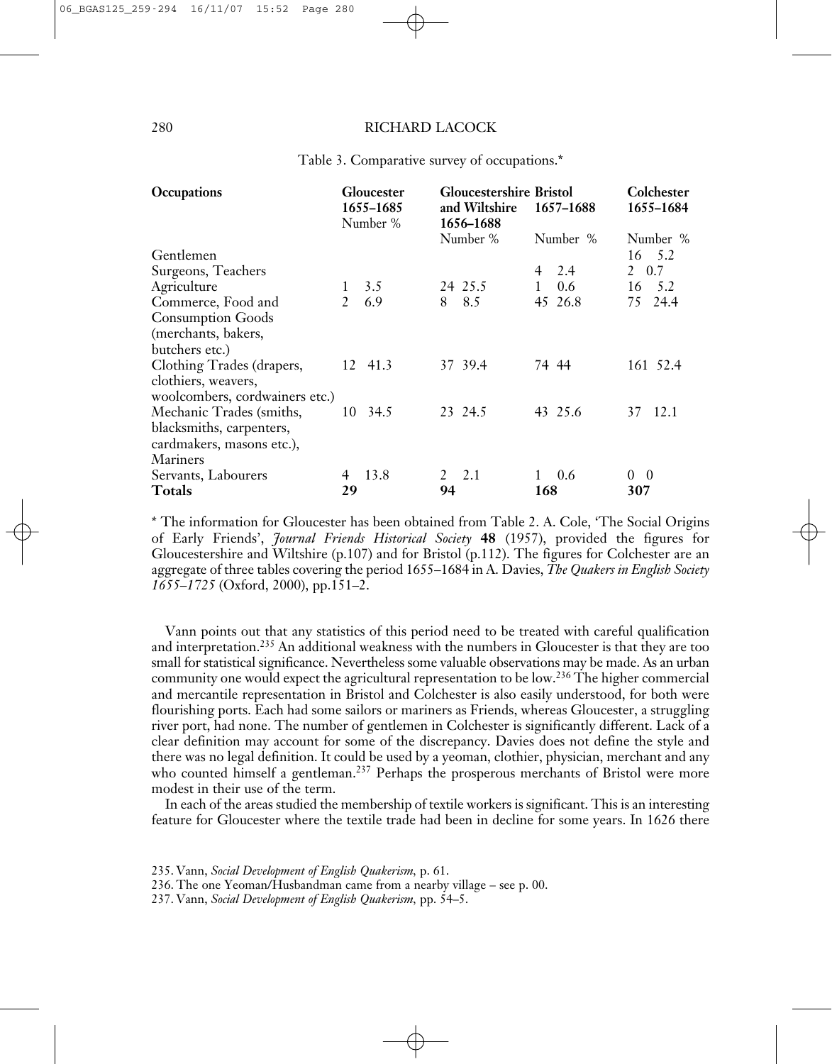Table 3. Comparative survey of occupations.*

| Occupations | Gloucester 1655–1685 | | Gloucestershire and Wiltshire 1656–1688 | | Bristol 1657–1688 | | Colchester 1655–1684 | |
|---|---|---|---|---|---|---|---|---|
| | Number | % | Number | % | Number | % | Number | % |
| Gentlemen | | | | | | | 16 | 5.2 |
| Surgeons, Teachers | | | | | 4 | 2.4 | 2 | 0.7 |
| Agriculture | 1 | 3.5 | 24 | 25.5 | 1 | 0.6 | 16 | 5.2 |
| Commerce, Food and Consumption Goods (merchants, bakers, butchers etc.) | 2 | 6.9 | 8 | 8.5 | 45 | 26.8 | 75 | 24.4 |
| Clothing Trades (drapers, clothiers, weavers, woolcombers, cordwainers etc.) | 12 | 41.3 | 37 | 39.4 | 74 | 44 | 161 | 52.4 |
| Mechanic Trades (smiths, blacksmiths, carpenters, cardmakers, masons etc.), Mariners | 10 | 34.5 | 23 | 24.5 | 43 | 25.6 | 37 | 12.1 |
| Servants, Labourers | 4 | 13.8 | 2 | 2.1 | 1 | 0.6 | 0 | 0 |
| **Totals** | **29** | | **94** | | **168** | | **307** | |

* The information for Gloucester has been obtained from Table 2. A. Cole, 'The Social Origins of Early Friends', *Journal Friends Historical Society* **48** (1957), provided the figures for Gloucestershire and Wiltshire (p.107) and for Bristol (p.112). The figures for Colchester are an aggregate of three tables covering the period 1655–1684 in A. Davies, *The Quakers in English Society 1655–1725* (Oxford, 2000), pp.151–2.

Vann points out that any statistics of this period need to be treated with careful qualification and interpretation.[235] An additional weakness with the numbers in Gloucester is that they are too small for statistical significance. Nevertheless some valuable observations may be made. As an urban community one would expect the agricultural representation to be low.[236] The higher commercial and mercantile representation in Bristol and Colchester is also easily understood, for both were flourishing ports. Each had some sailors or mariners as Friends, whereas Gloucester, a struggling river port, had none. The number of gentlemen in Colchester is significantly different. Lack of a clear definition may account for some of the discrepancy. Davies does not define the style and there was no legal definition. It could be used by a yeoman, clothier, physician, merchant and any who counted himself a gentleman.[237] Perhaps the prosperous merchants of Bristol were more modest in their use of the term.

In each of the areas studied the membership of textile workers is significant. This is an interesting feature for Gloucester where the textile trade had been in decline for some years. In 1626 there

235. Vann, *Social Development of English Quakerism*, p. 61.

236. The one Yeoman/Husbandman came from a nearby village – see p. 00.

237. Vann, *Social Development of English Quakerism*, pp. 54–5.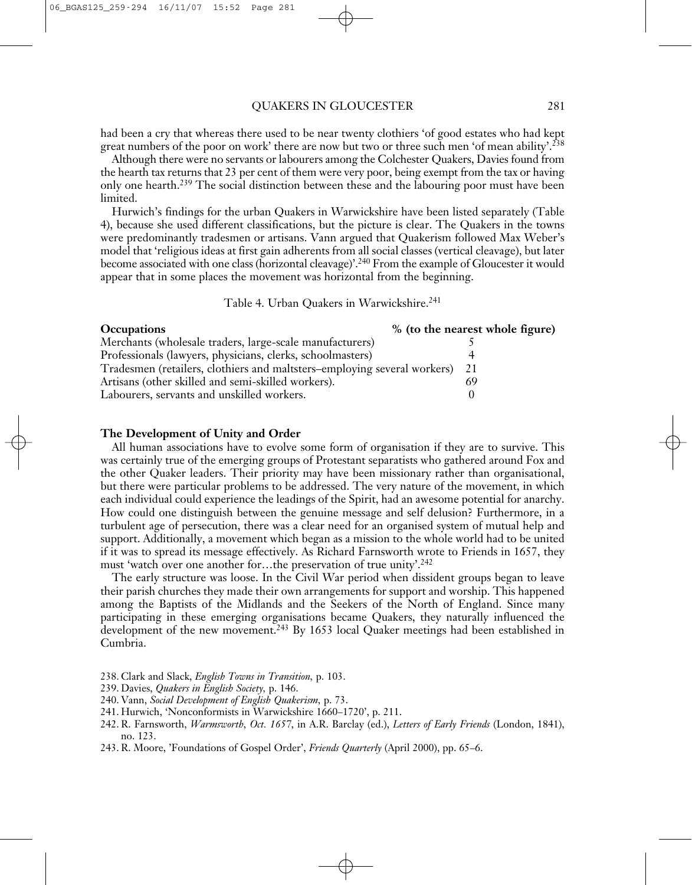had been a cry that whereas there used to be near twenty clothiers 'of good estates who had kept great numbers of the poor on work' there are now but two or three such men 'of mean ability'.[238]

Although there were no servants or labourers among the Colchester Quakers, Davies found from the hearth tax returns that 23 per cent of them were very poor, being exempt from the tax or having only one hearth.[239] The social distinction between these and the labouring poor must have been limited.

Hurwich's findings for the urban Quakers in Warwickshire have been listed separately (Table 4), because she used different classifications, but the picture is clear. The Quakers in the towns were predominantly tradesmen or artisans. Vann argued that Quakerism followed Max Weber's model that 'religious ideas at first gain adherents from all social classes (vertical cleavage), but later become associated with one class (horizontal cleavage)'.[240] From the example of Gloucester it would appear that in some places the movement was horizontal from the beginning.

Table 4. Urban Quakers in Warwickshire.[241]

| **Occupations** | **% (to the nearest whole figure)** |
|---|---|
| Merchants (wholesale traders, large-scale manufacturers) | 5 |
| Professionals (lawyers, physicians, clerks, schoolmasters) | 4 |
| Tradesmen (retailers, clothiers and maltsters–employing several workers) | 21 |
| Artisans (other skilled and semi-skilled workers). | 69 |
| Labourers, servants and unskilled workers. | 0 |

## The Development of Unity and Order

All human associations have to evolve some form of organisation if they are to survive. This was certainly true of the emerging groups of Protestant separatists who gathered around Fox and the other Quaker leaders. Their priority may have been missionary rather than organisational, but there were particular problems to be addressed. The very nature of the movement, in which each individual could experience the leadings of the Spirit, had an awesome potential for anarchy. How could one distinguish between the genuine message and self delusion? Furthermore, in a turbulent age of persecution, there was a clear need for an organised system of mutual help and support. Additionally, a movement which began as a mission to the whole world had to be united if it was to spread its message effectively. As Richard Farnsworth wrote to Friends in 1657, they must 'watch over one another for…the preservation of true unity'.[242]

The early structure was loose. In the Civil War period when dissident groups began to leave their parish churches they made their own arrangements for support and worship. This happened among the Baptists of the Midlands and the Seekers of the North of England. Since many participating in these emerging organisations became Quakers, they naturally influenced the development of the new movement.[243] By 1653 local Quaker meetings had been established in Cumbria.

238. Clark and Slack, *English Towns in Transition*, p. 103.

239. Davies, *Quakers in English Society*, p. 146.

240. Vann, *Social Development of English Quakerism*, p. 73.

241. Hurwich, 'Nonconformists in Warwickshire 1660–1720', p. 211.

242. R. Farnsworth, *Warmsworth, Oct. 1657*, in A.R. Barclay (ed.), *Letters of Early Friends* (London, 1841), no. 123.

243. R. Moore, 'Foundations of Gospel Order', *Friends Quarterly* (April 2000), pp. 65–6.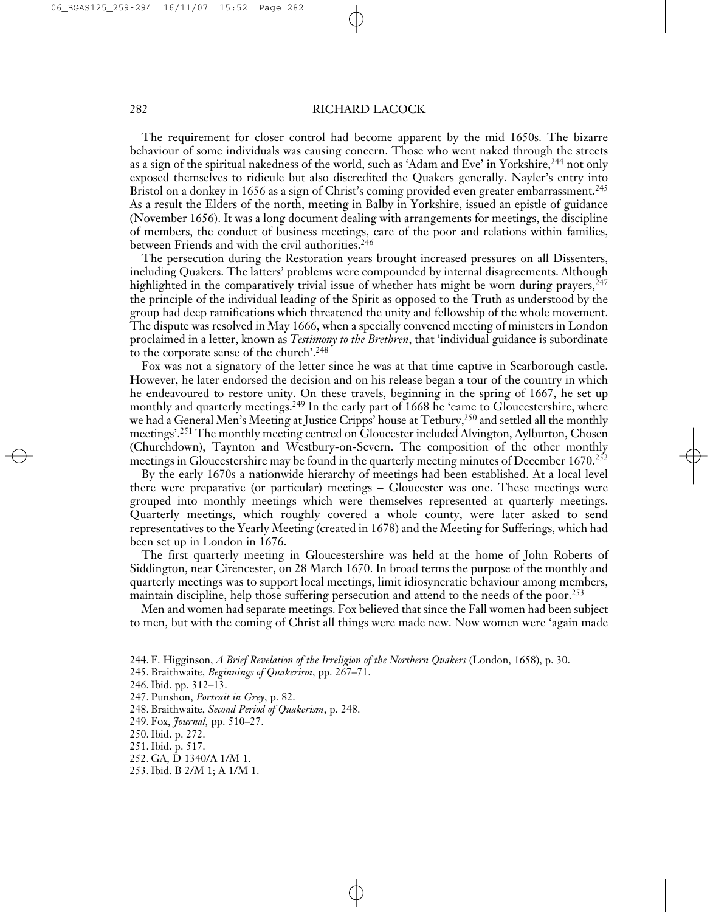The requirement for closer control had become apparent by the mid 1650s. The bizarre behaviour of some individuals was causing concern. Those who went naked through the streets as a sign of the spiritual nakedness of the world, such as 'Adam and Eve' in Yorkshire,[244] not only exposed themselves to ridicule but also discredited the Quakers generally. Nayler's entry into Bristol on a donkey in 1656 as a sign of Christ's coming provided even greater embarrassment.[245] As a result the Elders of the north, meeting in Balby in Yorkshire, issued an epistle of guidance (November 1656). It was a long document dealing with arrangements for meetings, the discipline of members, the conduct of business meetings, care of the poor and relations within families, between Friends and with the civil authorities.[246]

The persecution during the Restoration years brought increased pressures on all Dissenters, including Quakers. The latters' problems were compounded by internal disagreements. Although highlighted in the comparatively trivial issue of whether hats might be worn during prayers,[247] the principle of the individual leading of the Spirit as opposed to the Truth as understood by the group had deep ramifications which threatened the unity and fellowship of the whole movement. The dispute was resolved in May 1666, when a specially convened meeting of ministers in London proclaimed in a letter, known as *Testimony to the Brethren*, that 'individual guidance is subordinate to the corporate sense of the church'.[248]

Fox was not a signatory of the letter since he was at that time captive in Scarborough castle. However, he later endorsed the decision and on his release began a tour of the country in which he endeavoured to restore unity. On these travels, beginning in the spring of 1667, he set up monthly and quarterly meetings.[249] In the early part of 1668 he 'came to Gloucestershire, where we had a General Men's Meeting at Justice Cripps' house at Tetbury,[250] and settled all the monthly meetings'.[251] The monthly meeting centred on Gloucester included Alvington, Aylburton, Chosen (Churchdown), Taynton and Westbury-on-Severn. The composition of the other monthly meetings in Gloucestershire may be found in the quarterly meeting minutes of December 1670.[252]

By the early 1670s a nationwide hierarchy of meetings had been established. At a local level there were preparative (or particular) meetings – Gloucester was one. These meetings were grouped into monthly meetings which were themselves represented at quarterly meetings. Quarterly meetings, which roughly covered a whole county, were later asked to send representatives to the Yearly Meeting (created in 1678) and the Meeting for Sufferings, which had been set up in London in 1676.

The first quarterly meeting in Gloucestershire was held at the home of John Roberts of Siddington, near Cirencester, on 28 March 1670. In broad terms the purpose of the monthly and quarterly meetings was to support local meetings, limit idiosyncratic behaviour among members, maintain discipline, help those suffering persecution and attend to the needs of the poor.[253]

Men and women had separate meetings. Fox believed that since the Fall women had been subject to men, but with the coming of Christ all things were made new. Now women were 'again made

244. F. Higginson, *A Brief Revelation of the Irreligion of the Northern Quakers* (London, 1658), p. 30.
245. Braithwaite, *Beginnings of Quakerism*, pp. 267–71.
246. Ibid. pp. 312–13.
247. Punshon, *Portrait in Grey*, p. 82.
248. Braithwaite, *Second Period of Quakerism*, p. 248.
249. Fox, *Journal*, pp. 510–27.
250. Ibid. p. 272.
251. Ibid. p. 517.
252. GA, D 1340/A 1/M 1.
253. Ibid. B 2/M 1; A 1/M 1.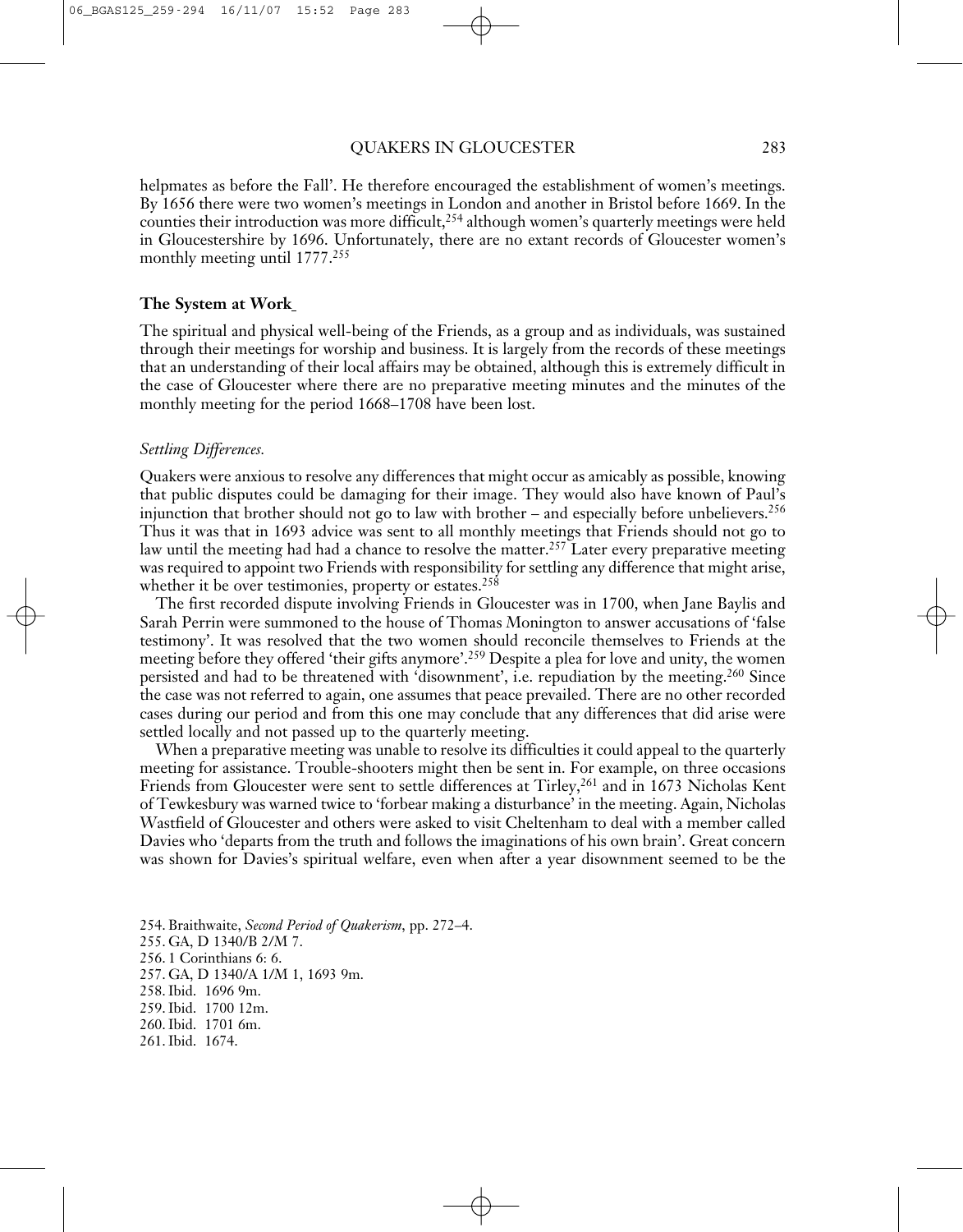helpmates as before the Fall'. He therefore encouraged the establishment of women's meetings. By 1656 there were two women's meetings in London and another in Bristol before 1669. In the counties their introduction was more difficult,[254] although women's quarterly meetings were held in Gloucestershire by 1696. Unfortunately, there are no extant records of Gloucester women's monthly meeting until 1777.[255]

### The System at Work

The spiritual and physical well-being of the Friends, as a group and as individuals, was sustained through their meetings for worship and business. It is largely from the records of these meetings that an understanding of their local affairs may be obtained, although this is extremely difficult in the case of Gloucester where there are no preparative meeting minutes and the minutes of the monthly meeting for the period 1668–1708 have been lost.

#### *Settling Differences.*

Quakers were anxious to resolve any differences that might occur as amicably as possible, knowing that public disputes could be damaging for their image. They would also have known of Paul's injunction that brother should not go to law with brother – and especially before unbelievers.[256] Thus it was that in 1693 advice was sent to all monthly meetings that Friends should not go to law until the meeting had had a chance to resolve the matter.[257] Later every preparative meeting was required to appoint two Friends with responsibility for settling any difference that might arise, whether it be over testimonies, property or estates.[258]

The first recorded dispute involving Friends in Gloucester was in 1700, when Jane Baylis and Sarah Perrin were summoned to the house of Thomas Monington to answer accusations of 'false testimony'. It was resolved that the two women should reconcile themselves to Friends at the meeting before they offered 'their gifts anymore'.[259] Despite a plea for love and unity, the women persisted and had to be threatened with 'disownment', i.e. repudiation by the meeting.[260] Since the case was not referred to again, one assumes that peace prevailed. There are no other recorded cases during our period and from this one may conclude that any differences that did arise were settled locally and not passed up to the quarterly meeting.

When a preparative meeting was unable to resolve its difficulties it could appeal to the quarterly meeting for assistance. Trouble-shooters might then be sent in. For example, on three occasions Friends from Gloucester were sent to settle differences at Tirley,[261] and in 1673 Nicholas Kent of Tewkesbury was warned twice to 'forbear making a disturbance' in the meeting. Again, Nicholas Wastfield of Gloucester and others were asked to visit Cheltenham to deal with a member called Davies who 'departs from the truth and follows the imaginations of his own brain'. Great concern was shown for Davies's spiritual welfare, even when after a year disownment seemed to be the

254. Braithwaite, *Second Period of Quakerism*, pp. 272–4.
255. GA, D 1340/B 2/M 7.
256. 1 Corinthians 6: 6.
257. GA, D 1340/A 1/M 1, 1693 9m.
258. Ibid. 1696 9m.
259. Ibid. 1700 12m.
260. Ibid. 1701 6m.
261. Ibid. 1674.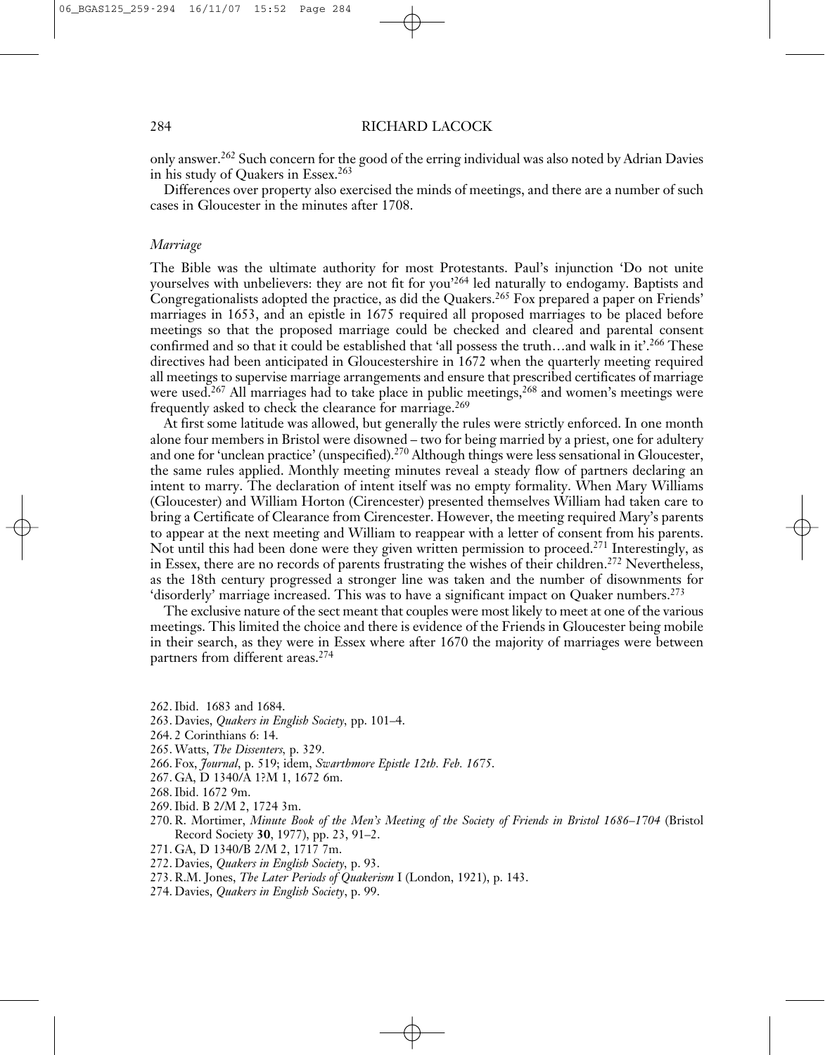only answer.[262] Such concern for the good of the erring individual was also noted by Adrian Davies in his study of Quakers in Essex.[263]

Differences over property also exercised the minds of meetings, and there are a number of such cases in Gloucester in the minutes after 1708.

### *Marriage*

The Bible was the ultimate authority for most Protestants. Paul's injunction 'Do not unite yourselves with unbelievers: they are not fit for you'[264] led naturally to endogamy. Baptists and Congregationalists adopted the practice, as did the Quakers.[265] Fox prepared a paper on Friends' marriages in 1653, and an epistle in 1675 required all proposed marriages to be placed before meetings so that the proposed marriage could be checked and cleared and parental consent confirmed and so that it could be established that 'all possess the truth…and walk in it'.[266] These directives had been anticipated in Gloucestershire in 1672 when the quarterly meeting required all meetings to supervise marriage arrangements and ensure that prescribed certificates of marriage were used.[267] All marriages had to take place in public meetings,[268] and women's meetings were frequently asked to check the clearance for marriage.[269]

At first some latitude was allowed, but generally the rules were strictly enforced. In one month alone four members in Bristol were disowned – two for being married by a priest, one for adultery and one for 'unclean practice' (unspecified).[270] Although things were less sensational in Gloucester, the same rules applied. Monthly meeting minutes reveal a steady flow of partners declaring an intent to marry. The declaration of intent itself was no empty formality. When Mary Williams (Gloucester) and William Horton (Cirencester) presented themselves William had taken care to bring a Certificate of Clearance from Cirencester. However, the meeting required Mary's parents to appear at the next meeting and William to reappear with a letter of consent from his parents. Not until this had been done were they given written permission to proceed.[271] Interestingly, as in Essex, there are no records of parents frustrating the wishes of their children.[272] Nevertheless, as the 18th century progressed a stronger line was taken and the number of disownments for 'disorderly' marriage increased. This was to have a significant impact on Quaker numbers.[273]

The exclusive nature of the sect meant that couples were most likely to meet at one of the various meetings. This limited the choice and there is evidence of the Friends in Gloucester being mobile in their search, as they were in Essex where after 1670 the majority of marriages were between partners from different areas.[274]

262. Ibid. 1683 and 1684.
263. Davies, *Quakers in English Society*, pp. 101–4.
264. 2 Corinthians 6: 14.
265. Watts, *The Dissenters*, p. 329.
266. Fox, *Journal*, p. 519; idem, *Swarthmore Epistle 12th. Feb. 1675*.
267. GA, D 1340/A 1?M 1, 1672 6m.
268. Ibid. 1672 9m.
269. Ibid. B 2/M 2, 1724 3m.
270. R. Mortimer, *Minute Book of the Men's Meeting of the Society of Friends in Bristol 1686–1704* (Bristol Record Society **30**, 1977), pp. 23, 91–2.
271. GA, D 1340/B 2/M 2, 1717 7m.
272. Davies, *Quakers in English Society*, p. 93.
273. R.M. Jones, *The Later Periods of Quakerism* I (London, 1921), p. 143.
274. Davies, *Quakers in English Society*, p. 99.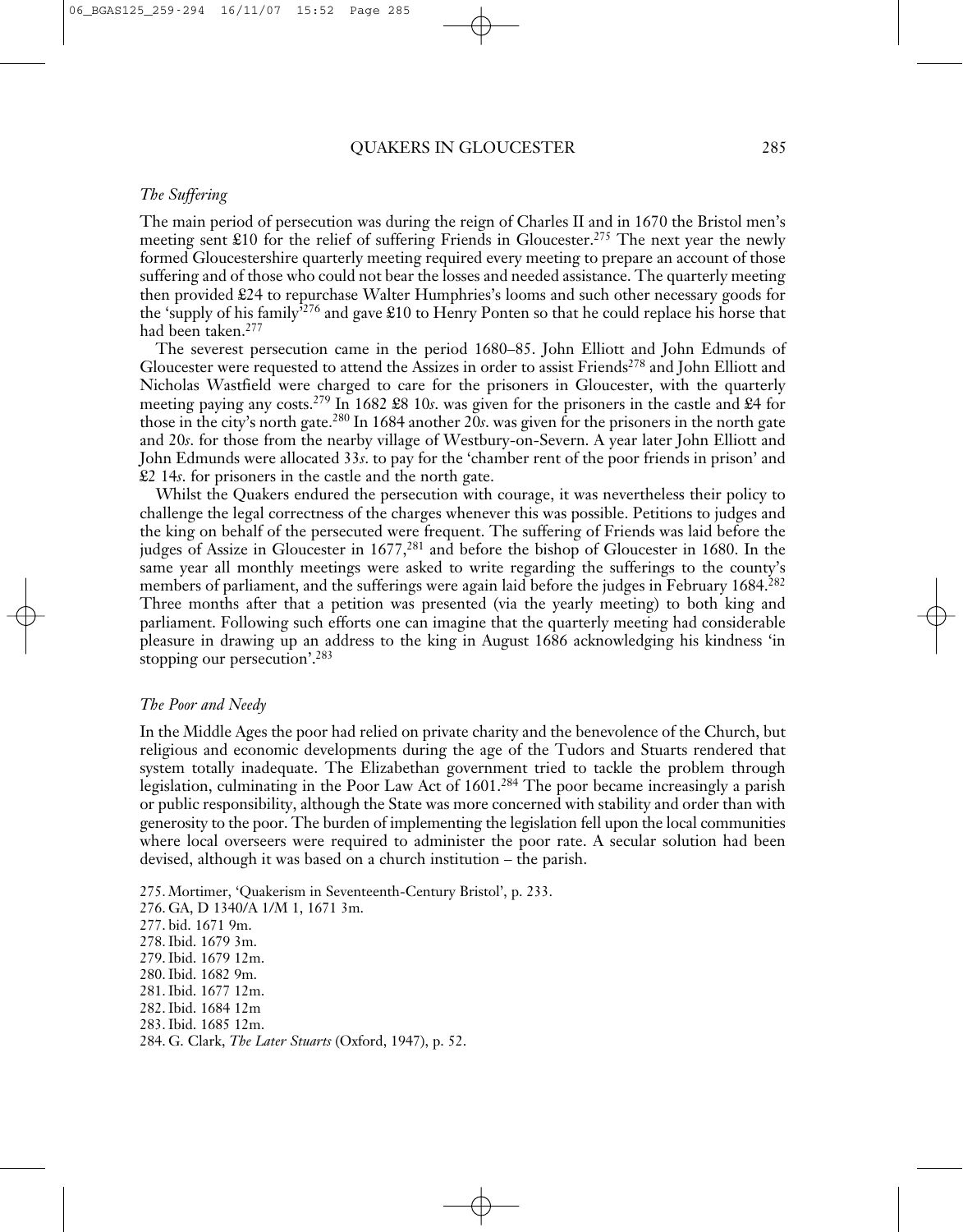### *The Suffering*

The main period of persecution was during the reign of Charles II and in 1670 the Bristol men's meeting sent £10 for the relief of suffering Friends in Gloucester.[275] The next year the newly formed Gloucestershire quarterly meeting required every meeting to prepare an account of those suffering and of those who could not bear the losses and needed assistance. The quarterly meeting then provided £24 to repurchase Walter Humphries's looms and such other necessary goods for the 'supply of his family'[276] and gave £10 to Henry Ponten so that he could replace his horse that had been taken.[277]

The severest persecution came in the period 1680–85. John Elliott and John Edmunds of Gloucester were requested to attend the Assizes in order to assist Friends[278] and John Elliott and Nicholas Wastfield were charged to care for the prisoners in Gloucester, with the quarterly meeting paying any costs.[279] In 1682 £8 10*s*. was given for the prisoners in the castle and £4 for those in the city's north gate.[280] In 1684 another 20*s*. was given for the prisoners in the north gate and 20*s*. for those from the nearby village of Westbury-on-Severn. A year later John Elliott and John Edmunds were allocated 33*s*. to pay for the 'chamber rent of the poor friends in prison' and £2 14*s*. for prisoners in the castle and the north gate.

Whilst the Quakers endured the persecution with courage, it was nevertheless their policy to challenge the legal correctness of the charges whenever this was possible. Petitions to judges and the king on behalf of the persecuted were frequent. The suffering of Friends was laid before the judges of Assize in Gloucester in 1677,[281] and before the bishop of Gloucester in 1680. In the same year all monthly meetings were asked to write regarding the sufferings to the county's members of parliament, and the sufferings were again laid before the judges in February 1684.[282] Three months after that a petition was presented (via the yearly meeting) to both king and parliament. Following such efforts one can imagine that the quarterly meeting had considerable pleasure in drawing up an address to the king in August 1686 acknowledging his kindness 'in stopping our persecution'.[283]

### *The Poor and Needy*

In the Middle Ages the poor had relied on private charity and the benevolence of the Church, but religious and economic developments during the age of the Tudors and Stuarts rendered that system totally inadequate. The Elizabethan government tried to tackle the problem through legislation, culminating in the Poor Law Act of 1601.[284] The poor became increasingly a parish or public responsibility, although the State was more concerned with stability and order than with generosity to the poor. The burden of implementing the legislation fell upon the local communities where local overseers were required to administer the poor rate. A secular solution had been devised, although it was based on a church institution – the parish.

275. Mortimer, 'Quakerism in Seventeenth-Century Bristol', p. 233.
276. GA, D 1340/A 1/M 1, 1671 3m.
277. bid. 1671 9m.
278. Ibid. 1679 3m.
279. Ibid. 1679 12m.
280. Ibid. 1682 9m.
281. Ibid. 1677 12m.
282. Ibid. 1684 12m
283. Ibid. 1685 12m.
284. G. Clark, *The Later Stuarts* (Oxford, 1947), p. 52.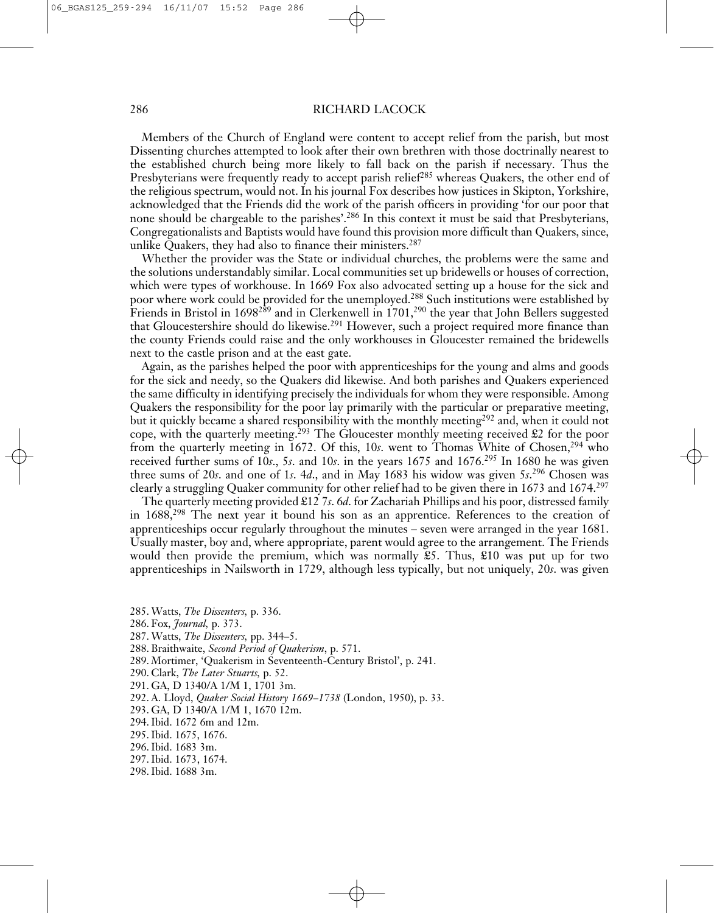Members of the Church of England were content to accept relief from the parish, but most Dissenting churches attempted to look after their own brethren with those doctrinally nearest to the established church being more likely to fall back on the parish if necessary. Thus the Presbyterians were frequently ready to accept parish relief[285] whereas Quakers, the other end of the religious spectrum, would not. In his journal Fox describes how justices in Skipton, Yorkshire, acknowledged that the Friends did the work of the parish officers in providing 'for our poor that none should be chargeable to the parishes'.[286] In this context it must be said that Presbyterians, Congregationalists and Baptists would have found this provision more difficult than Quakers, since, unlike Quakers, they had also to finance their ministers.[287]

Whether the provider was the State or individual churches, the problems were the same and the solutions understandably similar. Local communities set up bridewells or houses of correction, which were types of workhouse. In 1669 Fox also advocated setting up a house for the sick and poor where work could be provided for the unemployed.[288] Such institutions were established by Friends in Bristol in 1698[289] and in Clerkenwell in 1701,[290] the year that John Bellers suggested that Gloucestershire should do likewise.[291] However, such a project required more finance than the county Friends could raise and the only workhouses in Gloucester remained the bridewells next to the castle prison and at the east gate.

Again, as the parishes helped the poor with apprenticeships for the young and alms and goods for the sick and needy, so the Quakers did likewise. And both parishes and Quakers experienced the same difficulty in identifying precisely the individuals for whom they were responsible. Among Quakers the responsibility for the poor lay primarily with the particular or preparative meeting, but it quickly became a shared responsibility with the monthly meeting[292] and, when it could not cope, with the quarterly meeting.[293] The Gloucester monthly meeting received £2 for the poor from the quarterly meeting in 1672. Of this, 10*s*. went to Thomas White of Chosen,[294] who received further sums of 10*s*., 5*s*. and 10*s*. in the years 1675 and 1676.[295] In 1680 he was given three sums of 20*s*. and one of 1*s*. 4*d*., and in May 1683 his widow was given 5*s*.[296] Chosen was clearly a struggling Quaker community for other relief had to be given there in 1673 and 1674.[297]

The quarterly meeting provided £12 7*s*. 6*d*. for Zachariah Phillips and his poor, distressed family in 1688,[298] The next year it bound his son as an apprentice. References to the creation of apprenticeships occur regularly throughout the minutes – seven were arranged in the year 1681. Usually master, boy and, where appropriate, parent would agree to the arrangement. The Friends would then provide the premium, which was normally £5. Thus, £10 was put up for two apprenticeships in Nailsworth in 1729, although less typically, but not uniquely, 20*s*. was given

285. Watts, *The Dissenters*, p. 336.
286. Fox, *Journal*, p. 373.
287. Watts, *The Dissenters*, pp. 344–5.
288. Braithwaite, *Second Period of Quakerism*, p. 571.
289. Mortimer, 'Quakerism in Seventeenth-Century Bristol', p. 241.
290. Clark, *The Later Stuarts*, p. 52.
291. GA, D 1340/A 1/M 1, 1701 3m.
292. A. Lloyd, *Quaker Social History 1669–1738* (London, 1950), p. 33.
293. GA, D 1340/A 1/M 1, 1670 12m.
294. Ibid. 1672 6m and 12m.
295. Ibid. 1675, 1676.
296. Ibid. 1683 3m.
297. Ibid. 1673, 1674.
298. Ibid. 1688 3m.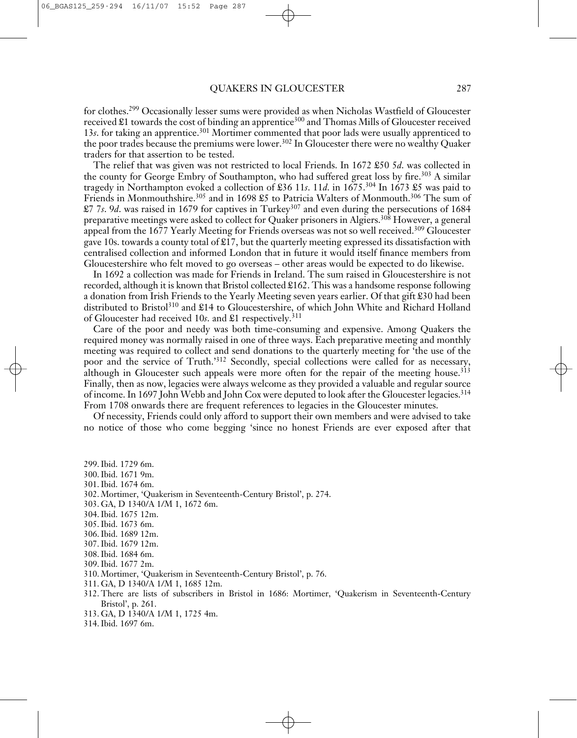for clothes.[299] Occasionally lesser sums were provided as when Nicholas Wastfield of Gloucester received £1 towards the cost of binding an apprentice[300] and Thomas Mills of Gloucester received 13*s*. for taking an apprentice.[301] Mortimer commented that poor lads were usually apprenticed to the poor trades because the premiums were lower.[302] In Gloucester there were no wealthy Quaker traders for that assertion to be tested.

The relief that was given was not restricted to local Friends. In 1672 £50 5*d*. was collected in the county for George Embry of Southampton, who had suffered great loss by fire.[303] A similar tragedy in Northampton evoked a collection of £36 11*s*. 11*d*. in 1675.[304] In 1673 £5 was paid to Friends in Monmouthshire.[305] and in 1698 £5 to Patricia Walters of Monmouth.[306] The sum of £7 7*s*. 9*d*. was raised in 1679 for captives in Turkey[307] and even during the persecutions of 1684 preparative meetings were asked to collect for Quaker prisoners in Algiers.[308] However, a general appeal from the 1677 Yearly Meeting for Friends overseas was not so well received.[309] Gloucester gave 10s. towards a county total of £17, but the quarterly meeting expressed its dissatisfaction with centralised collection and informed London that in future it would itself finance members from Gloucestershire who felt moved to go overseas – other areas would be expected to do likewise.

In 1692 a collection was made for Friends in Ireland. The sum raised in Gloucestershire is not recorded, although it is known that Bristol collected £162. This was a handsome response following a donation from Irish Friends to the Yearly Meeting seven years earlier. Of that gift £30 had been distributed to Bristol[310] and £14 to Gloucestershire, of which John White and Richard Holland of Gloucester had received 10*s*. and £1 respectively.[311]

Care of the poor and needy was both time-consuming and expensive. Among Quakers the required money was normally raised in one of three ways. Each preparative meeting and monthly meeting was required to collect and send donations to the quarterly meeting for 'the use of the poor and the service of Truth.'[312] Secondly, special collections were called for as necessary, although in Gloucester such appeals were more often for the repair of the meeting house.[313] Finally, then as now, legacies were always welcome as they provided a valuable and regular source of income. In 1697 John Webb and John Cox were deputed to look after the Gloucester legacies.[314] From 1708 onwards there are frequent references to legacies in the Gloucester minutes.

Of necessity, Friends could only afford to support their own members and were advised to take no notice of those who come begging 'since no honest Friends are ever exposed after that

299. Ibid. 1729 6m.
300. Ibid. 1671 9m.
301. Ibid. 1674 6m.
302. Mortimer, 'Quakerism in Seventeenth-Century Bristol', p. 274.
303. GA, D 1340/A 1/M 1, 1672 6m.
304. Ibid. 1675 12m.
305. Ibid. 1673 6m.
306. Ibid. 1689 12m.
307. Ibid. 1679 12m.
308. Ibid. 1684 6m.
309. Ibid. 1677 2m.
310. Mortimer, 'Quakerism in Seventeenth-Century Bristol', p. 76.
311. GA, D 1340/A 1/M 1, 1685 12m.
312. There are lists of subscribers in Bristol in 1686: Mortimer, 'Quakerism in Seventeenth-Century Bristol', p. 261.
313. GA, D 1340/A 1/M 1, 1725 4m.
314. Ibid. 1697 6m.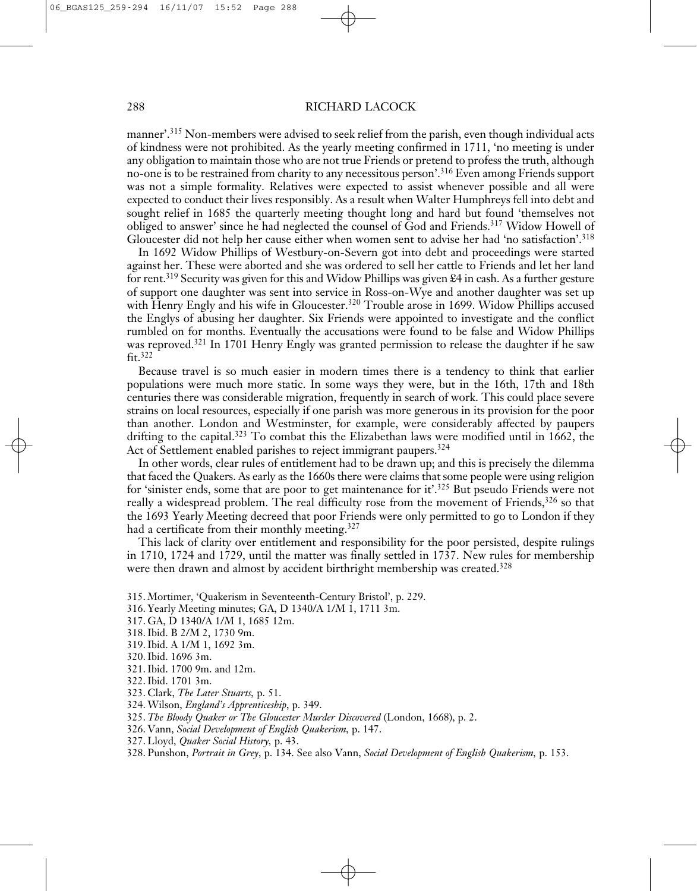manner'.[315] Non-members were advised to seek relief from the parish, even though individual acts of kindness were not prohibited. As the yearly meeting confirmed in 1711, 'no meeting is under any obligation to maintain those who are not true Friends or pretend to profess the truth, although no-one is to be restrained from charity to any necessitous person'.[316] Even among Friends support was not a simple formality. Relatives were expected to assist whenever possible and all were expected to conduct their lives responsibly. As a result when Walter Humphreys fell into debt and sought relief in 1685 the quarterly meeting thought long and hard but found 'themselves not obliged to answer' since he had neglected the counsel of God and Friends.[317] Widow Howell of Gloucester did not help her cause either when women sent to advise her had 'no satisfaction'.[318]

In 1692 Widow Phillips of Westbury-on-Severn got into debt and proceedings were started against her. These were aborted and she was ordered to sell her cattle to Friends and let her land for rent.[319] Security was given for this and Widow Phillips was given £4 in cash. As a further gesture of support one daughter was sent into service in Ross-on-Wye and another daughter was set up with Henry Engly and his wife in Gloucester.[320] Trouble arose in 1699. Widow Phillips accused the Englys of abusing her daughter. Six Friends were appointed to investigate and the conflict rumbled on for months. Eventually the accusations were found to be false and Widow Phillips was reproved.[321] In 1701 Henry Engly was granted permission to release the daughter if he saw fit.[322]

Because travel is so much easier in modern times there is a tendency to think that earlier populations were much more static. In some ways they were, but in the 16th, 17th and 18th centuries there was considerable migration, frequently in search of work. This could place severe strains on local resources, especially if one parish was more generous in its provision for the poor than another. London and Westminster, for example, were considerably affected by paupers drifting to the capital.[323] To combat this the Elizabethan laws were modified until in 1662, the Act of Settlement enabled parishes to reject immigrant paupers.[324]

In other words, clear rules of entitlement had to be drawn up; and this is precisely the dilemma that faced the Quakers. As early as the 1660s there were claims that some people were using religion for 'sinister ends, some that are poor to get maintenance for it'.[325] But pseudo Friends were not really a widespread problem. The real difficulty rose from the movement of Friends,[326] so that the 1693 Yearly Meeting decreed that poor Friends were only permitted to go to London if they had a certificate from their monthly meeting.[327]

This lack of clarity over entitlement and responsibility for the poor persisted, despite rulings in 1710, 1724 and 1729, until the matter was finally settled in 1737. New rules for membership were then drawn and almost by accident birthright membership was created.[328]

315. Mortimer, 'Quakerism in Seventeenth-Century Bristol', p. 229.
316. Yearly Meeting minutes; GA, D 1340/A 1/M 1, 1711 3m.
317. GA, D 1340/A 1/M 1, 1685 12m.
318. Ibid. B 2/M 2, 1730 9m.
319. Ibid. A 1/M 1, 1692 3m.
320. Ibid. 1696 3m.
321. Ibid. 1700 9m. and 12m.
322. Ibid. 1701 3m.
323. Clark, *The Later Stuarts*, p. 51.
324. Wilson, *England's Apprenticeship*, p. 349.
325. *The Bloody Quaker or The Gloucester Murder Discovered* (London, 1668), p. 2.
326. Vann, *Social Development of English Quakerism*, p. 147.
327. Lloyd, *Quaker Social History*, p. 43.
328. Punshon, *Portrait in Grey*, p. 134. See also Vann, *Social Development of English Quakerism*, p. 153.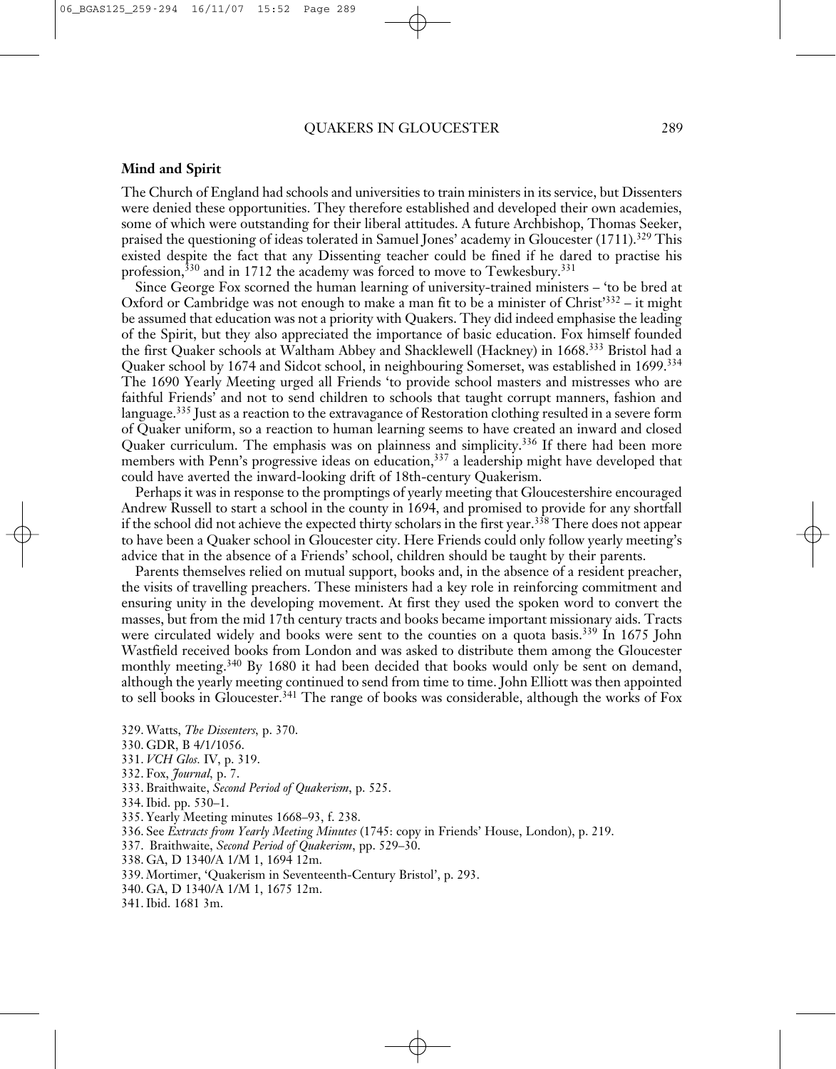**Mind and Spirit**

The Church of England had schools and universities to train ministers in its service, but Dissenters were denied these opportunities. They therefore established and developed their own academies, some of which were outstanding for their liberal attitudes. A future Archbishop, Thomas Seeker, praised the questioning of ideas tolerated in Samuel Jones' academy in Gloucester (1711).[329] This existed despite the fact that any Dissenting teacher could be fined if he dared to practise his profession,[330] and in 1712 the academy was forced to move to Tewkesbury.[331]

Since George Fox scorned the human learning of university-trained ministers – 'to be bred at Oxford or Cambridge was not enough to make a man fit to be a minister of Christ'[332] – it might be assumed that education was not a priority with Quakers. They did indeed emphasise the leading of the Spirit, but they also appreciated the importance of basic education. Fox himself founded the first Quaker schools at Waltham Abbey and Shacklewell (Hackney) in 1668.[333] Bristol had a Quaker school by 1674 and Sidcot school, in neighbouring Somerset, was established in 1699.[334] The 1690 Yearly Meeting urged all Friends 'to provide school masters and mistresses who are faithful Friends' and not to send children to schools that taught corrupt manners, fashion and language.[335] Just as a reaction to the extravagance of Restoration clothing resulted in a severe form of Quaker uniform, so a reaction to human learning seems to have created an inward and closed Quaker curriculum. The emphasis was on plainness and simplicity.[336] If there had been more members with Penn's progressive ideas on education,[337] a leadership might have developed that could have averted the inward-looking drift of 18th-century Quakerism.

Perhaps it was in response to the promptings of yearly meeting that Gloucestershire encouraged Andrew Russell to start a school in the county in 1694, and promised to provide for any shortfall if the school did not achieve the expected thirty scholars in the first year.[338] There does not appear to have been a Quaker school in Gloucester city. Here Friends could only follow yearly meeting's advice that in the absence of a Friends' school, children should be taught by their parents.

Parents themselves relied on mutual support, books and, in the absence of a resident preacher, the visits of travelling preachers. These ministers had a key role in reinforcing commitment and ensuring unity in the developing movement. At first they used the spoken word to convert the masses, but from the mid 17th century tracts and books became important missionary aids. Tracts were circulated widely and books were sent to the counties on a quota basis.[339] In 1675 John Wastfield received books from London and was asked to distribute them among the Gloucester monthly meeting.[340] By 1680 it had been decided that books would only be sent on demand, although the yearly meeting continued to send from time to time. John Elliott was then appointed to sell books in Gloucester.[341] The range of books was considerable, although the works of Fox

329. Watts, *The Dissenters*, p. 370.
330. GDR, B 4/1/1056.
331. *VCH Glos.* IV, p. 319.
332. Fox, *Journal*, p. 7.
333. Braithwaite, *Second Period of Quakerism*, p. 525.
334. Ibid. pp. 530–1.
335. Yearly Meeting minutes 1668–93, f. 238.
336. See *Extracts from Yearly Meeting Minutes* (1745: copy in Friends' House, London), p. 219.
337. Braithwaite, *Second Period of Quakerism*, pp. 529–30.
338. GA, D 1340/A 1/M 1, 1694 12m.
339. Mortimer, 'Quakerism in Seventeenth-Century Bristol', p. 293.
340. GA, D 1340/A 1/M 1, 1675 12m.
341. Ibid. 1681 3m.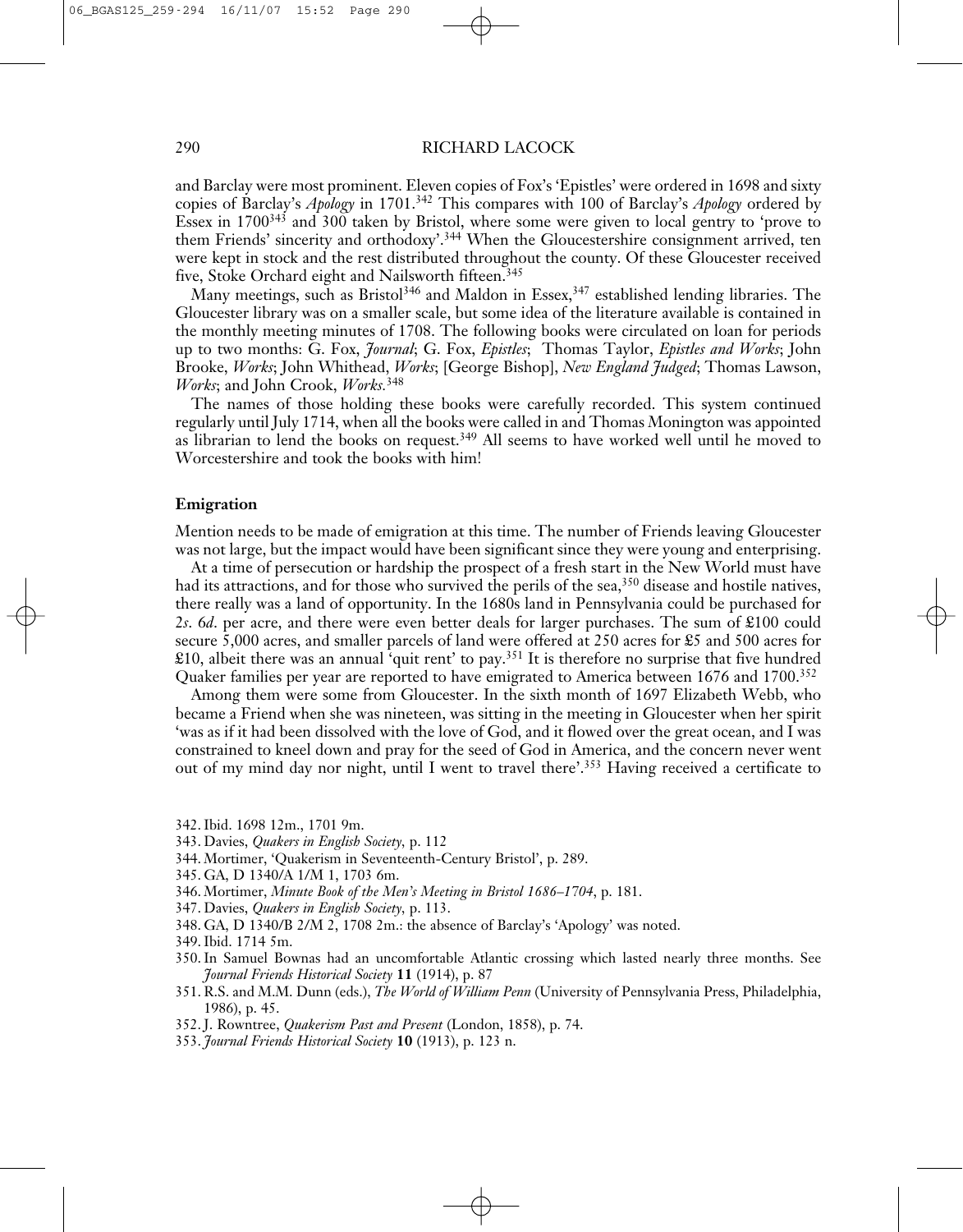and Barclay were most prominent. Eleven copies of Fox's 'Epistles' were ordered in 1698 and sixty copies of Barclay's *Apology* in 1701.[342] This compares with 100 of Barclay's *Apology* ordered by Essex in 1700[343] and 300 taken by Bristol, where some were given to local gentry to 'prove to them Friends' sincerity and orthodoxy'.[344] When the Gloucestershire consignment arrived, ten were kept in stock and the rest distributed throughout the county. Of these Gloucester received five, Stoke Orchard eight and Nailsworth fifteen.[345]

Many meetings, such as Bristol[346] and Maldon in Essex,[347] established lending libraries. The Gloucester library was on a smaller scale, but some idea of the literature available is contained in the monthly meeting minutes of 1708. The following books were circulated on loan for periods up to two months: G. Fox, *Journal*; G. Fox, *Epistles*; Thomas Taylor, *Epistles and Works*; John Brooke, *Works*; John Whithead, *Works*; [George Bishop], *New England Judged*; Thomas Lawson, *Works*; and John Crook, *Works*.[348]

The names of those holding these books were carefully recorded. This system continued regularly until July 1714, when all the books were called in and Thomas Monington was appointed as librarian to lend the books on request.[349] All seems to have worked well until he moved to Worcestershire and took the books with him!

**Emigration**

Mention needs to be made of emigration at this time. The number of Friends leaving Gloucester was not large, but the impact would have been significant since they were young and enterprising.

At a time of persecution or hardship the prospect of a fresh start in the New World must have had its attractions, and for those who survived the perils of the sea,[350] disease and hostile natives, there really was a land of opportunity. In the 1680s land in Pennsylvania could be purchased for 2*s*. 6*d*. per acre, and there were even better deals for larger purchases. The sum of £100 could secure 5,000 acres, and smaller parcels of land were offered at 250 acres for £5 and 500 acres for £10, albeit there was an annual 'quit rent' to pay.[351] It is therefore no surprise that five hundred Quaker families per year are reported to have emigrated to America between 1676 and 1700.[352]

Among them were some from Gloucester. In the sixth month of 1697 Elizabeth Webb, who became a Friend when she was nineteen, was sitting in the meeting in Gloucester when her spirit 'was as if it had been dissolved with the love of God, and it flowed over the great ocean, and I was constrained to kneel down and pray for the seed of God in America, and the concern never went out of my mind day nor night, until I went to travel there'.[353] Having received a certificate to

342. Ibid. 1698 12m., 1701 9m.
343. Davies, *Quakers in English Society*, p. 112
344. Mortimer, 'Quakerism in Seventeenth-Century Bristol', p. 289.
345. GA, D 1340/A 1/M 1, 1703 6m.
346. Mortimer, *Minute Book of the Men's Meeting in Bristol 1686–1704*, p. 181.
347. Davies, *Quakers in English Society*, p. 113.
348. GA, D 1340/B 2/M 2, 1708 2m.: the absence of Barclay's 'Apology' was noted.
349. Ibid. 1714 5m.
350. In Samuel Bownas had an uncomfortable Atlantic crossing which lasted nearly three months. See *Journal Friends Historical Society* **11** (1914), p. 87
351. R.S. and M.M. Dunn (eds.), *The World of William Penn* (University of Pennsylvania Press, Philadelphia, 1986), p. 45.
352. J. Rowntree, *Quakerism Past and Present* (London, 1858), p. 74.
353. *Journal Friends Historical Society* **10** (1913), p. 123 n.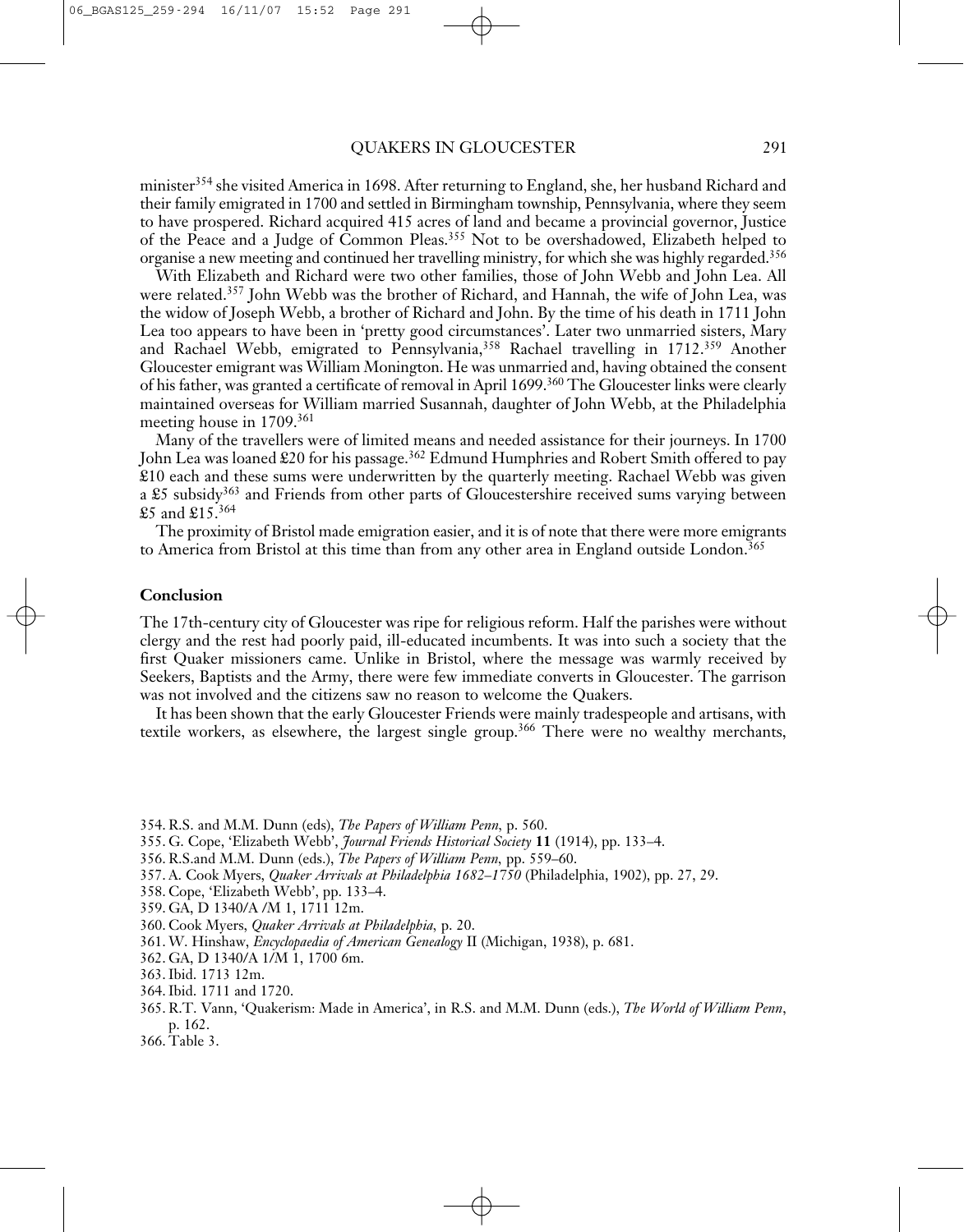minister[354] she visited America in 1698. After returning to England, she, her husband Richard and their family emigrated in 1700 and settled in Birmingham township, Pennsylvania, where they seem to have prospered. Richard acquired 415 acres of land and became a provincial governor, Justice of the Peace and a Judge of Common Pleas.[355] Not to be overshadowed, Elizabeth helped to organise a new meeting and continued her travelling ministry, for which she was highly regarded.[356]

With Elizabeth and Richard were two other families, those of John Webb and John Lea. All were related.[357] John Webb was the brother of Richard, and Hannah, the wife of John Lea, was the widow of Joseph Webb, a brother of Richard and John. By the time of his death in 1711 John Lea too appears to have been in 'pretty good circumstances'. Later two unmarried sisters, Mary and Rachael Webb, emigrated to Pennsylvania,[358] Rachael travelling in 1712.[359] Another Gloucester emigrant was William Monington. He was unmarried and, having obtained the consent of his father, was granted a certificate of removal in April 1699.[360] The Gloucester links were clearly maintained overseas for William married Susannah, daughter of John Webb, at the Philadelphia meeting house in 1709.[361]

Many of the travellers were of limited means and needed assistance for their journeys. In 1700 John Lea was loaned £20 for his passage.[362] Edmund Humphries and Robert Smith offered to pay £10 each and these sums were underwritten by the quarterly meeting. Rachael Webb was given a £5 subsidy[363] and Friends from other parts of Gloucestershire received sums varying between £5 and £15.[364]

The proximity of Bristol made emigration easier, and it is of note that there were more emigrants to America from Bristol at this time than from any other area in England outside London.[365]

## Conclusion

The 17th-century city of Gloucester was ripe for religious reform. Half the parishes were without clergy and the rest had poorly paid, ill-educated incumbents. It was into such a society that the first Quaker missioners came. Unlike in Bristol, where the message was warmly received by Seekers, Baptists and the Army, there were few immediate converts in Gloucester. The garrison was not involved and the citizens saw no reason to welcome the Quakers.

It has been shown that the early Gloucester Friends were mainly tradespeople and artisans, with textile workers, as elsewhere, the largest single group.[366] There were no wealthy merchants,

354. R.S. and M.M. Dunn (eds), *The Papers of William Penn*, p. 560.
355. G. Cope, 'Elizabeth Webb', *Journal Friends Historical Society* **11** (1914), pp. 133–4.
356. R.S.and M.M. Dunn (eds.), *The Papers of William Penn*, pp. 559–60.
357. A. Cook Myers, *Quaker Arrivals at Philadelphia 1682–1750* (Philadelphia, 1902), pp. 27, 29.
358. Cope, 'Elizabeth Webb', pp. 133–4.
359. GA, D 1340/A /M 1, 1711 12m.
360. Cook Myers, *Quaker Arrivals at Philadelphia*, p. 20.
361. W. Hinshaw, *Encyclopaedia of American Genealogy* II (Michigan, 1938), p. 681.
362. GA, D 1340/A 1/M 1, 1700 6m.
363. Ibid. 1713 12m.
364. Ibid. 1711 and 1720.
365. R.T. Vann, 'Quakerism: Made in America', in R.S. and M.M. Dunn (eds.), *The World of William Penn*, p. 162.
366. Table 3.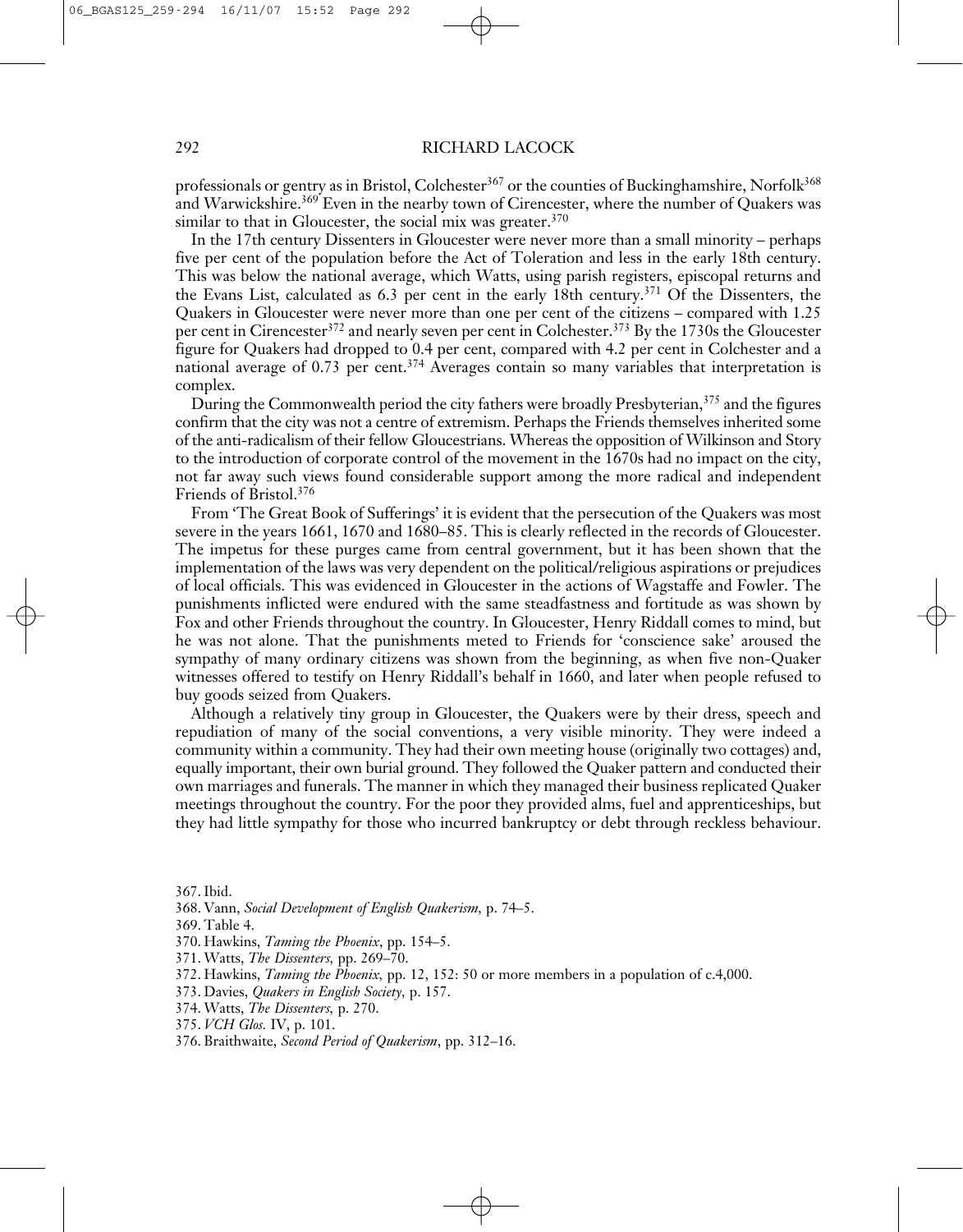professionals or gentry as in Bristol, Colchester[367] or the counties of Buckinghamshire, Norfolk[368] and Warwickshire.[369] Even in the nearby town of Cirencester, where the number of Quakers was similar to that in Gloucester, the social mix was greater.[370]

In the 17th century Dissenters in Gloucester were never more than a small minority – perhaps five per cent of the population before the Act of Toleration and less in the early 18th century. This was below the national average, which Watts, using parish registers, episcopal returns and the Evans List, calculated as 6.3 per cent in the early 18th century.[371] Of the Dissenters, the Quakers in Gloucester were never more than one per cent of the citizens – compared with 1.25 per cent in Cirencester[372] and nearly seven per cent in Colchester.[373] By the 1730s the Gloucester figure for Quakers had dropped to 0.4 per cent, compared with 4.2 per cent in Colchester and a national average of 0.73 per cent.[374] Averages contain so many variables that interpretation is complex.

During the Commonwealth period the city fathers were broadly Presbyterian,[375] and the figures confirm that the city was not a centre of extremism. Perhaps the Friends themselves inherited some of the anti-radicalism of their fellow Gloucestrians. Whereas the opposition of Wilkinson and Story to the introduction of corporate control of the movement in the 1670s had no impact on the city, not far away such views found considerable support among the more radical and independent Friends of Bristol.[376]

From 'The Great Book of Sufferings' it is evident that the persecution of the Quakers was most severe in the years 1661, 1670 and 1680–85. This is clearly reflected in the records of Gloucester. The impetus for these purges came from central government, but it has been shown that the implementation of the laws was very dependent on the political/religious aspirations or prejudices of local officials. This was evidenced in Gloucester in the actions of Wagstaffe and Fowler. The punishments inflicted were endured with the same steadfastness and fortitude as was shown by Fox and other Friends throughout the country. In Gloucester, Henry Riddall comes to mind, but he was not alone. That the punishments meted to Friends for 'conscience sake' aroused the sympathy of many ordinary citizens was shown from the beginning, as when five non-Quaker witnesses offered to testify on Henry Riddall's behalf in 1660, and later when people refused to buy goods seized from Quakers.

Although a relatively tiny group in Gloucester, the Quakers were by their dress, speech and repudiation of many of the social conventions, a very visible minority. They were indeed a community within a community. They had their own meeting house (originally two cottages) and, equally important, their own burial ground. They followed the Quaker pattern and conducted their own marriages and funerals. The manner in which they managed their business replicated Quaker meetings throughout the country. For the poor they provided alms, fuel and apprenticeships, but they had little sympathy for those who incurred bankruptcy or debt through reckless behaviour.

367. Ibid.

368. Vann, *Social Development of English Quakerism*, p. 74–5.

369. Table 4.

370. Hawkins, *Taming the Phoenix*, pp. 154–5.

371. Watts, *The Dissenters*, pp. 269–70.

372. Hawkins, *Taming the Phoenix*, pp. 12, 152: 50 or more members in a population of c.4,000.

373. Davies, *Quakers in English Society*, p. 157.

374. Watts, *The Dissenters*, p. 270.

375. *VCH Glos.* IV, p. 101.

376. Braithwaite, *Second Period of Quakerism*, pp. 312–16.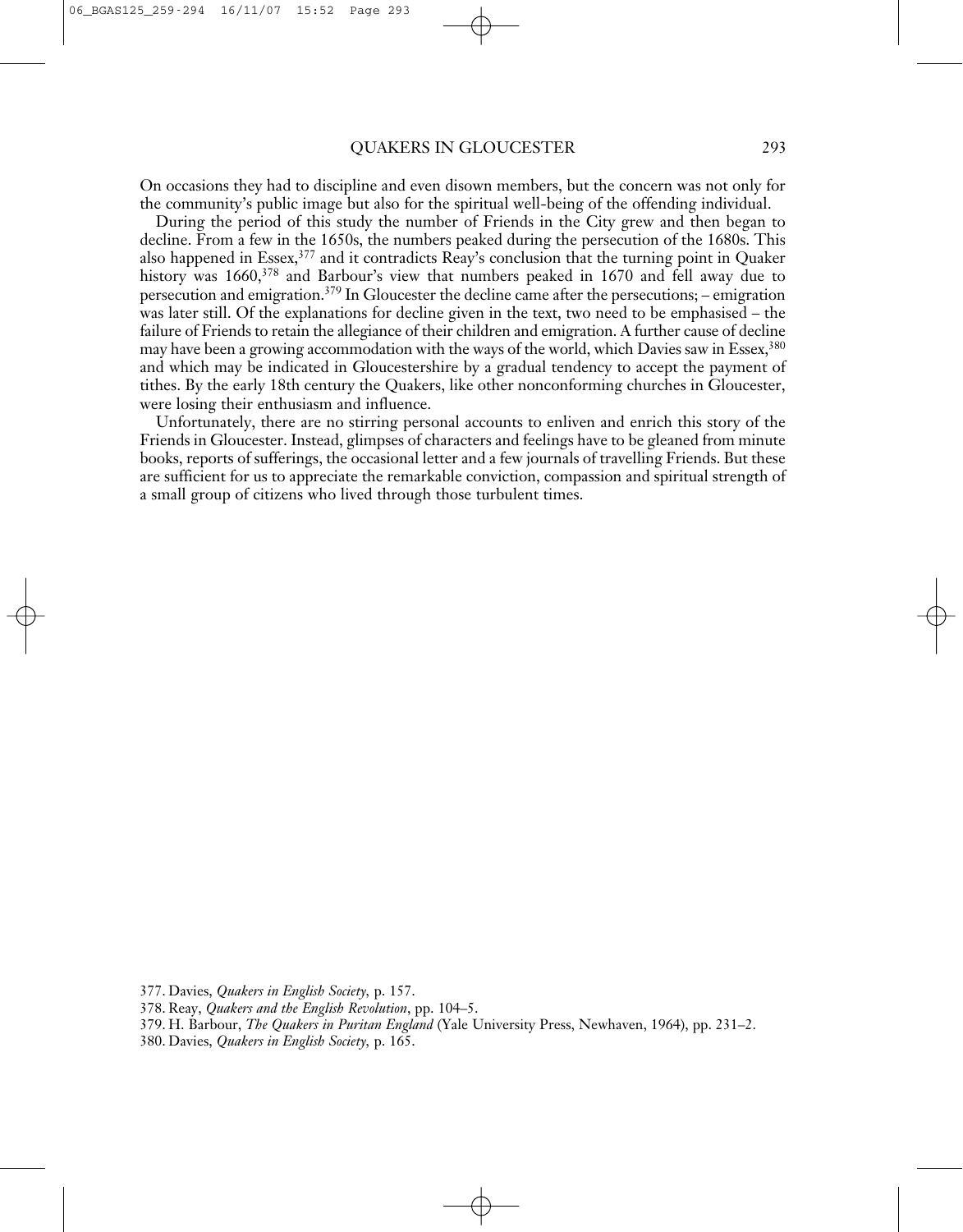On occasions they had to discipline and even disown members, but the concern was not only for the community's public image but also for the spiritual well-being of the offending individual.

During the period of this study the number of Friends in the City grew and then began to decline. From a few in the 1650s, the numbers peaked during the persecution of the 1680s. This also happened in Essex,[377] and it contradicts Reay's conclusion that the turning point in Quaker history was 1660,[378] and Barbour's view that numbers peaked in 1670 and fell away due to persecution and emigration.[379] In Gloucester the decline came after the persecutions; – emigration was later still. Of the explanations for decline given in the text, two need to be emphasised – the failure of Friends to retain the allegiance of their children and emigration. A further cause of decline may have been a growing accommodation with the ways of the world, which Davies saw in Essex,[380] and which may be indicated in Gloucestershire by a gradual tendency to accept the payment of tithes. By the early 18th century the Quakers, like other nonconforming churches in Gloucester, were losing their enthusiasm and influence.

Unfortunately, there are no stirring personal accounts to enliven and enrich this story of the Friends in Gloucester. Instead, glimpses of characters and feelings have to be gleaned from minute books, reports of sufferings, the occasional letter and a few journals of travelling Friends. But these are sufficient for us to appreciate the remarkable conviction, compassion and spiritual strength of a small group of citizens who lived through those turbulent times.

377. Davies, *Quakers in English Society,* p. 157.

378. Reay, *Quakers and the English Revolution*, pp. 104–5.

379. H. Barbour, *The Quakers in Puritan England* (Yale University Press, Newhaven, 1964), pp. 231–2.

380. Davies, *Quakers in English Society,* p. 165.